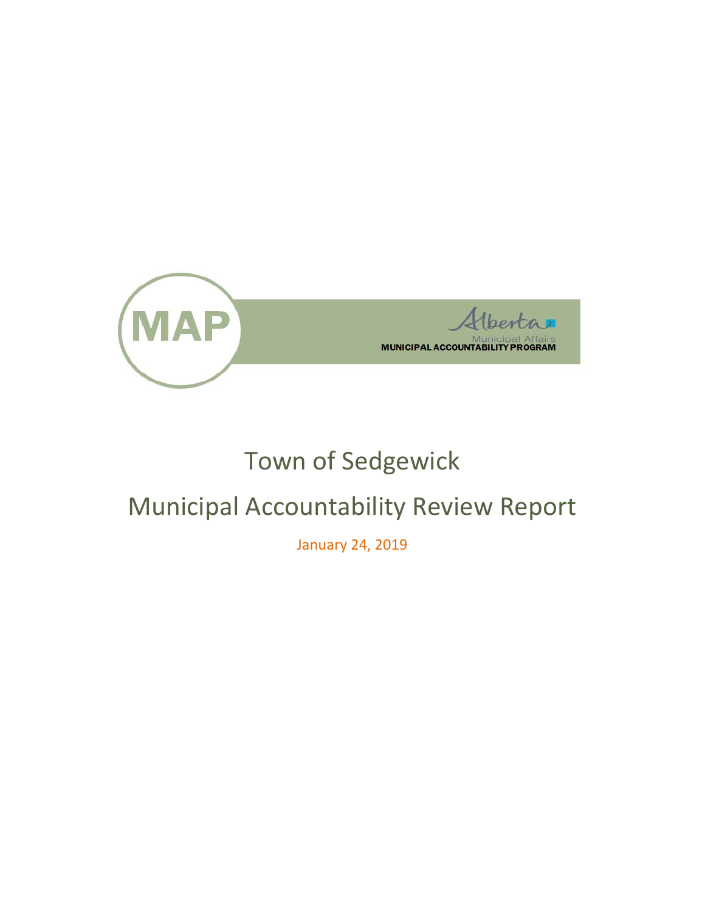MAP

Alberta
Municipal Affairs
MUNICIPAL ACCOUNTABILITY PROGRAM

# Town of Sedgewick

# Municipal Accountability Review Report

January 24, 2019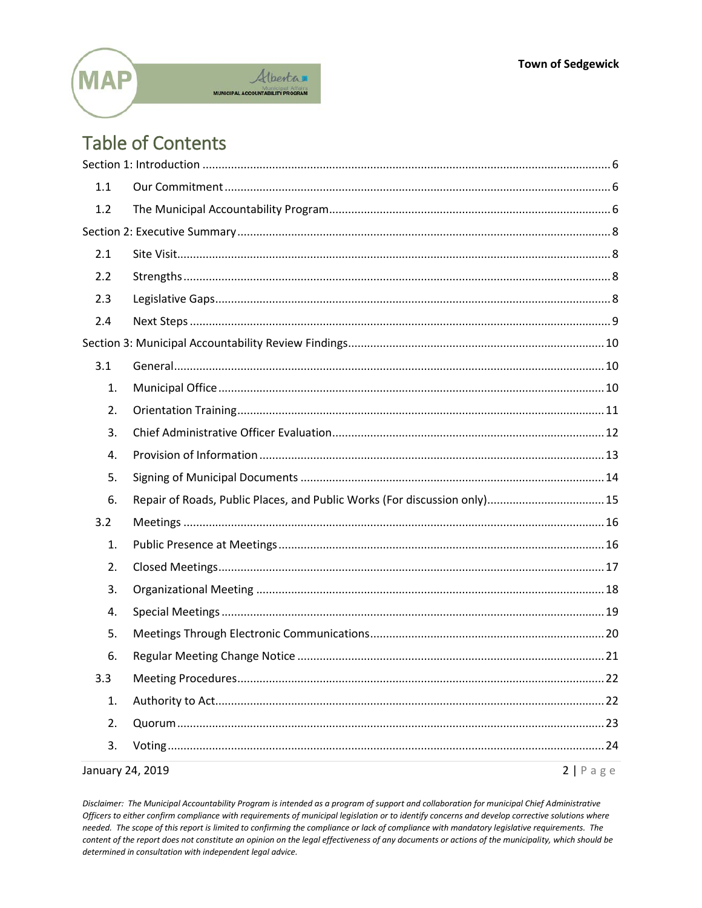# Table of Contents

Section 1: Introduction ........................................................................................................................ 6

- 1.1 Our Commitment ........................................................................................................................ 6
- 1.2 The Municipal Accountability Program ...................................................................................... 6

Section 2: Executive Summary ............................................................................................................. 8

- 2.1 Site Visit ....................................................................................................................................... 8
- 2.2 Strengths ..................................................................................................................................... 8
- 2.3 Legislative Gaps ........................................................................................................................... 8
- 2.4 Next Steps ................................................................................................................................... 9

Section 3: Municipal Accountability Review Findings .......................................................................... 10

- 3.1 General ...................................................................................................................................... 10
  1. Municipal Office ......................................................................................................................... 10
  2. Orientation Training ................................................................................................................... 11
  3. Chief Administrative Officer Evaluation ..................................................................................... 12
  4. Provision of Information ............................................................................................................ 13
  5. Signing of Municipal Documents ............................................................................................... 14
  6. Repair of Roads, Public Places, and Public Works (For discussion only) .................................... 15
- 3.2 Meetings .................................................................................................................................... 16
  1. Public Presence at Meetings ...................................................................................................... 16
  2. Closed Meetings ......................................................................................................................... 17
  3. Organizational Meeting ............................................................................................................. 18
  4. Special Meetings ........................................................................................................................ 19
  5. Meetings Through Electronic Communications ......................................................................... 20
  6. Regular Meeting Change Notice ................................................................................................ 21
- 3.3 Meeting Procedures ................................................................................................................... 22
  1. Authority to Act .......................................................................................................................... 22
  2. Quorum ...................................................................................................................................... 23
  3. Voting ......................................................................................................................................... 24

January 24, 2019

*Disclaimer: The Municipal Accountability Program is intended as a program of support and collaboration for municipal Chief Administrative Officers to either confirm compliance with requirements of municipal legislation or to identify concerns and develop corrective solutions where needed. The scope of this report is limited to confirming the compliance or lack of compliance with mandatory legislative requirements. The content of the report does not constitute an opinion on the legal effectiveness of any documents or actions of the municipality, which should be determined in consultation with independent legal advice.*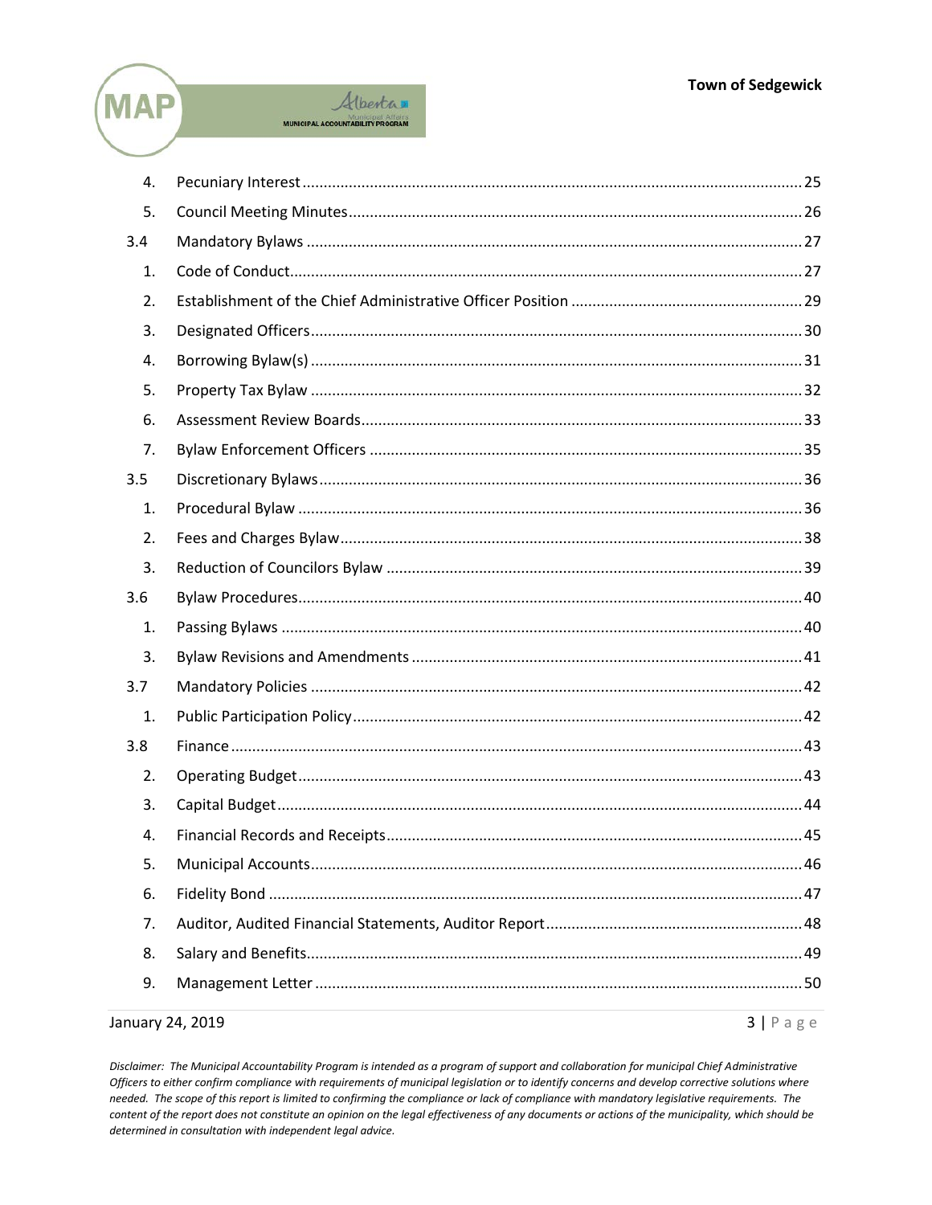| | | |
|---|---|---|
| 4. | Pecuniary Interest | 25 |
| 5. | Council Meeting Minutes | 26 |
| 3.4 | Mandatory Bylaws | 27 |
| 1. | Code of Conduct | 27 |
| 2. | Establishment of the Chief Administrative Officer Position | 29 |
| 3. | Designated Officers | 30 |
| 4. | Borrowing Bylaw(s) | 31 |
| 5. | Property Tax Bylaw | 32 |
| 6. | Assessment Review Boards | 33 |
| 7. | Bylaw Enforcement Officers | 35 |
| 3.5 | Discretionary Bylaws | 36 |
| 1. | Procedural Bylaw | 36 |
| 2. | Fees and Charges Bylaw | 38 |
| 3. | Reduction of Councilors Bylaw | 39 |
| 3.6 | Bylaw Procedures | 40 |
| 1. | Passing Bylaws | 40 |
| 3. | Bylaw Revisions and Amendments | 41 |
| 3.7 | Mandatory Policies | 42 |
| 1. | Public Participation Policy | 42 |
| 3.8 | Finance | 43 |
| 2. | Operating Budget | 43 |
| 3. | Capital Budget | 44 |
| 4. | Financial Records and Receipts | 45 |
| 5. | Municipal Accounts | 46 |
| 6. | Fidelity Bond | 47 |
| 7. | Auditor, Audited Financial Statements, Auditor Report | 48 |
| 8. | Salary and Benefits | 49 |
| 9. | Management Letter | 50 |

January 24, 2019

*Disclaimer: The Municipal Accountability Program is intended as a program of support and collaboration for municipal Chief Administrative Officers to either confirm compliance with requirements of municipal legislation or to identify concerns and develop corrective solutions where needed. The scope of this report is limited to confirming the compliance or lack of compliance with mandatory legislative requirements. The content of the report does not constitute an opinion on the legal effectiveness of any documents or actions of the municipality, which should be determined in consultation with independent legal advice.*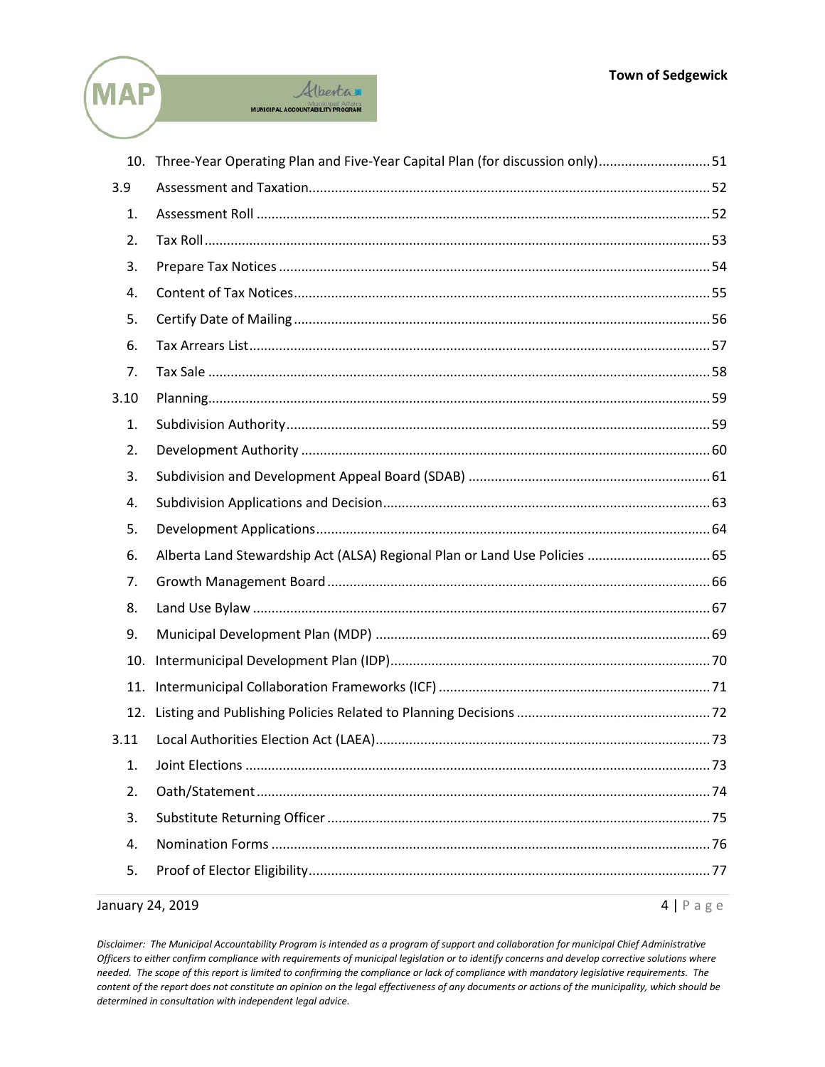| | | |
|---|---|---|
| 10. | Three-Year Operating Plan and Five-Year Capital Plan (for discussion only) | 51 |
| 3.9 | Assessment and Taxation | 52 |
| 1. | Assessment Roll | 52 |
| 2. | Tax Roll | 53 |
| 3. | Prepare Tax Notices | 54 |
| 4. | Content of Tax Notices | 55 |
| 5. | Certify Date of Mailing | 56 |
| 6. | Tax Arrears List | 57 |
| 7. | Tax Sale | 58 |
| 3.10 | Planning | 59 |
| 1. | Subdivision Authority | 59 |
| 2. | Development Authority | 60 |
| 3. | Subdivision and Development Appeal Board (SDAB) | 61 |
| 4. | Subdivision Applications and Decision | 63 |
| 5. | Development Applications | 64 |
| 6. | Alberta Land Stewardship Act (ALSA) Regional Plan or Land Use Policies | 65 |
| 7. | Growth Management Board | 66 |
| 8. | Land Use Bylaw | 67 |
| 9. | Municipal Development Plan (MDP) | 69 |
| 10. | Intermunicipal Development Plan (IDP) | 70 |
| 11. | Intermunicipal Collaboration Frameworks (ICF) | 71 |
| 12. | Listing and Publishing Policies Related to Planning Decisions | 72 |
| 3.11 | Local Authorities Election Act (LAEA) | 73 |
| 1. | Joint Elections | 73 |
| 2. | Oath/Statement | 74 |
| 3. | Substitute Returning Officer | 75 |
| 4. | Nomination Forms | 76 |
| 5. | Proof of Elector Eligibility | 77 |

*Disclaimer: The Municipal Accountability Program is intended as a program of support and collaboration for municipal Chief Administrative Officers to either confirm compliance with requirements of municipal legislation or to identify concerns and develop corrective solutions where needed. The scope of this report is limited to confirming the compliance or lack of compliance with mandatory legislative requirements. The content of the report does not constitute an opinion on the legal effectiveness of any documents or actions of the municipality, which should be determined in consultation with independent legal advice.*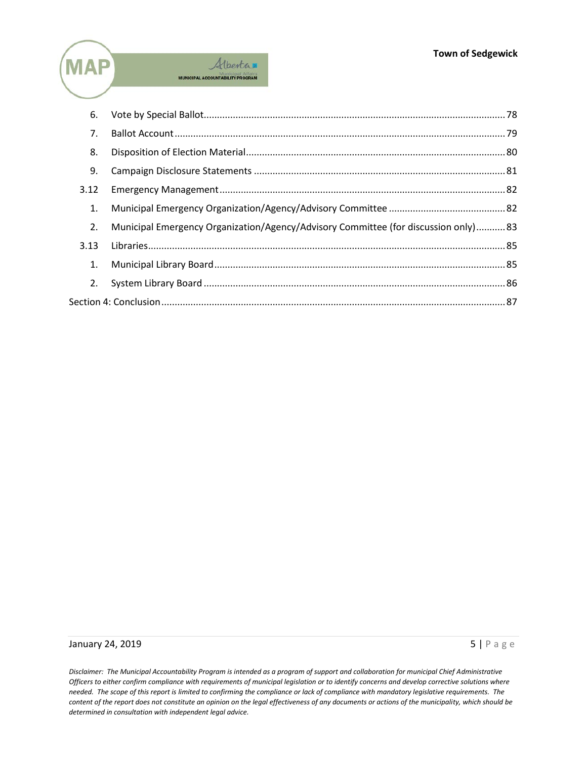| | | |
|---|---|---|
| 6. | Vote by Special Ballot | 78 |
| 7. | Ballot Account | 79 |
| 8. | Disposition of Election Material | 80 |
| 9. | Campaign Disclosure Statements | 81 |
| 3.12 | Emergency Management | 82 |
| 1. | Municipal Emergency Organization/Agency/Advisory Committee | 82 |
| 2. | Municipal Emergency Organization/Agency/Advisory Committee (for discussion only) | 83 |
| 3.13 | Libraries | 85 |
| 1. | Municipal Library Board | 85 |
| 2. | System Library Board | 86 |
| Section 4: Conclusion | | 87 |

*Disclaimer: The Municipal Accountability Program is intended as a program of support and collaboration for municipal Chief Administrative Officers to either confirm compliance with requirements of municipal legislation or to identify concerns and develop corrective solutions where needed. The scope of this report is limited to confirming the compliance or lack of compliance with mandatory legislative requirements. The content of the report does not constitute an opinion on the legal effectiveness of any documents or actions of the municipality, which should be determined in consultation with independent legal advice.*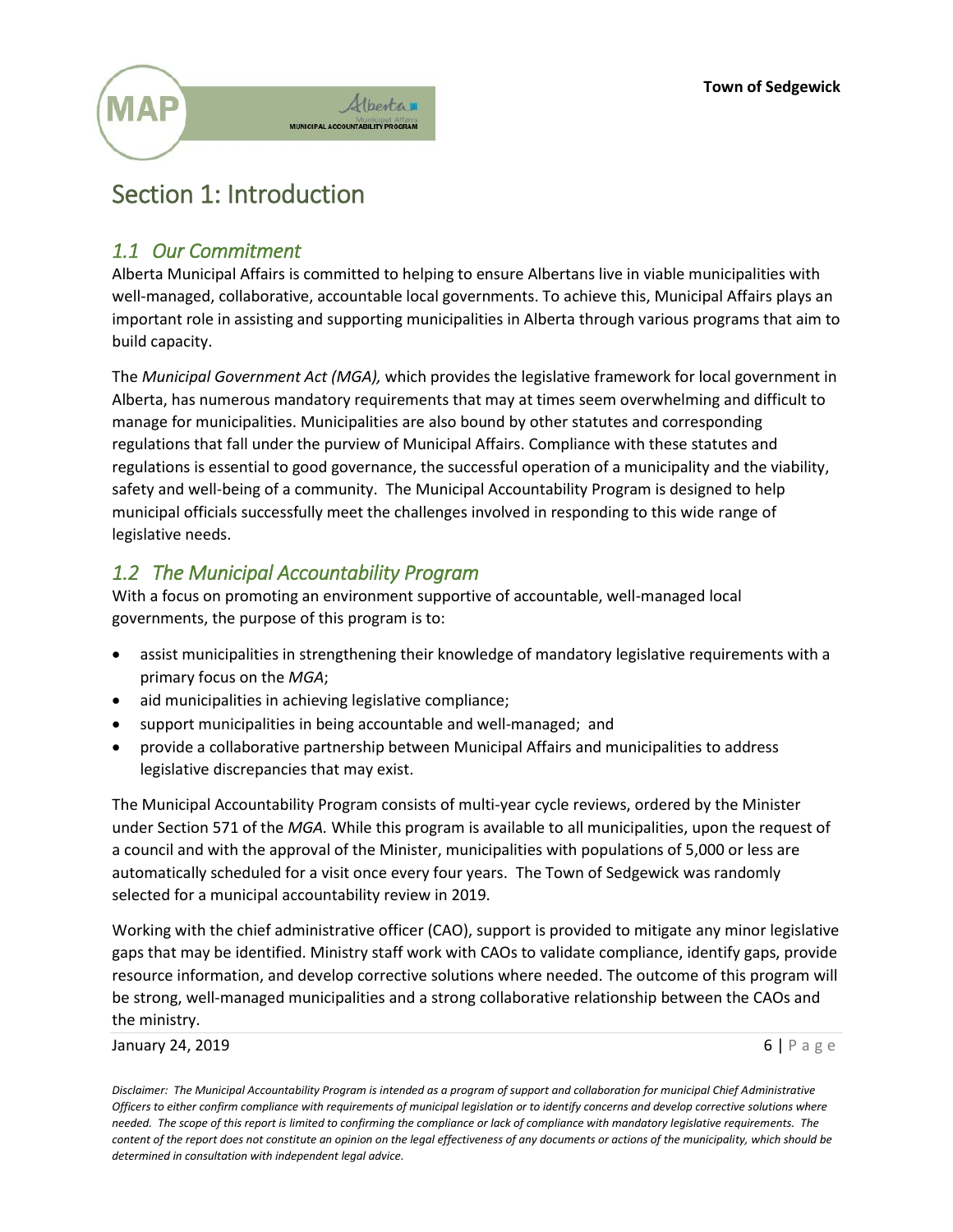# Section 1: Introduction

## *1.1 Our Commitment*

Alberta Municipal Affairs is committed to helping to ensure Albertans live in viable municipalities with well-managed, collaborative, accountable local governments. To achieve this, Municipal Affairs plays an important role in assisting and supporting municipalities in Alberta through various programs that aim to build capacity.

The *Municipal Government Act (MGA),* which provides the legislative framework for local government in Alberta, has numerous mandatory requirements that may at times seem overwhelming and difficult to manage for municipalities. Municipalities are also bound by other statutes and corresponding regulations that fall under the purview of Municipal Affairs. Compliance with these statutes and regulations is essential to good governance, the successful operation of a municipality and the viability, safety and well-being of a community. The Municipal Accountability Program is designed to help municipal officials successfully meet the challenges involved in responding to this wide range of legislative needs.

## *1.2 The Municipal Accountability Program*

With a focus on promoting an environment supportive of accountable, well-managed local governments, the purpose of this program is to:

- assist municipalities in strengthening their knowledge of mandatory legislative requirements with a primary focus on the *MGA*;
- aid municipalities in achieving legislative compliance;
- support municipalities in being accountable and well-managed; and
- provide a collaborative partnership between Municipal Affairs and municipalities to address legislative discrepancies that may exist.

The Municipal Accountability Program consists of multi-year cycle reviews, ordered by the Minister under Section 571 of the *MGA.* While this program is available to all municipalities, upon the request of a council and with the approval of the Minister, municipalities with populations of 5,000 or less are automatically scheduled for a visit once every four years. The Town of Sedgewick was randomly selected for a municipal accountability review in 2019.

Working with the chief administrative officer (CAO), support is provided to mitigate any minor legislative gaps that may be identified. Ministry staff work with CAOs to validate compliance, identify gaps, provide resource information, and develop corrective solutions where needed. The outcome of this program will be strong, well-managed municipalities and a strong collaborative relationship between the CAOs and the ministry.

*Disclaimer: The Municipal Accountability Program is intended as a program of support and collaboration for municipal Chief Administrative Officers to either confirm compliance with requirements of municipal legislation or to identify concerns and develop corrective solutions where needed. The scope of this report is limited to confirming the compliance or lack of compliance with mandatory legislative requirements. The content of the report does not constitute an opinion on the legal effectiveness of any documents or actions of the municipality, which should be determined in consultation with independent legal advice.*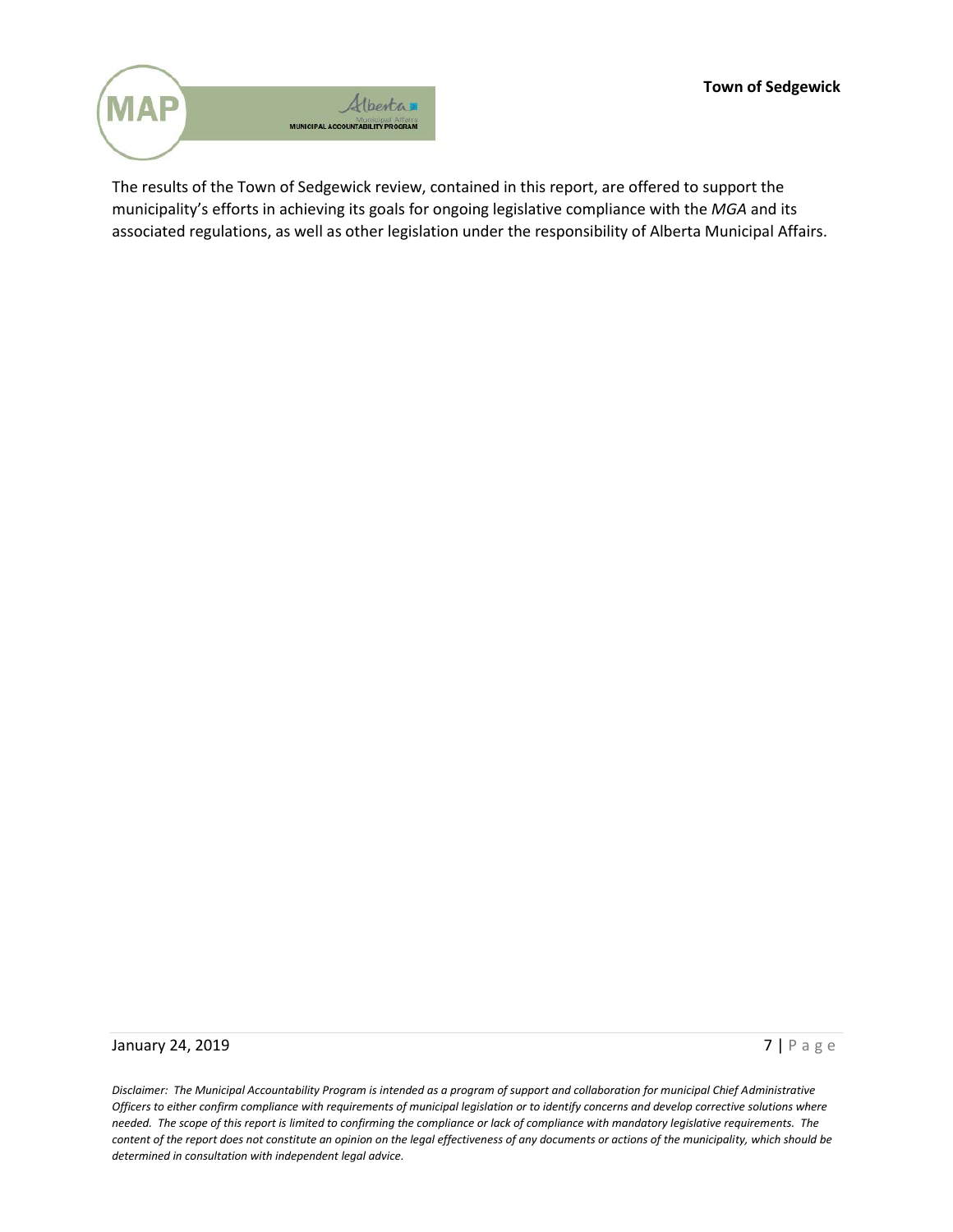The results of the Town of Sedgewick review, contained in this report, are offered to support the municipality's efforts in achieving its goals for ongoing legislative compliance with the *MGA* and its associated regulations, as well as other legislation under the responsibility of Alberta Municipal Affairs.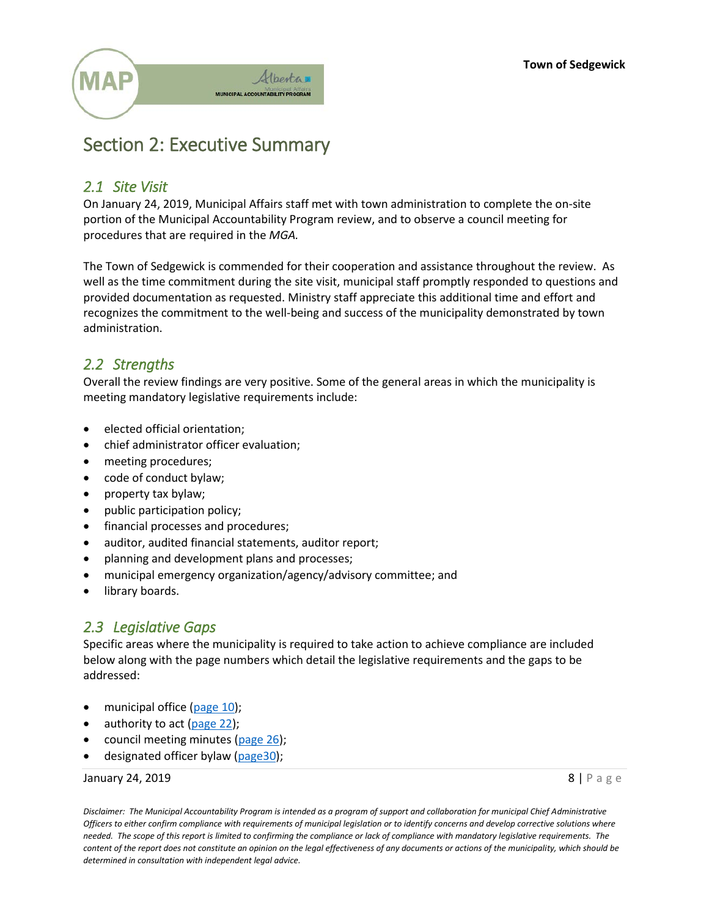# Section 2: Executive Summary

## *2.1 Site Visit*

On January 24, 2019, Municipal Affairs staff met with town administration to complete the on-site portion of the Municipal Accountability Program review, and to observe a council meeting for procedures that are required in the *MGA.*

The Town of Sedgewick is commended for their cooperation and assistance throughout the review. As well as the time commitment during the site visit, municipal staff promptly responded to questions and provided documentation as requested. Ministry staff appreciate this additional time and effort and recognizes the commitment to the well-being and success of the municipality demonstrated by town administration.

## *2.2 Strengths*

Overall the review findings are very positive. Some of the general areas in which the municipality is meeting mandatory legislative requirements include:

- elected official orientation;
- chief administrator officer evaluation;
- meeting procedures;
- code of conduct bylaw;
- property tax bylaw;
- public participation policy;
- financial processes and procedures;
- auditor, audited financial statements, auditor report;
- planning and development plans and processes;
- municipal emergency organization/agency/advisory committee; and
- library boards.

## *2.3 Legislative Gaps*

Specific areas where the municipality is required to take action to achieve compliance are included below along with the page numbers which detail the legislative requirements and the gaps to be addressed:

- municipal office (page 10);
- authority to act (page 22);
- council meeting minutes (page 26);
- designated officer bylaw (page30);

*Disclaimer: The Municipal Accountability Program is intended as a program of support and collaboration for municipal Chief Administrative Officers to either confirm compliance with requirements of municipal legislation or to identify concerns and develop corrective solutions where needed. The scope of this report is limited to confirming the compliance or lack of compliance with mandatory legislative requirements. The content of the report does not constitute an opinion on the legal effectiveness of any documents or actions of the municipality, which should be determined in consultation with independent legal advice.*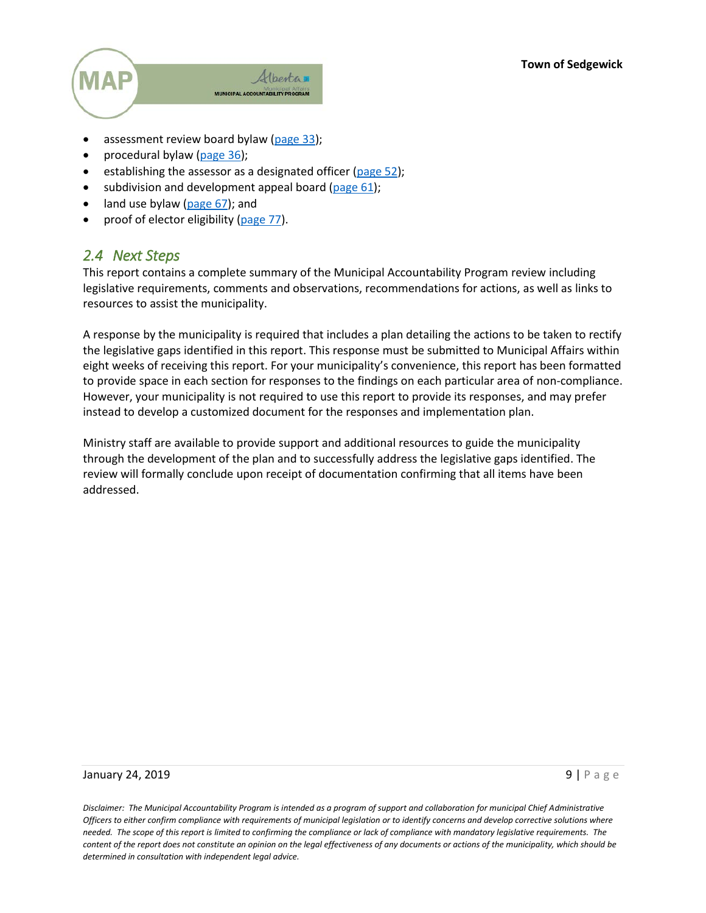- assessment review board bylaw (page 33);
- procedural bylaw (page 36);
- establishing the assessor as a designated officer (page 52);
- subdivision and development appeal board (page 61);
- land use bylaw (page 67); and
- proof of elector eligibility (page 77).

## 2.4 Next Steps

This report contains a complete summary of the Municipal Accountability Program review including legislative requirements, comments and observations, recommendations for actions, as well as links to resources to assist the municipality.

A response by the municipality is required that includes a plan detailing the actions to be taken to rectify the legislative gaps identified in this report. This response must be submitted to Municipal Affairs within eight weeks of receiving this report. For your municipality's convenience, this report has been formatted to provide space in each section for responses to the findings on each particular area of non-compliance. However, your municipality is not required to use this report to provide its responses, and may prefer instead to develop a customized document for the responses and implementation plan.

Ministry staff are available to provide support and additional resources to guide the municipality through the development of the plan and to successfully address the legislative gaps identified. The review will formally conclude upon receipt of documentation confirming that all items have been addressed.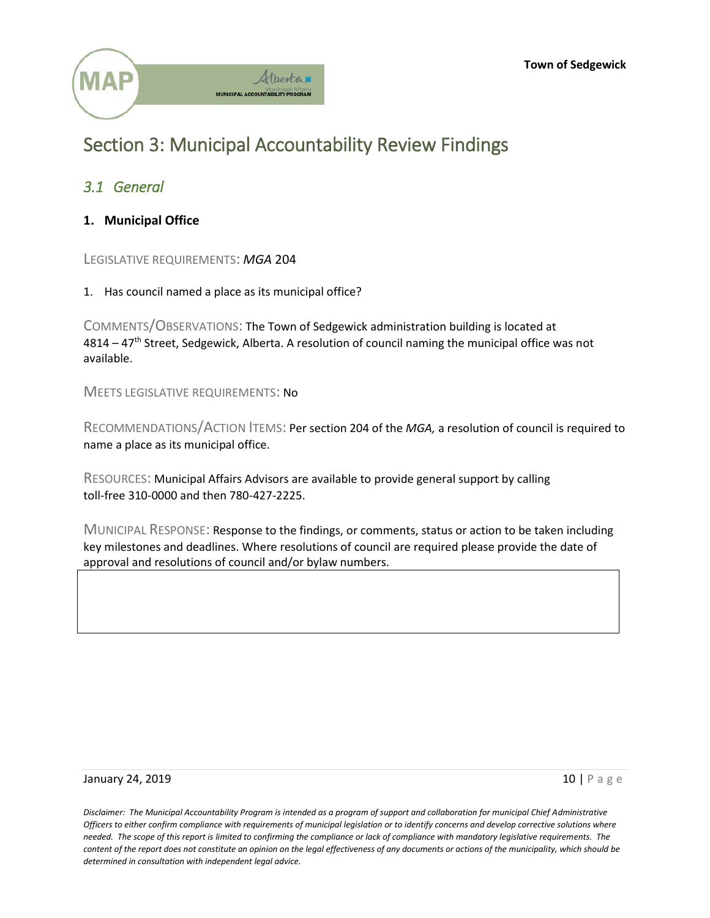# Section 3: Municipal Accountability Review Findings

## *3.1 General*

### 1. Municipal Office

LEGISLATIVE REQUIREMENTS: *MGA* 204

1. Has council named a place as its municipal office?

COMMENTS/OBSERVATIONS: The Town of Sedgewick administration building is located at 4814 – 47th Street, Sedgewick, Alberta. A resolution of council naming the municipal office was not available.

MEETS LEGISLATIVE REQUIREMENTS: No

RECOMMENDATIONS/ACTION ITEMS: Per section 204 of the *MGA,* a resolution of council is required to name a place as its municipal office.

RESOURCES: Municipal Affairs Advisors are available to provide general support by calling toll-free 310-0000 and then 780-427-2225.

MUNICIPAL RESPONSE: Response to the findings, or comments, status or action to be taken including key milestones and deadlines. Where resolutions of council are required please provide the date of approval and resolutions of council and/or bylaw numbers.

*Disclaimer: The Municipal Accountability Program is intended as a program of support and collaboration for municipal Chief Administrative Officers to either confirm compliance with requirements of municipal legislation or to identify concerns and develop corrective solutions where needed. The scope of this report is limited to confirming the compliance or lack of compliance with mandatory legislative requirements. The content of the report does not constitute an opinion on the legal effectiveness of any documents or actions of the municipality, which should be determined in consultation with independent legal advice.*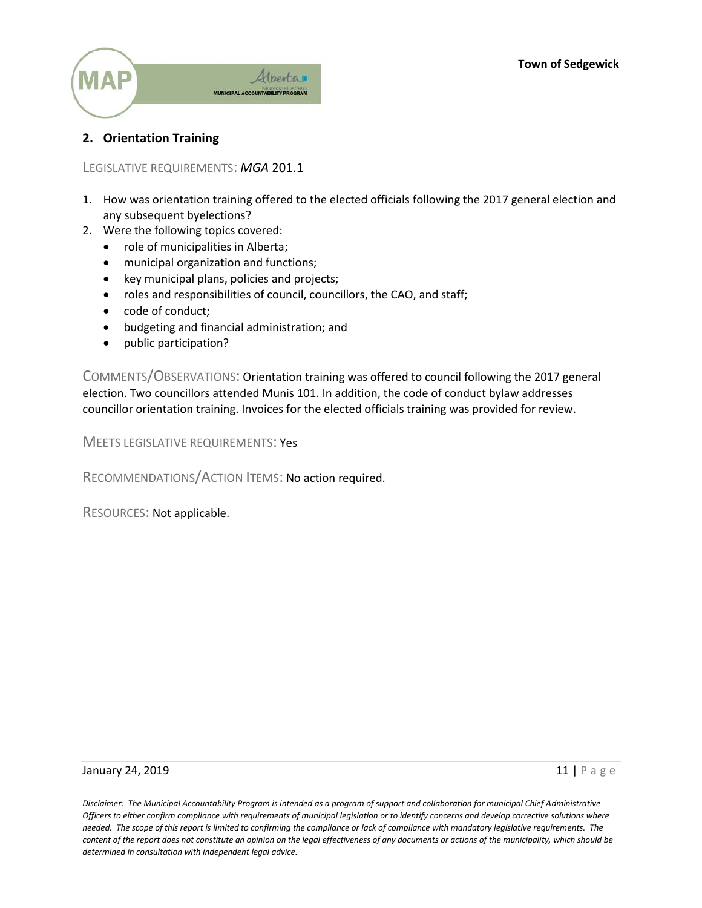## 2. Orientation Training

LEGISLATIVE REQUIREMENTS: *MGA* 201.1

1. How was orientation training offered to the elected officials following the 2017 general election and any subsequent byelections?
2. Were the following topics covered:
   - role of municipalities in Alberta;
   - municipal organization and functions;
   - key municipal plans, policies and projects;
   - roles and responsibilities of council, councillors, the CAO, and staff;
   - code of conduct;
   - budgeting and financial administration; and
   - public participation?

COMMENTS/OBSERVATIONS: Orientation training was offered to council following the 2017 general election. Two councillors attended Munis 101. In addition, the code of conduct bylaw addresses councillor orientation training. Invoices for the elected officials training was provided for review.

MEETS LEGISLATIVE REQUIREMENTS: Yes

RECOMMENDATIONS/ACTION ITEMS: No action required.

RESOURCES: Not applicable.

*Disclaimer: The Municipal Accountability Program is intended as a program of support and collaboration for municipal Chief Administrative Officers to either confirm compliance with requirements of municipal legislation or to identify concerns and develop corrective solutions where needed. The scope of this report is limited to confirming the compliance or lack of compliance with mandatory legislative requirements. The content of the report does not constitute an opinion on the legal effectiveness of any documents or actions of the municipality, which should be determined in consultation with independent legal advice.*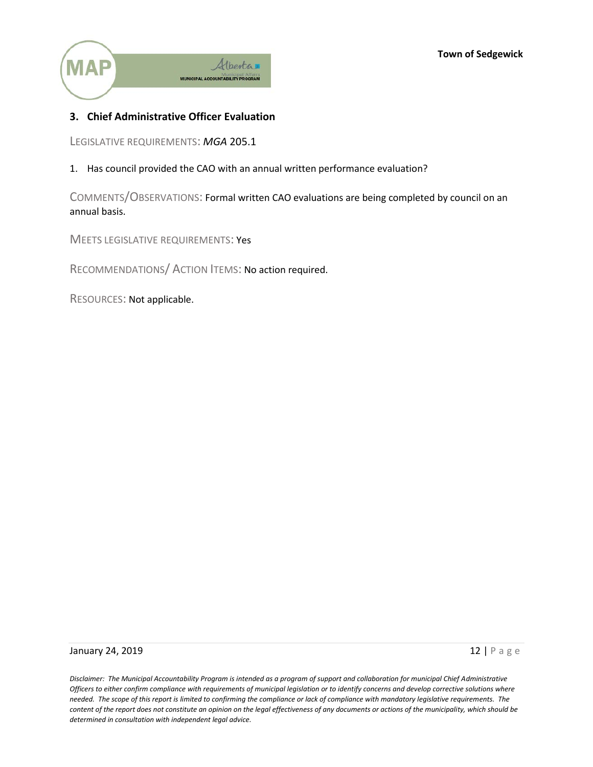## 3. Chief Administrative Officer Evaluation

LEGISLATIVE REQUIREMENTS: *MGA* 205.1

1. Has council provided the CAO with an annual written performance evaluation?

COMMENTS/OBSERVATIONS: Formal written CAO evaluations are being completed by council on an annual basis.

MEETS LEGISLATIVE REQUIREMENTS: Yes

RECOMMENDATIONS/ ACTION ITEMS: No action required.

RESOURCES: Not applicable.

*Disclaimer: The Municipal Accountability Program is intended as a program of support and collaboration for municipal Chief Administrative Officers to either confirm compliance with requirements of municipal legislation or to identify concerns and develop corrective solutions where needed. The scope of this report is limited to confirming the compliance or lack of compliance with mandatory legislative requirements. The content of the report does not constitute an opinion on the legal effectiveness of any documents or actions of the municipality, which should be determined in consultation with independent legal advice.*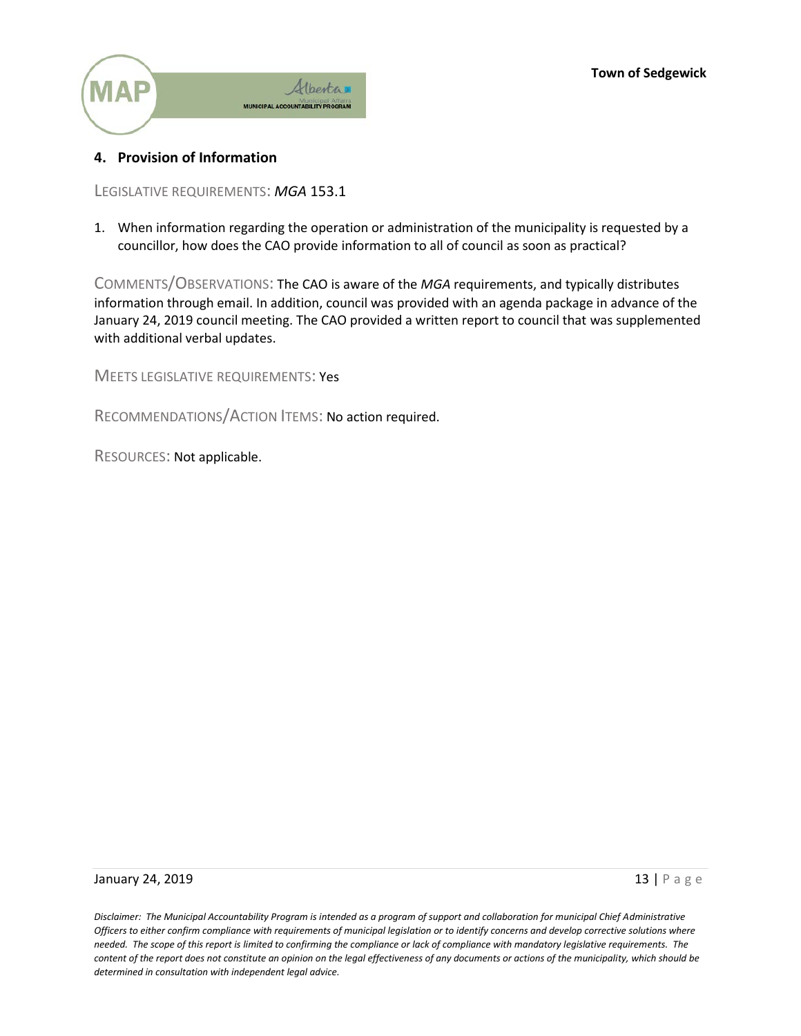## 4. Provision of Information

LEGISLATIVE REQUIREMENTS: *MGA* 153.1

1. When information regarding the operation or administration of the municipality is requested by a councillor, how does the CAO provide information to all of council as soon as practical?

COMMENTS/OBSERVATIONS: The CAO is aware of the *MGA* requirements, and typically distributes information through email. In addition, council was provided with an agenda package in advance of the January 24, 2019 council meeting. The CAO provided a written report to council that was supplemented with additional verbal updates.

MEETS LEGISLATIVE REQUIREMENTS: Yes

RECOMMENDATIONS/ACTION ITEMS: No action required.

RESOURCES: Not applicable.

*Disclaimer: The Municipal Accountability Program is intended as a program of support and collaboration for municipal Chief Administrative Officers to either confirm compliance with requirements of municipal legislation or to identify concerns and develop corrective solutions where needed. The scope of this report is limited to confirming the compliance or lack of compliance with mandatory legislative requirements. The content of the report does not constitute an opinion on the legal effectiveness of any documents or actions of the municipality, which should be determined in consultation with independent legal advice.*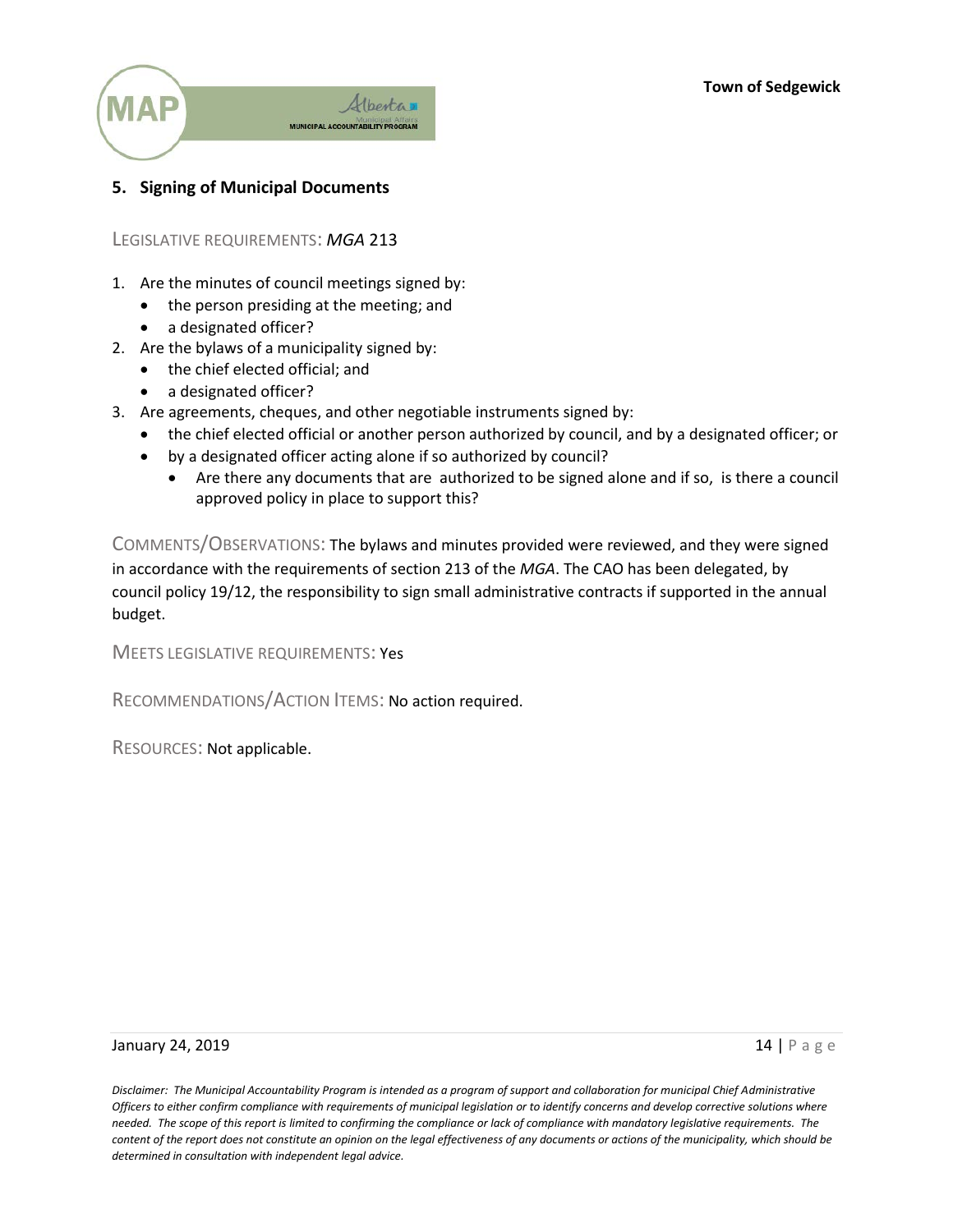## 5. Signing of Municipal Documents

LEGISLATIVE REQUIREMENTS: *MGA* 213

1. Are the minutes of council meetings signed by:
   - the person presiding at the meeting; and
   - a designated officer?
2. Are the bylaws of a municipality signed by:
   - the chief elected official; and
   - a designated officer?
3. Are agreements, cheques, and other negotiable instruments signed by:
   - the chief elected official or another person authorized by council, and by a designated officer; or
   - by a designated officer acting alone if so authorized by council?
     - Are there any documents that are authorized to be signed alone and if so, is there a council approved policy in place to support this?

COMMENTS/OBSERVATIONS: The bylaws and minutes provided were reviewed, and they were signed in accordance with the requirements of section 213 of the *MGA*. The CAO has been delegated, by council policy 19/12, the responsibility to sign small administrative contracts if supported in the annual budget.

MEETS LEGISLATIVE REQUIREMENTS: Yes

RECOMMENDATIONS/ACTION ITEMS: No action required.

RESOURCES: Not applicable.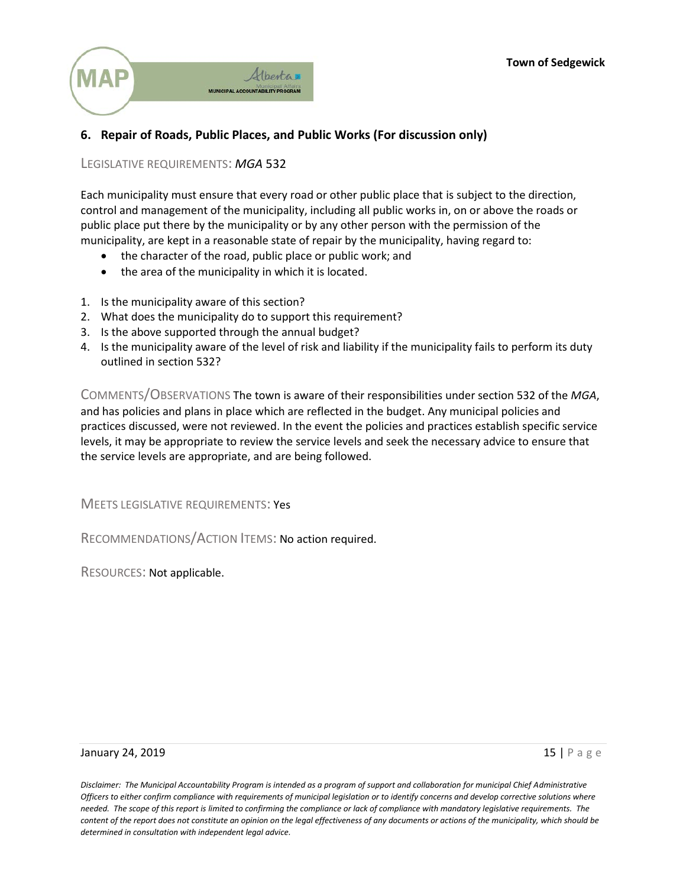## 6. Repair of Roads, Public Places, and Public Works (For discussion only)

LEGISLATIVE REQUIREMENTS: *MGA* 532

Each municipality must ensure that every road or other public place that is subject to the direction, control and management of the municipality, including all public works in, on or above the roads or public place put there by the municipality or by any other person with the permission of the municipality, are kept in a reasonable state of repair by the municipality, having regard to:

- the character of the road, public place or public work; and
- the area of the municipality in which it is located.

1. Is the municipality aware of this section?
2. What does the municipality do to support this requirement?
3. Is the above supported through the annual budget?
4. Is the municipality aware of the level of risk and liability if the municipality fails to perform its duty outlined in section 532?

COMMENTS/OBSERVATIONS The town is aware of their responsibilities under section 532 of the *MGA*, and has policies and plans in place which are reflected in the budget. Any municipal policies and practices discussed, were not reviewed. In the event the policies and practices establish specific service levels, it may be appropriate to review the service levels and seek the necessary advice to ensure that the service levels are appropriate, and are being followed.

MEETS LEGISLATIVE REQUIREMENTS: Yes

RECOMMENDATIONS/ACTION ITEMS: No action required.

RESOURCES: Not applicable.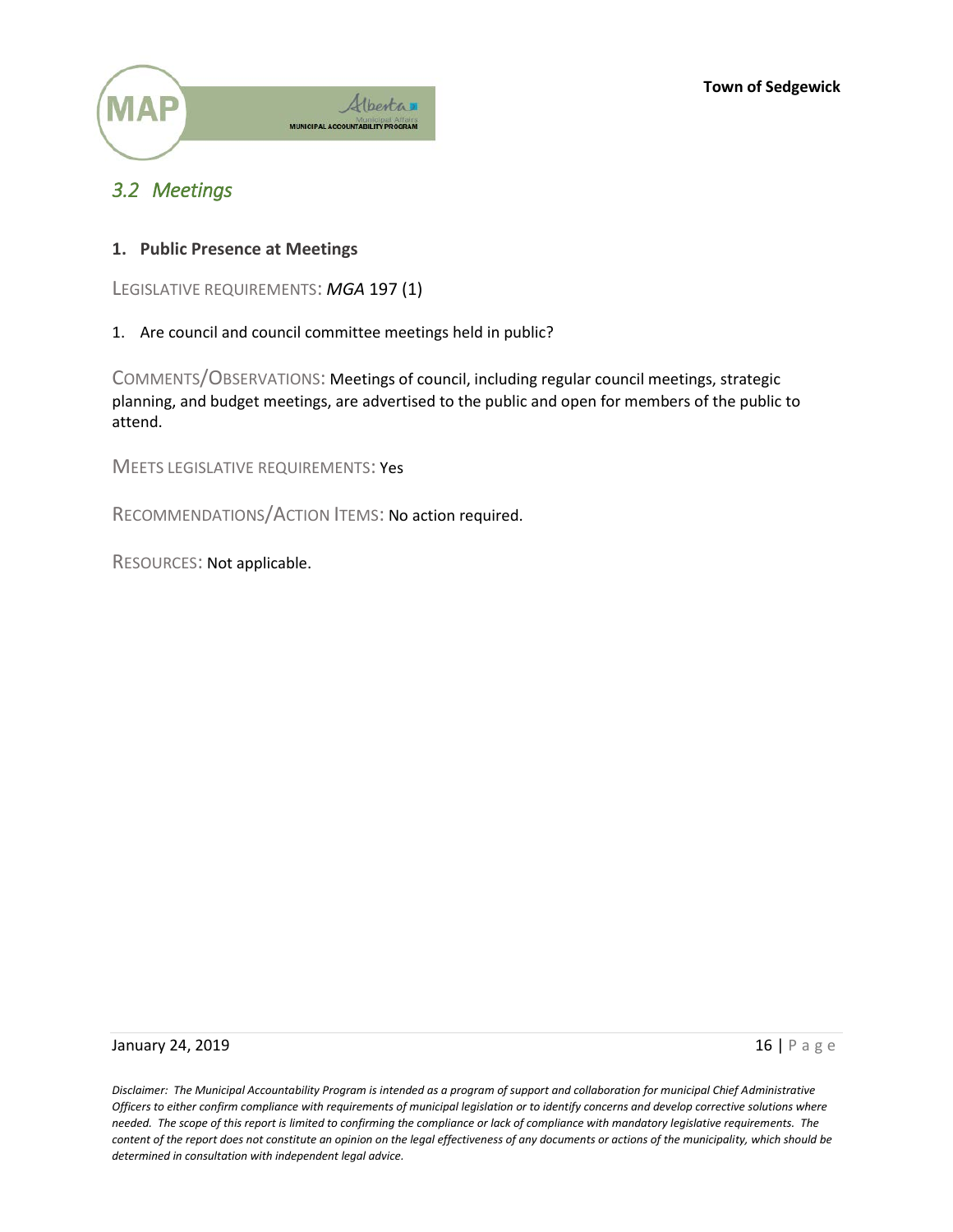## *3.2 Meetings*

### 1. Public Presence at Meetings

LEGISLATIVE REQUIREMENTS: *MGA* 197 (1)

1. Are council and council committee meetings held in public?

COMMENTS/OBSERVATIONS: Meetings of council, including regular council meetings, strategic planning, and budget meetings, are advertised to the public and open for members of the public to attend.

MEETS LEGISLATIVE REQUIREMENTS: Yes

RECOMMENDATIONS/ACTION ITEMS: No action required.

RESOURCES: Not applicable.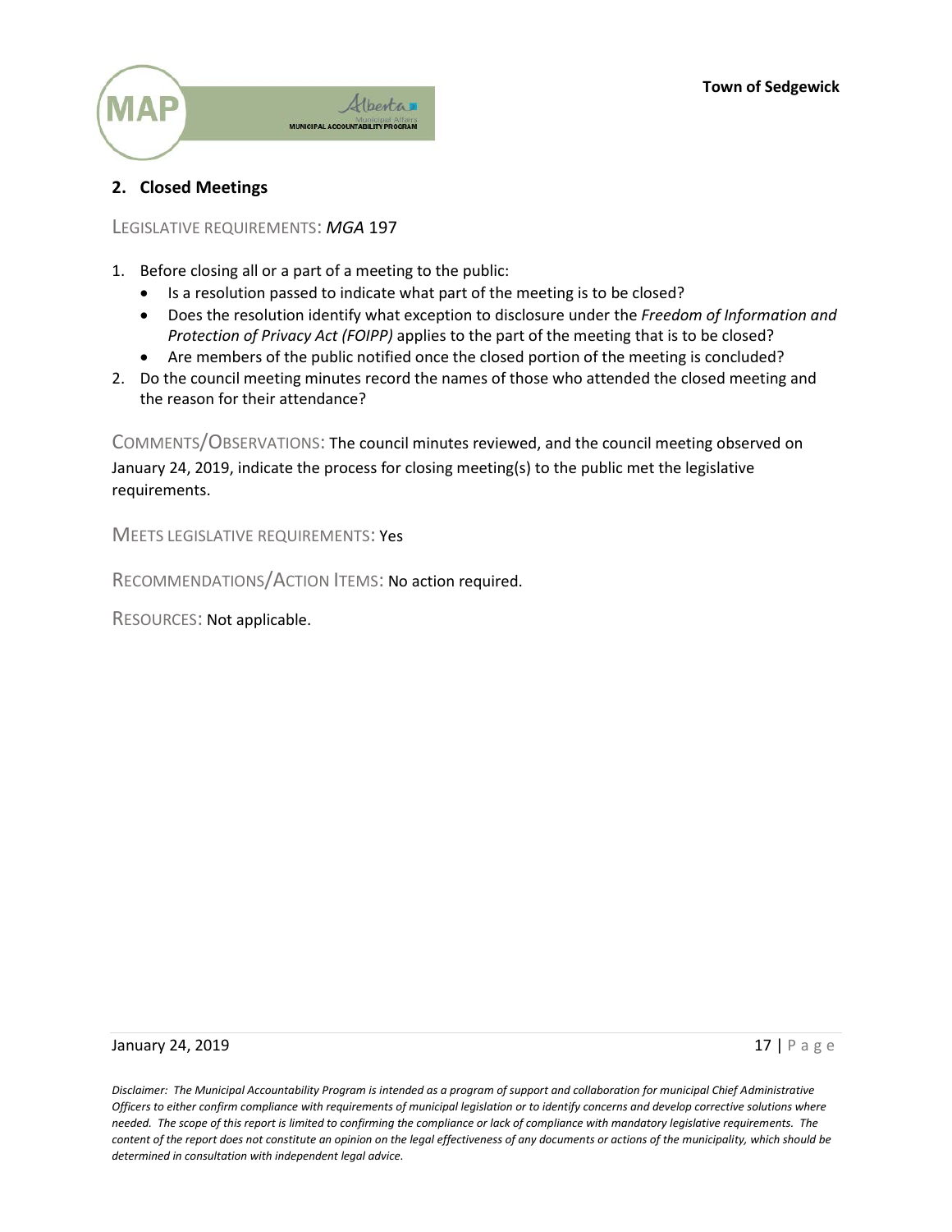## 2. Closed Meetings

LEGISLATIVE REQUIREMENTS: *MGA* 197

1. Before closing all or a part of a meeting to the public:
   - Is a resolution passed to indicate what part of the meeting is to be closed?
   - Does the resolution identify what exception to disclosure under the *Freedom of Information and Protection of Privacy Act (FOIPP)* applies to the part of the meeting that is to be closed?
   - Are members of the public notified once the closed portion of the meeting is concluded?
2. Do the council meeting minutes record the names of those who attended the closed meeting and the reason for their attendance?

COMMENTS/OBSERVATIONS: The council minutes reviewed, and the council meeting observed on January 24, 2019, indicate the process for closing meeting(s) to the public met the legislative requirements.

MEETS LEGISLATIVE REQUIREMENTS: Yes

RECOMMENDATIONS/ACTION ITEMS: No action required.

RESOURCES: Not applicable.

*Disclaimer: The Municipal Accountability Program is intended as a program of support and collaboration for municipal Chief Administrative Officers to either confirm compliance with requirements of municipal legislation or to identify concerns and develop corrective solutions where needed. The scope of this report is limited to confirming the compliance or lack of compliance with mandatory legislative requirements. The content of the report does not constitute an opinion on the legal effectiveness of any documents or actions of the municipality, which should be determined in consultation with independent legal advice.*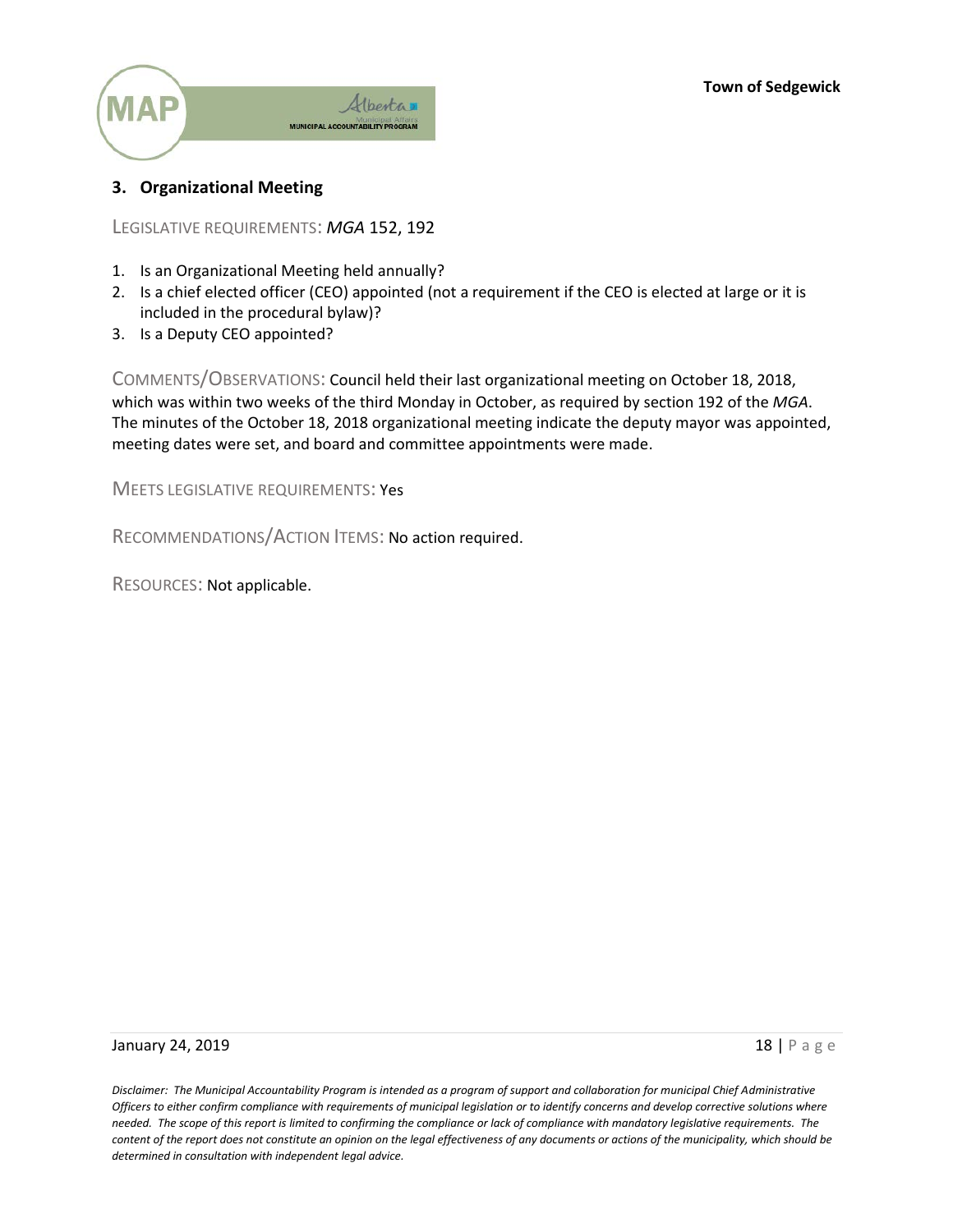## 3. Organizational Meeting

LEGISLATIVE REQUIREMENTS: *MGA* 152, 192

1. Is an Organizational Meeting held annually?
2. Is a chief elected officer (CEO) appointed (not a requirement if the CEO is elected at large or it is included in the procedural bylaw)?
3. Is a Deputy CEO appointed?

COMMENTS/OBSERVATIONS: Council held their last organizational meeting on October 18, 2018, which was within two weeks of the third Monday in October, as required by section 192 of the *MGA*. The minutes of the October 18, 2018 organizational meeting indicate the deputy mayor was appointed, meeting dates were set, and board and committee appointments were made.

MEETS LEGISLATIVE REQUIREMENTS: Yes

RECOMMENDATIONS/ACTION ITEMS: No action required.

RESOURCES: Not applicable.

*Disclaimer: The Municipal Accountability Program is intended as a program of support and collaboration for municipal Chief Administrative Officers to either confirm compliance with requirements of municipal legislation or to identify concerns and develop corrective solutions where needed. The scope of this report is limited to confirming the compliance or lack of compliance with mandatory legislative requirements. The content of the report does not constitute an opinion on the legal effectiveness of any documents or actions of the municipality, which should be determined in consultation with independent legal advice.*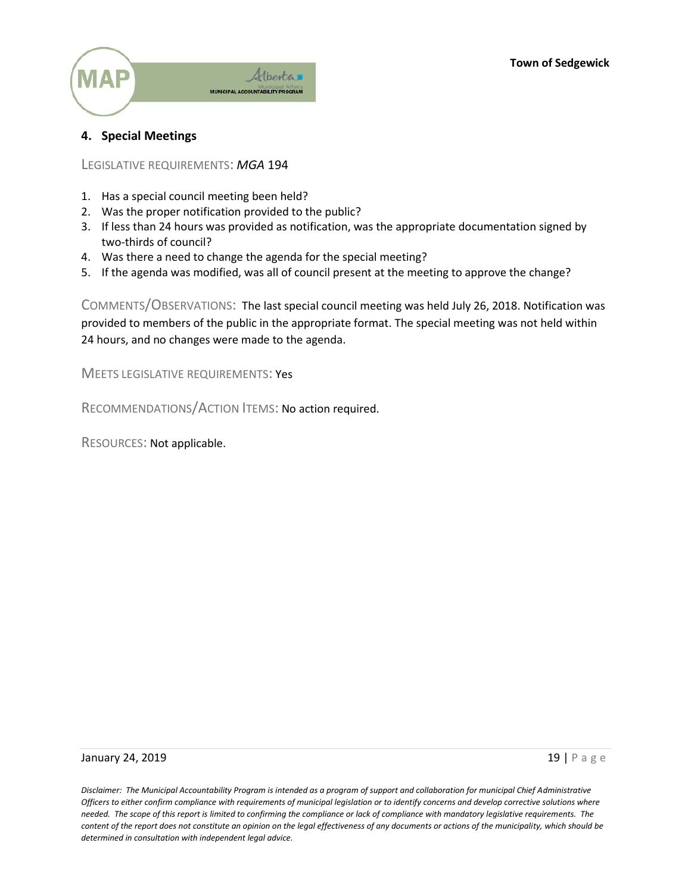## 4. Special Meetings

LEGISLATIVE REQUIREMENTS: *MGA* 194

1. Has a special council meeting been held?
2. Was the proper notification provided to the public?
3. If less than 24 hours was provided as notification, was the appropriate documentation signed by two-thirds of council?
4. Was there a need to change the agenda for the special meeting?
5. If the agenda was modified, was all of council present at the meeting to approve the change?

COMMENTS/OBSERVATIONS: The last special council meeting was held July 26, 2018. Notification was provided to members of the public in the appropriate format. The special meeting was not held within 24 hours, and no changes were made to the agenda.

MEETS LEGISLATIVE REQUIREMENTS: Yes

RECOMMENDATIONS/ACTION ITEMS: No action required.

RESOURCES: Not applicable.

*Disclaimer: The Municipal Accountability Program is intended as a program of support and collaboration for municipal Chief Administrative Officers to either confirm compliance with requirements of municipal legislation or to identify concerns and develop corrective solutions where needed. The scope of this report is limited to confirming the compliance or lack of compliance with mandatory legislative requirements. The content of the report does not constitute an opinion on the legal effectiveness of any documents or actions of the municipality, which should be determined in consultation with independent legal advice.*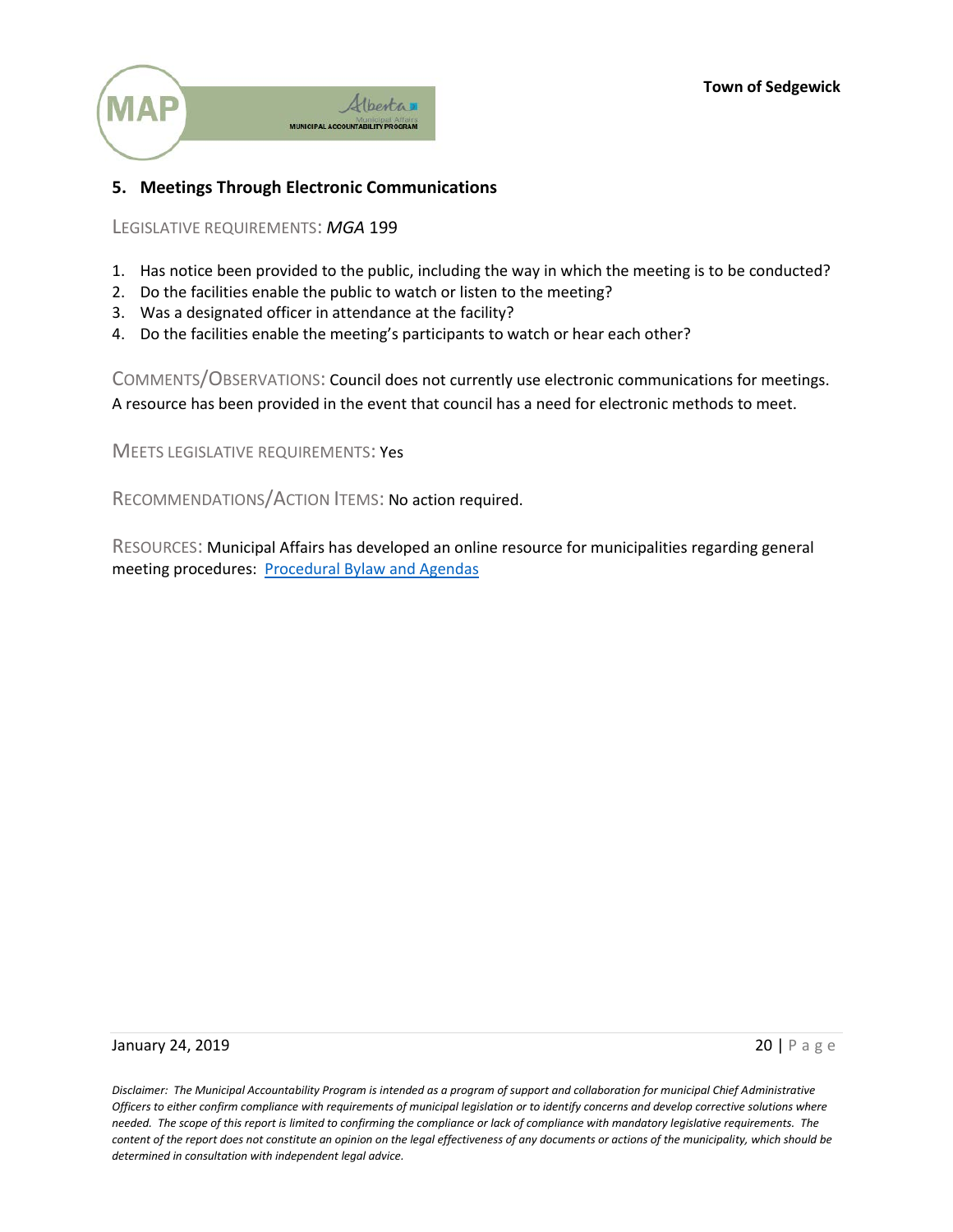## 5. Meetings Through Electronic Communications

LEGISLATIVE REQUIREMENTS: *MGA* 199

1. Has notice been provided to the public, including the way in which the meeting is to be conducted?
2. Do the facilities enable the public to watch or listen to the meeting?
3. Was a designated officer in attendance at the facility?
4. Do the facilities enable the meeting's participants to watch or hear each other?

COMMENTS/OBSERVATIONS: Council does not currently use electronic communications for meetings. A resource has been provided in the event that council has a need for electronic methods to meet.

MEETS LEGISLATIVE REQUIREMENTS: Yes

RECOMMENDATIONS/ACTION ITEMS: No action required.

RESOURCES: Municipal Affairs has developed an online resource for municipalities regarding general meeting procedures: Procedural Bylaw and Agendas

*Disclaimer: The Municipal Accountability Program is intended as a program of support and collaboration for municipal Chief Administrative Officers to either confirm compliance with requirements of municipal legislation or to identify concerns and develop corrective solutions where needed. The scope of this report is limited to confirming the compliance or lack of compliance with mandatory legislative requirements. The content of the report does not constitute an opinion on the legal effectiveness of any documents or actions of the municipality, which should be determined in consultation with independent legal advice.*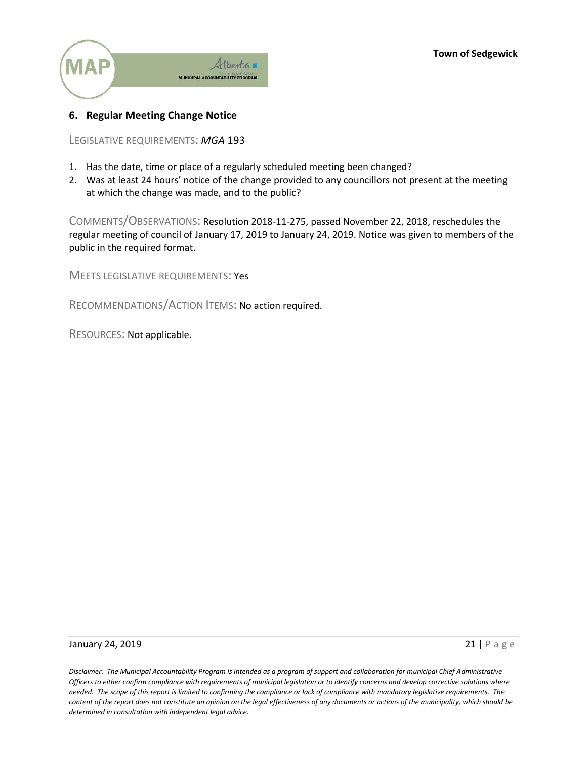## 6. Regular Meeting Change Notice

LEGISLATIVE REQUIREMENTS: *MGA* 193

1. Has the date, time or place of a regularly scheduled meeting been changed?
2. Was at least 24 hours' notice of the change provided to any councillors not present at the meeting at which the change was made, and to the public?

COMMENTS/OBSERVATIONS: Resolution 2018-11-275, passed November 22, 2018, reschedules the regular meeting of council of January 17, 2019 to January 24, 2019. Notice was given to members of the public in the required format.

MEETS LEGISLATIVE REQUIREMENTS: Yes

RECOMMENDATIONS/ACTION ITEMS: No action required.

RESOURCES: Not applicable.

*Disclaimer: The Municipal Accountability Program is intended as a program of support and collaboration for municipal Chief Administrative Officers to either confirm compliance with requirements of municipal legislation or to identify concerns and develop corrective solutions where needed. The scope of this report is limited to confirming the compliance or lack of compliance with mandatory legislative requirements. The content of the report does not constitute an opinion on the legal effectiveness of any documents or actions of the municipality, which should be determined in consultation with independent legal advice.*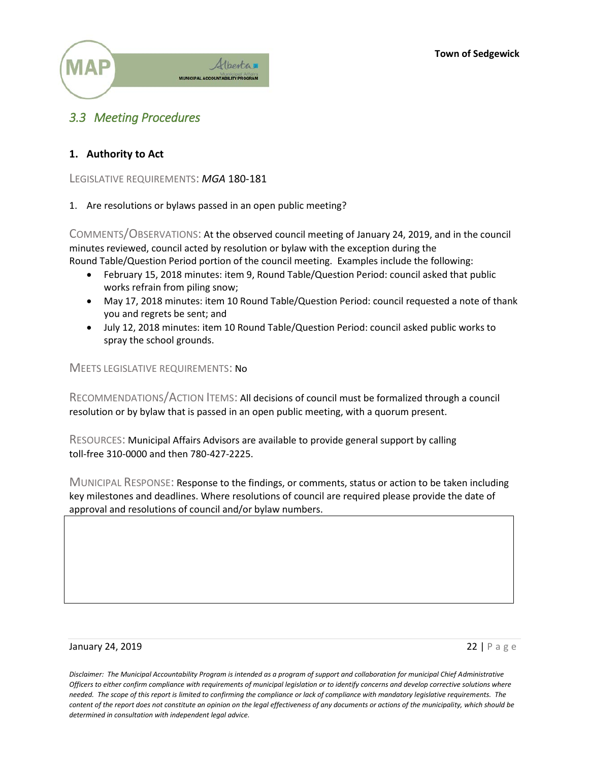## *3.3 Meeting Procedures*

### 1. Authority to Act

LEGISLATIVE REQUIREMENTS: *MGA* 180-181

1. Are resolutions or bylaws passed in an open public meeting?

COMMENTS/OBSERVATIONS: At the observed council meeting of January 24, 2019, and in the council minutes reviewed, council acted by resolution or bylaw with the exception during the Round Table/Question Period portion of the council meeting. Examples include the following:

- February 15, 2018 minutes: item 9, Round Table/Question Period: council asked that public works refrain from piling snow;
- May 17, 2018 minutes: item 10 Round Table/Question Period: council requested a note of thank you and regrets be sent; and
- July 12, 2018 minutes: item 10 Round Table/Question Period: council asked public works to spray the school grounds.

MEETS LEGISLATIVE REQUIREMENTS: No

RECOMMENDATIONS/ACTION ITEMS: All decisions of council must be formalized through a council resolution or by bylaw that is passed in an open public meeting, with a quorum present.

RESOURCES: Municipal Affairs Advisors are available to provide general support by calling toll-free 310-0000 and then 780-427-2225.

MUNICIPAL RESPONSE: Response to the findings, or comments, status or action to be taken including key milestones and deadlines. Where resolutions of council are required please provide the date of approval and resolutions of council and/or bylaw numbers.

*Disclaimer: The Municipal Accountability Program is intended as a program of support and collaboration for municipal Chief Administrative Officers to either confirm compliance with requirements of municipal legislation or to identify concerns and develop corrective solutions where needed. The scope of this report is limited to confirming the compliance or lack of compliance with mandatory legislative requirements. The content of the report does not constitute an opinion on the legal effectiveness of any documents or actions of the municipality, which should be determined in consultation with independent legal advice.*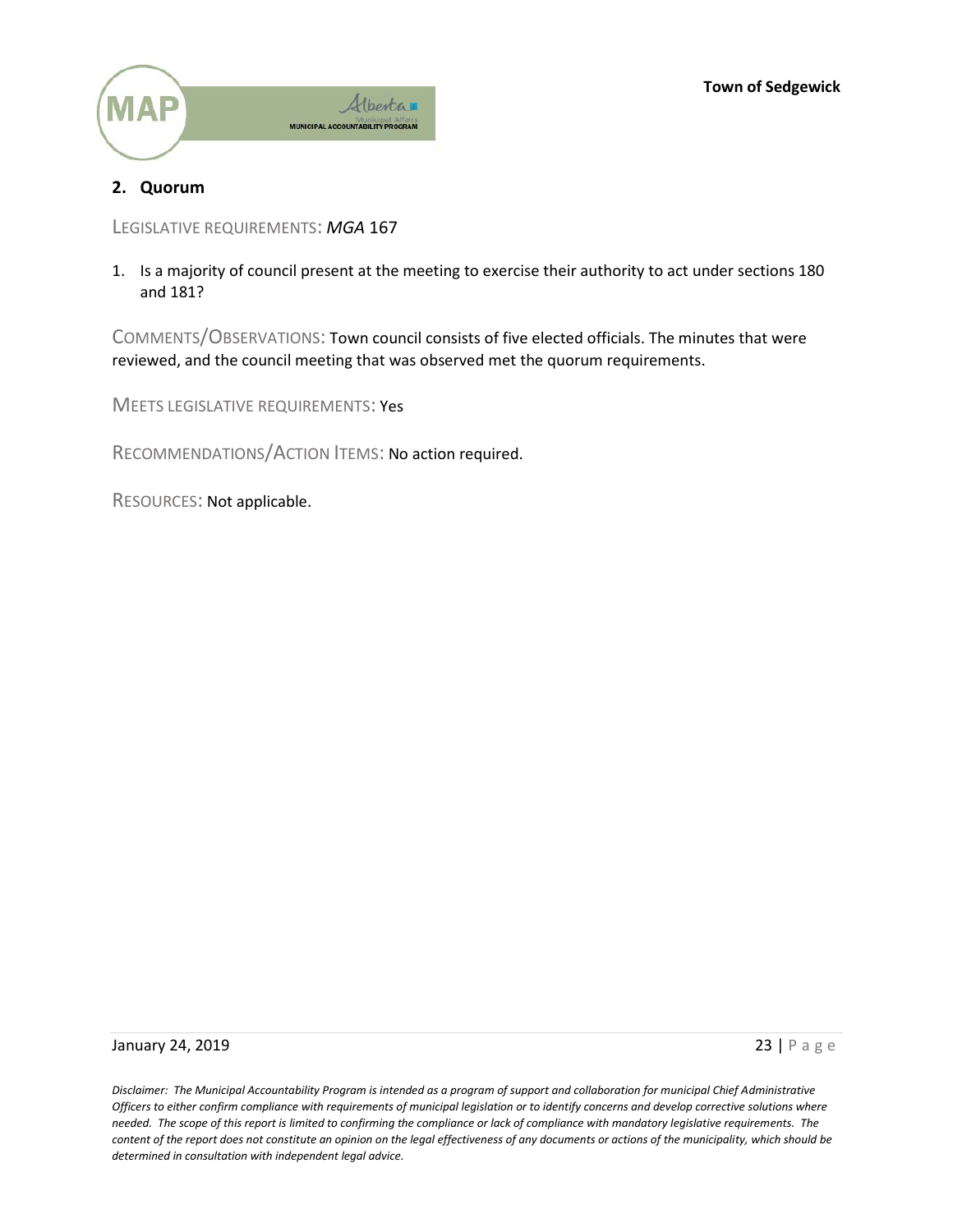## 2. Quorum

LEGISLATIVE REQUIREMENTS: *MGA* 167

1. Is a majority of council present at the meeting to exercise their authority to act under sections 180 and 181?

COMMENTS/OBSERVATIONS: Town council consists of five elected officials. The minutes that were reviewed, and the council meeting that was observed met the quorum requirements.

MEETS LEGISLATIVE REQUIREMENTS: Yes

RECOMMENDATIONS/ACTION ITEMS: No action required.

RESOURCES: Not applicable.

*Disclaimer: The Municipal Accountability Program is intended as a program of support and collaboration for municipal Chief Administrative Officers to either confirm compliance with requirements of municipal legislation or to identify concerns and develop corrective solutions where needed. The scope of this report is limited to confirming the compliance or lack of compliance with mandatory legislative requirements. The content of the report does not constitute an opinion on the legal effectiveness of any documents or actions of the municipality, which should be determined in consultation with independent legal advice.*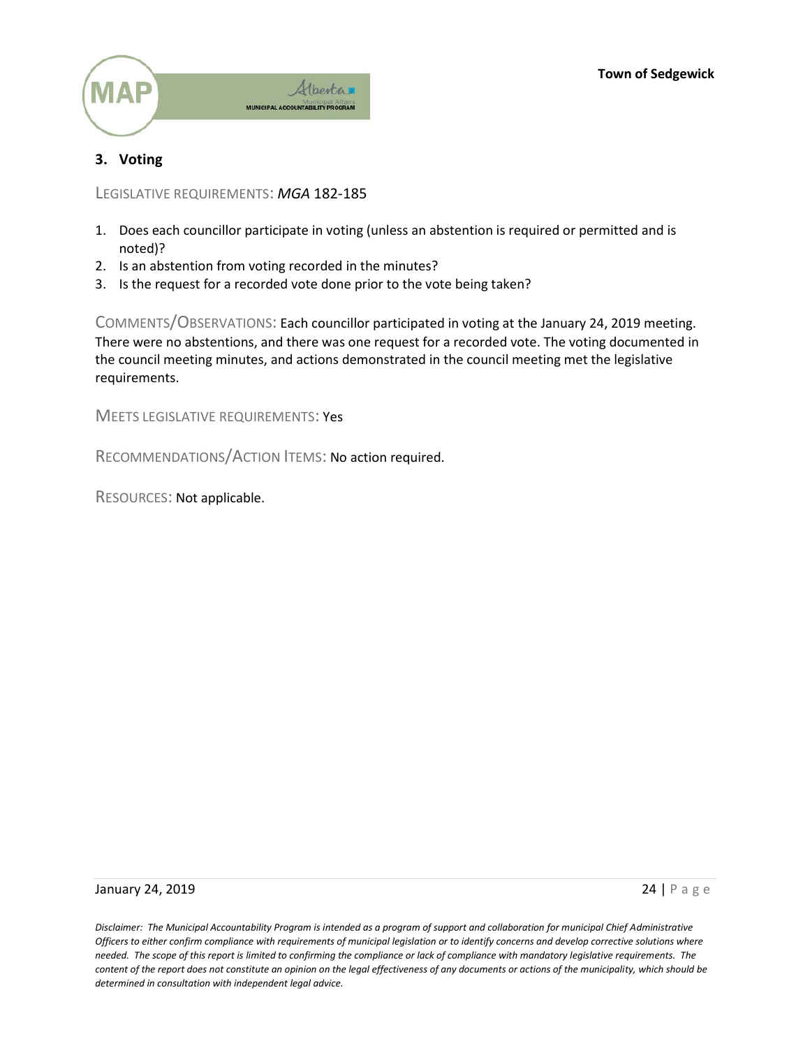## 3. Voting

LEGISLATIVE REQUIREMENTS: *MGA* 182-185

1. Does each councillor participate in voting (unless an abstention is required or permitted and is noted)?
2. Is an abstention from voting recorded in the minutes?
3. Is the request for a recorded vote done prior to the vote being taken?

COMMENTS/OBSERVATIONS: Each councillor participated in voting at the January 24, 2019 meeting. There were no abstentions, and there was one request for a recorded vote. The voting documented in the council meeting minutes, and actions demonstrated in the council meeting met the legislative requirements.

MEETS LEGISLATIVE REQUIREMENTS: Yes

RECOMMENDATIONS/ACTION ITEMS: No action required.

RESOURCES: Not applicable.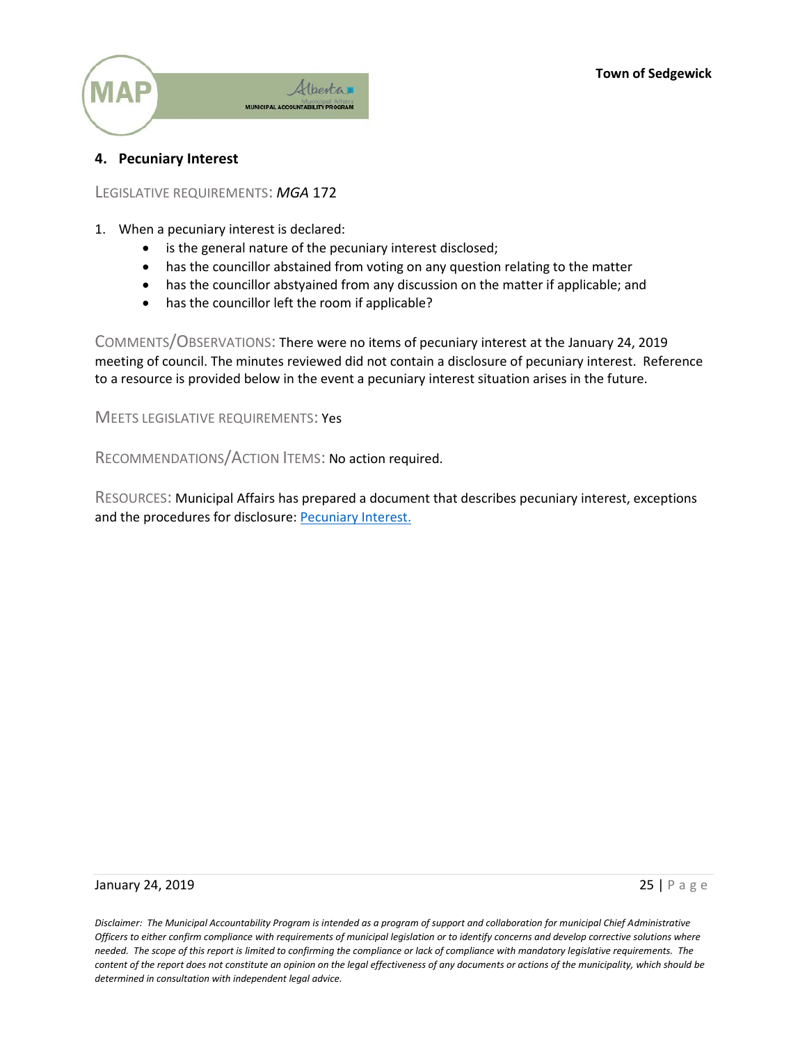## 4. Pecuniary Interest

LEGISLATIVE REQUIREMENTS: *MGA* 172

1. When a pecuniary interest is declared:
   - is the general nature of the pecuniary interest disclosed;
   - has the councillor abstained from voting on any question relating to the matter
   - has the councillor abstyained from any discussion on the matter if applicable; and
   - has the councillor left the room if applicable?

COMMENTS/OBSERVATIONS: There were no items of pecuniary interest at the January 24, 2019 meeting of council. The minutes reviewed did not contain a disclosure of pecuniary interest. Reference to a resource is provided below in the event a pecuniary interest situation arises in the future.

MEETS LEGISLATIVE REQUIREMENTS: Yes

RECOMMENDATIONS/ACTION ITEMS: No action required.

RESOURCES: Municipal Affairs has prepared a document that describes pecuniary interest, exceptions and the procedures for disclosure: Pecuniary Interest.

*Disclaimer: The Municipal Accountability Program is intended as a program of support and collaboration for municipal Chief Administrative Officers to either confirm compliance with requirements of municipal legislation or to identify concerns and develop corrective solutions where needed. The scope of this report is limited to confirming the compliance or lack of compliance with mandatory legislative requirements. The content of the report does not constitute an opinion on the legal effectiveness of any documents or actions of the municipality, which should be determined in consultation with independent legal advice.*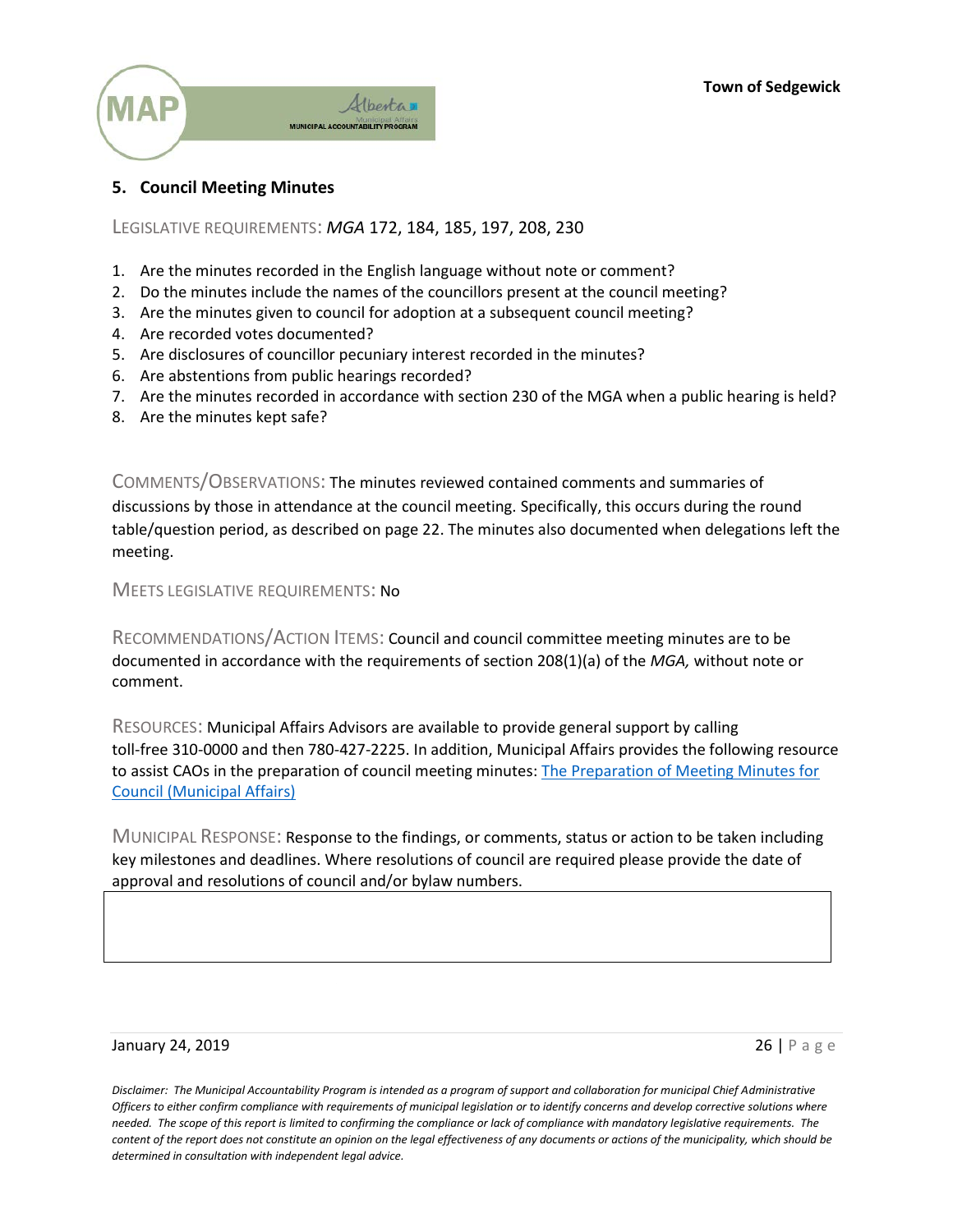## 5. Council Meeting Minutes

LEGISLATIVE REQUIREMENTS: *MGA* 172, 184, 185, 197, 208, 230

1. Are the minutes recorded in the English language without note or comment?
2. Do the minutes include the names of the councillors present at the council meeting?
3. Are the minutes given to council for adoption at a subsequent council meeting?
4. Are recorded votes documented?
5. Are disclosures of councillor pecuniary interest recorded in the minutes?
6. Are abstentions from public hearings recorded?
7. Are the minutes recorded in accordance with section 230 of the MGA when a public hearing is held?
8. Are the minutes kept safe?

COMMENTS/OBSERVATIONS: The minutes reviewed contained comments and summaries of discussions by those in attendance at the council meeting. Specifically, this occurs during the round table/question period, as described on page 22. The minutes also documented when delegations left the meeting.

MEETS LEGISLATIVE REQUIREMENTS: No

RECOMMENDATIONS/ACTION ITEMS: Council and council committee meeting minutes are to be documented in accordance with the requirements of section 208(1)(a) of the *MGA,* without note or comment.

RESOURCES: Municipal Affairs Advisors are available to provide general support by calling toll-free 310-0000 and then 780-427-2225. In addition, Municipal Affairs provides the following resource to assist CAOs in the preparation of council meeting minutes: The Preparation of Meeting Minutes for Council (Municipal Affairs)

MUNICIPAL RESPONSE: Response to the findings, or comments, status or action to be taken including key milestones and deadlines. Where resolutions of council are required please provide the date of approval and resolutions of council and/or bylaw numbers.

*Disclaimer: The Municipal Accountability Program is intended as a program of support and collaboration for municipal Chief Administrative Officers to either confirm compliance with requirements of municipal legislation or to identify concerns and develop corrective solutions where needed. The scope of this report is limited to confirming the compliance or lack of compliance with mandatory legislative requirements. The content of the report does not constitute an opinion on the legal effectiveness of any documents or actions of the municipality, which should be determined in consultation with independent legal advice.*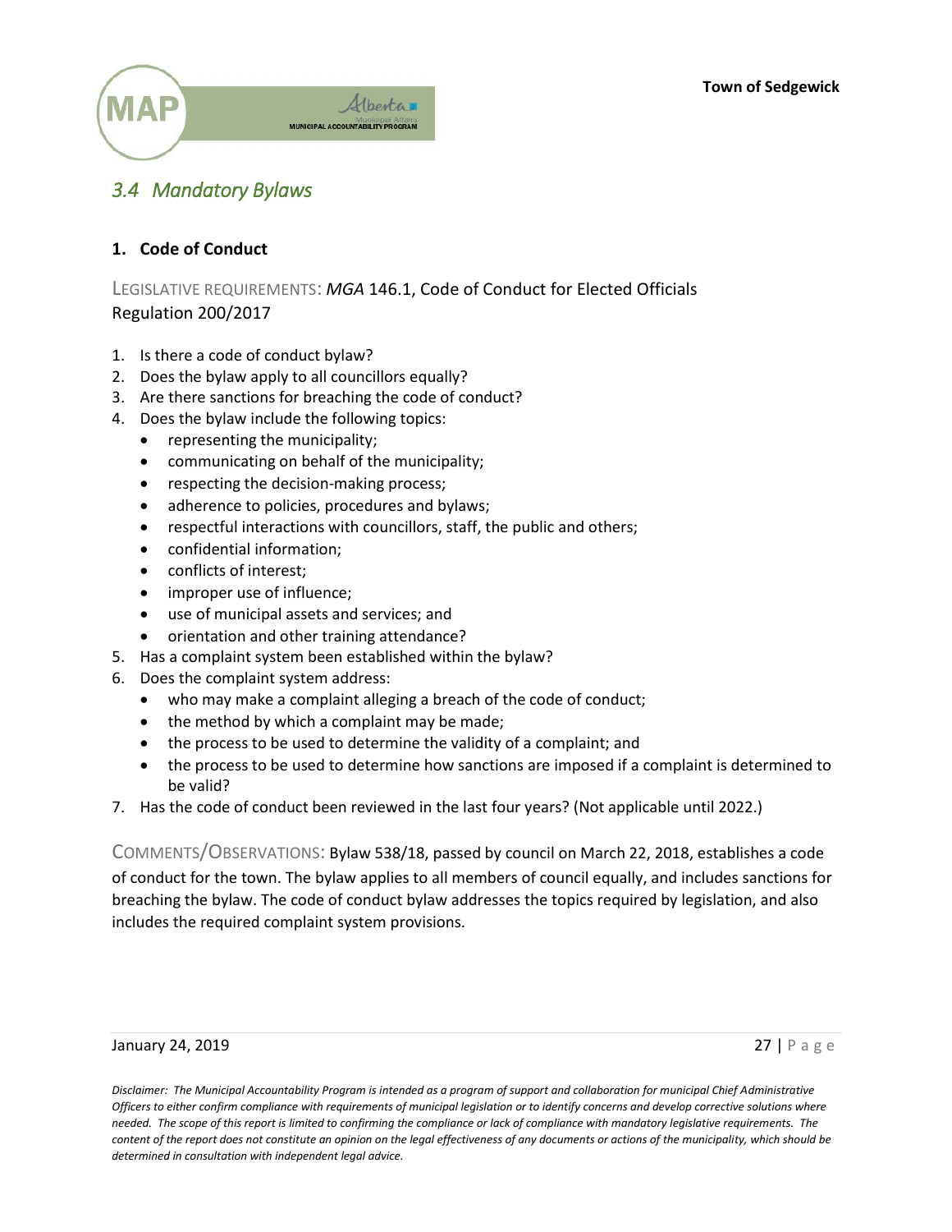## 3.4 Mandatory Bylaws

### 1. Code of Conduct

LEGISLATIVE REQUIREMENTS: *MGA* 146.1, Code of Conduct for Elected Officials Regulation 200/2017

1. Is there a code of conduct bylaw?
2. Does the bylaw apply to all councillors equally?
3. Are there sanctions for breaching the code of conduct?
4. Does the bylaw include the following topics:
   - representing the municipality;
   - communicating on behalf of the municipality;
   - respecting the decision-making process;
   - adherence to policies, procedures and bylaws;
   - respectful interactions with councillors, staff, the public and others;
   - confidential information;
   - conflicts of interest;
   - improper use of influence;
   - use of municipal assets and services; and
   - orientation and other training attendance?
5. Has a complaint system been established within the bylaw?
6. Does the complaint system address:
   - who may make a complaint alleging a breach of the code of conduct;
   - the method by which a complaint may be made;
   - the process to be used to determine the validity of a complaint; and
   - the process to be used to determine how sanctions are imposed if a complaint is determined to be valid?
7. Has the code of conduct been reviewed in the last four years? (Not applicable until 2022.)

COMMENTS/OBSERVATIONS: Bylaw 538/18, passed by council on March 22, 2018, establishes a code of conduct for the town. The bylaw applies to all members of council equally, and includes sanctions for breaching the bylaw. The code of conduct bylaw addresses the topics required by legislation, and also includes the required complaint system provisions.

*Disclaimer: The Municipal Accountability Program is intended as a program of support and collaboration for municipal Chief Administrative Officers to either confirm compliance with requirements of municipal legislation or to identify concerns and develop corrective solutions where needed. The scope of this report is limited to confirming the compliance or lack of compliance with mandatory legislative requirements. The content of the report does not constitute an opinion on the legal effectiveness of any documents or actions of the municipality, which should be determined in consultation with independent legal advice.*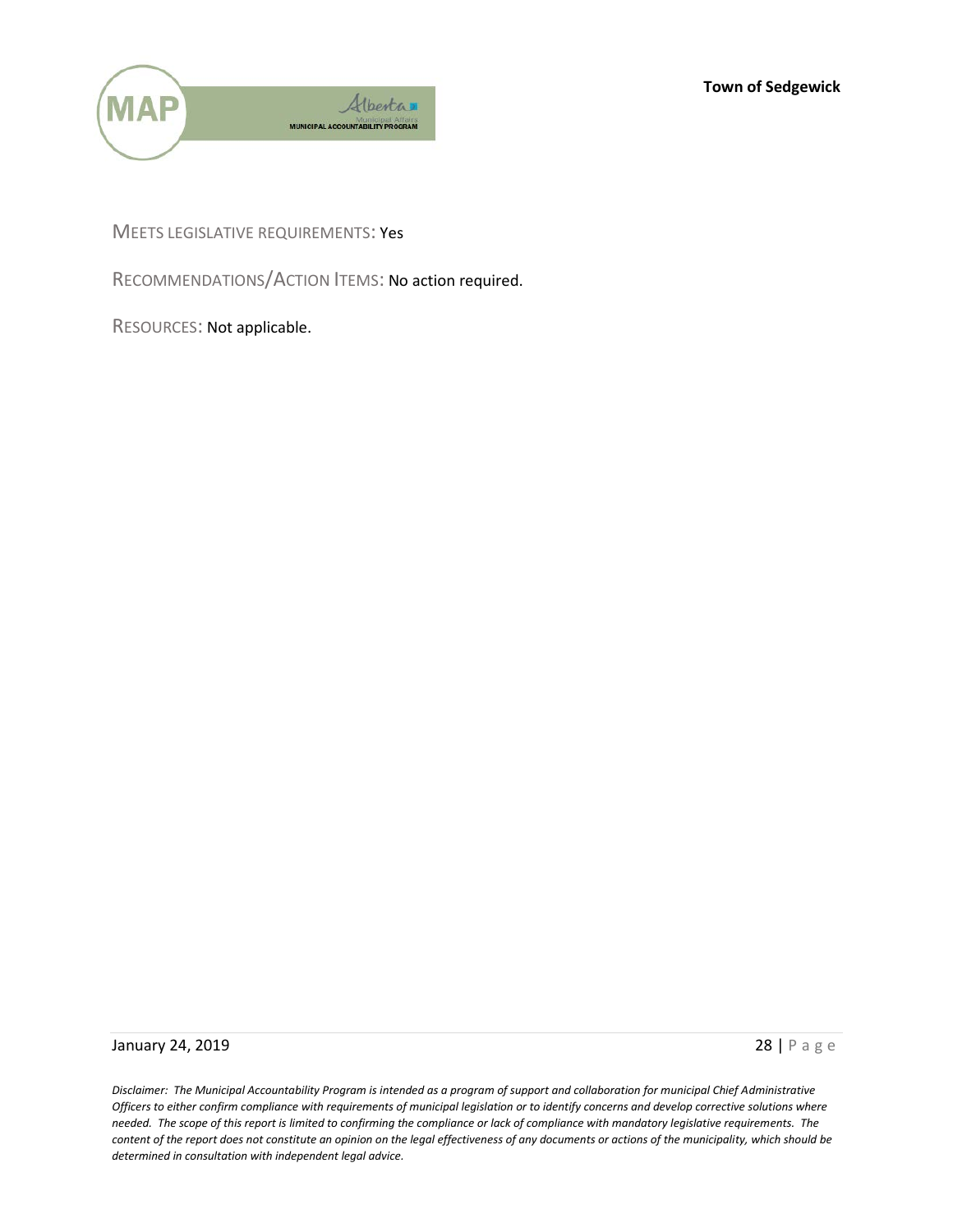MEETS LEGISLATIVE REQUIREMENTS: Yes

RECOMMENDATIONS/ACTION ITEMS: No action required.

RESOURCES: Not applicable.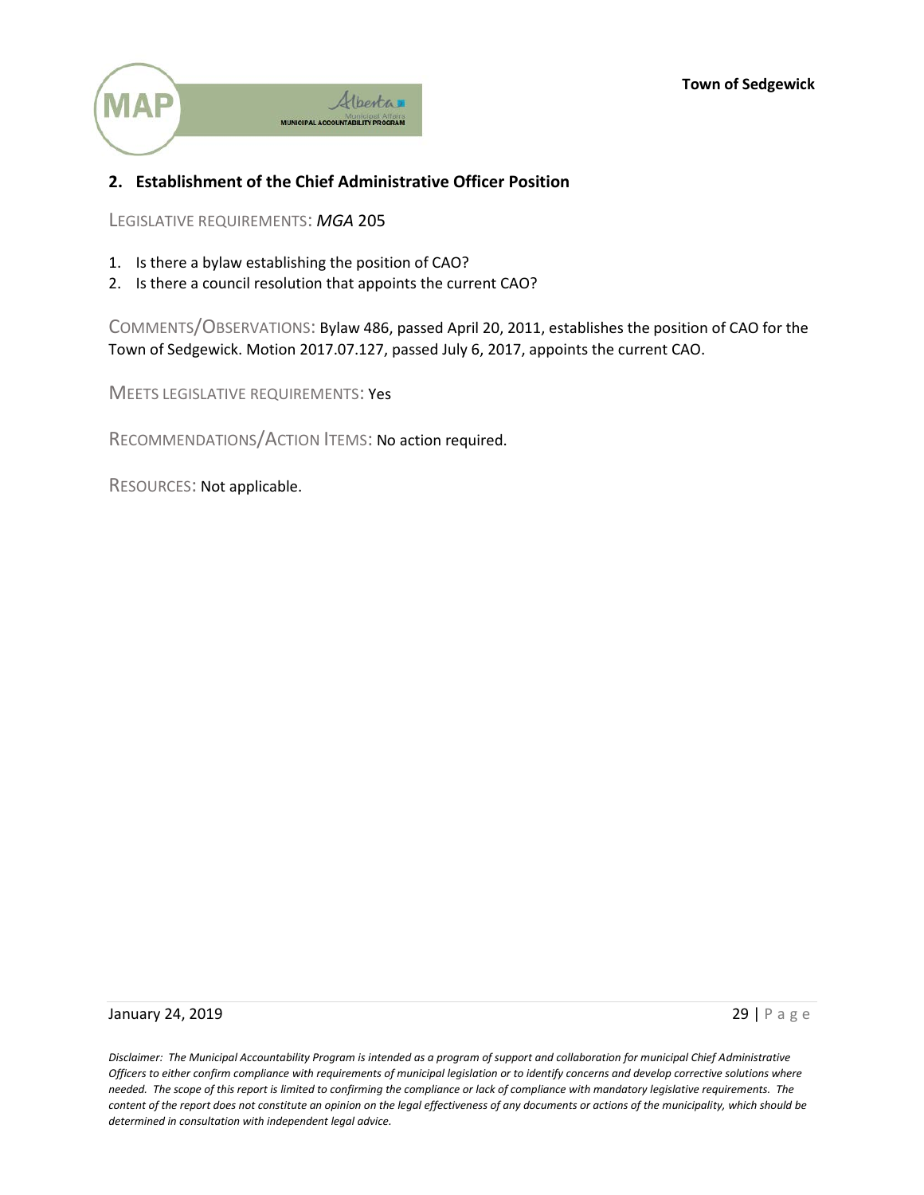## 2. Establishment of the Chief Administrative Officer Position

LEGISLATIVE REQUIREMENTS: *MGA* 205

1. Is there a bylaw establishing the position of CAO?
2. Is there a council resolution that appoints the current CAO?

COMMENTS/OBSERVATIONS: Bylaw 486, passed April 20, 2011, establishes the position of CAO for the Town of Sedgewick. Motion 2017.07.127, passed July 6, 2017, appoints the current CAO.

MEETS LEGISLATIVE REQUIREMENTS: Yes

RECOMMENDATIONS/ACTION ITEMS: No action required.

RESOURCES: Not applicable.

*Disclaimer: The Municipal Accountability Program is intended as a program of support and collaboration for municipal Chief Administrative Officers to either confirm compliance with requirements of municipal legislation or to identify concerns and develop corrective solutions where needed. The scope of this report is limited to confirming the compliance or lack of compliance with mandatory legislative requirements. The content of the report does not constitute an opinion on the legal effectiveness of any documents or actions of the municipality, which should be determined in consultation with independent legal advice.*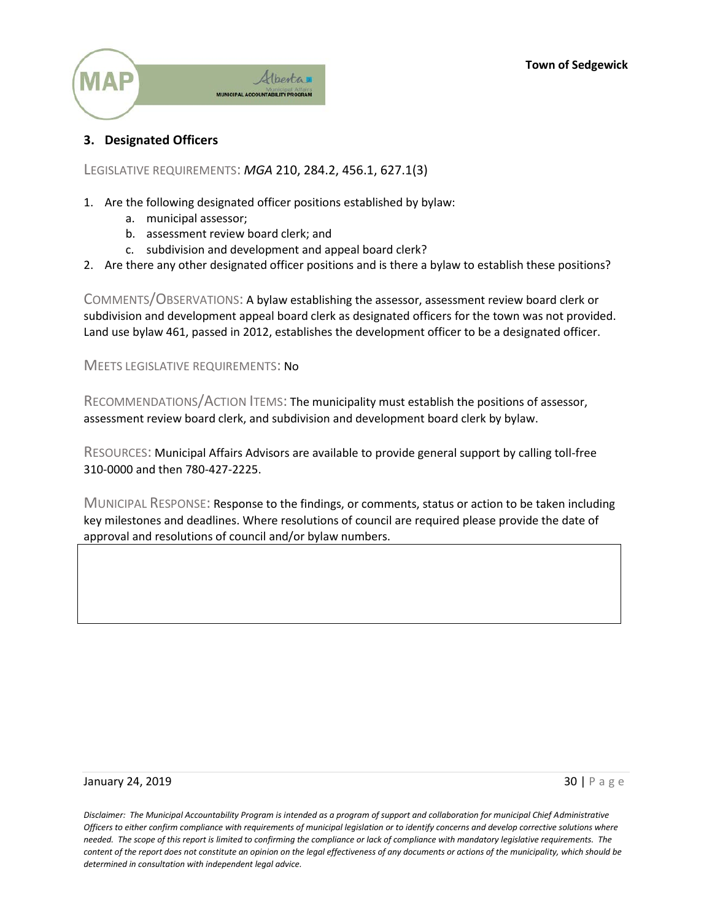### 3. Designated Officers

LEGISLATIVE REQUIREMENTS: *MGA* 210, 284.2, 456.1, 627.1(3)

1. Are the following designated officer positions established by bylaw:
   a. municipal assessor;
   b. assessment review board clerk; and
   c. subdivision and development and appeal board clerk?
2. Are there any other designated officer positions and is there a bylaw to establish these positions?

COMMENTS/OBSERVATIONS: A bylaw establishing the assessor, assessment review board clerk or subdivision and development appeal board clerk as designated officers for the town was not provided. Land use bylaw 461, passed in 2012, establishes the development officer to be a designated officer.

MEETS LEGISLATIVE REQUIREMENTS: No

RECOMMENDATIONS/ACTION ITEMS: The municipality must establish the positions of assessor, assessment review board clerk, and subdivision and development board clerk by bylaw.

RESOURCES: Municipal Affairs Advisors are available to provide general support by calling toll-free 310-0000 and then 780-427-2225.

MUNICIPAL RESPONSE: Response to the findings, or comments, status or action to be taken including key milestones and deadlines. Where resolutions of council are required please provide the date of approval and resolutions of council and/or bylaw numbers.

*Disclaimer: The Municipal Accountability Program is intended as a program of support and collaboration for municipal Chief Administrative Officers to either confirm compliance with requirements of municipal legislation or to identify concerns and develop corrective solutions where needed. The scope of this report is limited to confirming the compliance or lack of compliance with mandatory legislative requirements. The content of the report does not constitute an opinion on the legal effectiveness of any documents or actions of the municipality, which should be determined in consultation with independent legal advice.*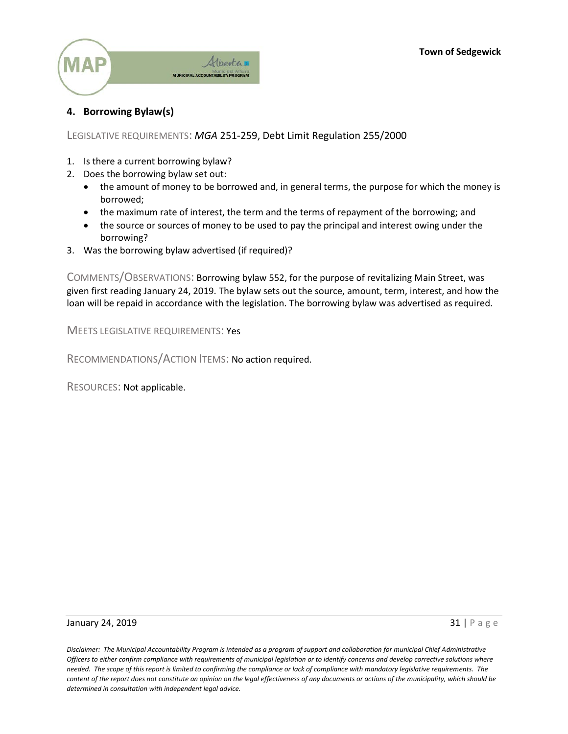## 4. Borrowing Bylaw(s)

LEGISLATIVE REQUIREMENTS: *MGA* 251-259, Debt Limit Regulation 255/2000

1. Is there a current borrowing bylaw?
2. Does the borrowing bylaw set out:
   - the amount of money to be borrowed and, in general terms, the purpose for which the money is borrowed;
   - the maximum rate of interest, the term and the terms of repayment of the borrowing; and
   - the source or sources of money to be used to pay the principal and interest owing under the borrowing?
3. Was the borrowing bylaw advertised (if required)?

COMMENTS/OBSERVATIONS: Borrowing bylaw 552, for the purpose of revitalizing Main Street, was given first reading January 24, 2019. The bylaw sets out the source, amount, term, interest, and how the loan will be repaid in accordance with the legislation. The borrowing bylaw was advertised as required.

MEETS LEGISLATIVE REQUIREMENTS: Yes

RECOMMENDATIONS/ACTION ITEMS: No action required.

RESOURCES: Not applicable.

*Disclaimer: The Municipal Accountability Program is intended as a program of support and collaboration for municipal Chief Administrative Officers to either confirm compliance with requirements of municipal legislation or to identify concerns and develop corrective solutions where needed. The scope of this report is limited to confirming the compliance or lack of compliance with mandatory legislative requirements. The content of the report does not constitute an opinion on the legal effectiveness of any documents or actions of the municipality, which should be determined in consultation with independent legal advice.*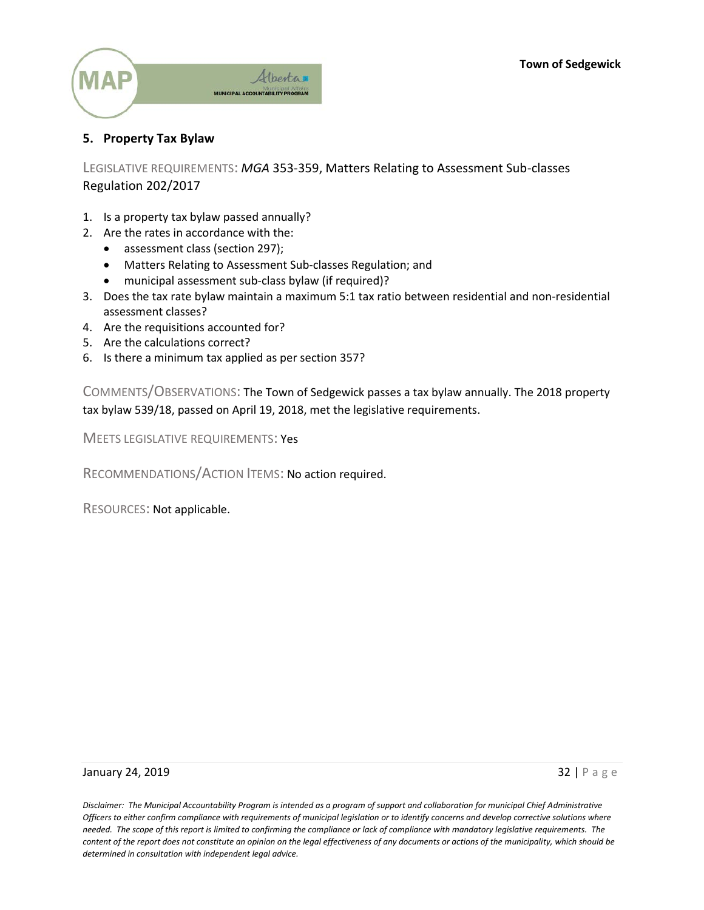## 5. Property Tax Bylaw

LEGISLATIVE REQUIREMENTS: *MGA* 353-359, Matters Relating to Assessment Sub-classes Regulation 202/2017

1. Is a property tax bylaw passed annually?
2. Are the rates in accordance with the:
   - assessment class (section 297);
   - Matters Relating to Assessment Sub-classes Regulation; and
   - municipal assessment sub-class bylaw (if required)?
3. Does the tax rate bylaw maintain a maximum 5:1 tax ratio between residential and non-residential assessment classes?
4. Are the requisitions accounted for?
5. Are the calculations correct?
6. Is there a minimum tax applied as per section 357?

COMMENTS/OBSERVATIONS: The Town of Sedgewick passes a tax bylaw annually. The 2018 property tax bylaw 539/18, passed on April 19, 2018, met the legislative requirements.

MEETS LEGISLATIVE REQUIREMENTS: Yes

RECOMMENDATIONS/ACTION ITEMS: No action required.

RESOURCES: Not applicable.

*Disclaimer: The Municipal Accountability Program is intended as a program of support and collaboration for municipal Chief Administrative Officers to either confirm compliance with requirements of municipal legislation or to identify concerns and develop corrective solutions where needed. The scope of this report is limited to confirming the compliance or lack of compliance with mandatory legislative requirements. The content of the report does not constitute an opinion on the legal effectiveness of any documents or actions of the municipality, which should be determined in consultation with independent legal advice.*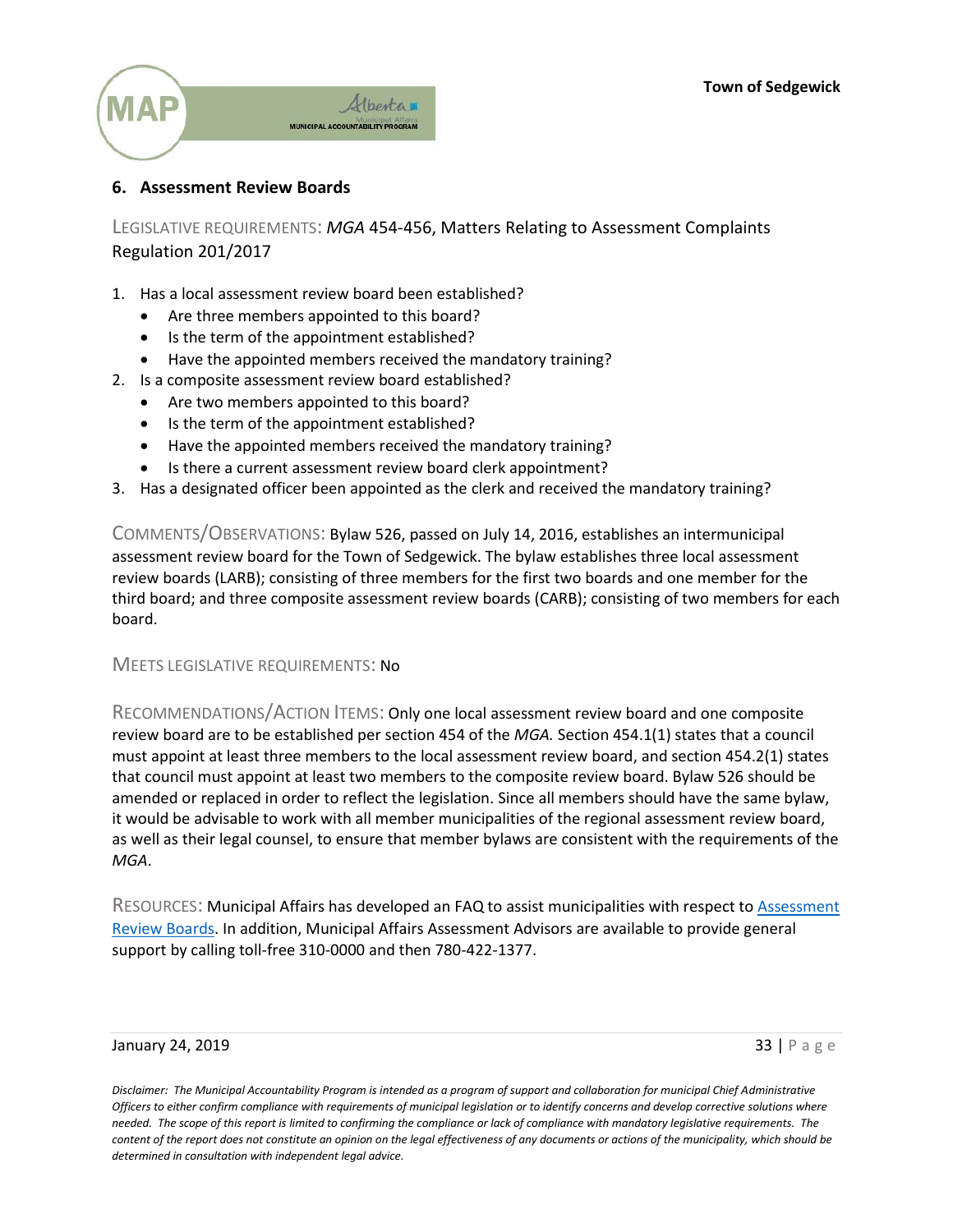## 6. Assessment Review Boards

LEGISLATIVE REQUIREMENTS: *MGA* 454-456, Matters Relating to Assessment Complaints Regulation 201/2017

1. Has a local assessment review board been established?
   - Are three members appointed to this board?
   - Is the term of the appointment established?
   - Have the appointed members received the mandatory training?
2. Is a composite assessment review board established?
   - Are two members appointed to this board?
   - Is the term of the appointment established?
   - Have the appointed members received the mandatory training?
   - Is there a current assessment review board clerk appointment?
3. Has a designated officer been appointed as the clerk and received the mandatory training?

COMMENTS/OBSERVATIONS: Bylaw 526, passed on July 14, 2016, establishes an intermunicipal assessment review board for the Town of Sedgewick. The bylaw establishes three local assessment review boards (LARB); consisting of three members for the first two boards and one member for the third board; and three composite assessment review boards (CARB); consisting of two members for each board.

MEETS LEGISLATIVE REQUIREMENTS: No

RECOMMENDATIONS/ACTION ITEMS: Only one local assessment review board and one composite review board are to be established per section 454 of the *MGA.* Section 454.1(1) states that a council must appoint at least three members to the local assessment review board, and section 454.2(1) states that council must appoint at least two members to the composite review board. Bylaw 526 should be amended or replaced in order to reflect the legislation. Since all members should have the same bylaw, it would be advisable to work with all member municipalities of the regional assessment review board, as well as their legal counsel, to ensure that member bylaws are consistent with the requirements of the *MGA*.

RESOURCES: Municipal Affairs has developed an FAQ to assist municipalities with respect to Assessment Review Boards. In addition, Municipal Affairs Assessment Advisors are available to provide general support by calling toll-free 310-0000 and then 780-422-1377.

*Disclaimer: The Municipal Accountability Program is intended as a program of support and collaboration for municipal Chief Administrative Officers to either confirm compliance with requirements of municipal legislation or to identify concerns and develop corrective solutions where needed. The scope of this report is limited to confirming the compliance or lack of compliance with mandatory legislative requirements. The content of the report does not constitute an opinion on the legal effectiveness of any documents or actions of the municipality, which should be determined in consultation with independent legal advice.*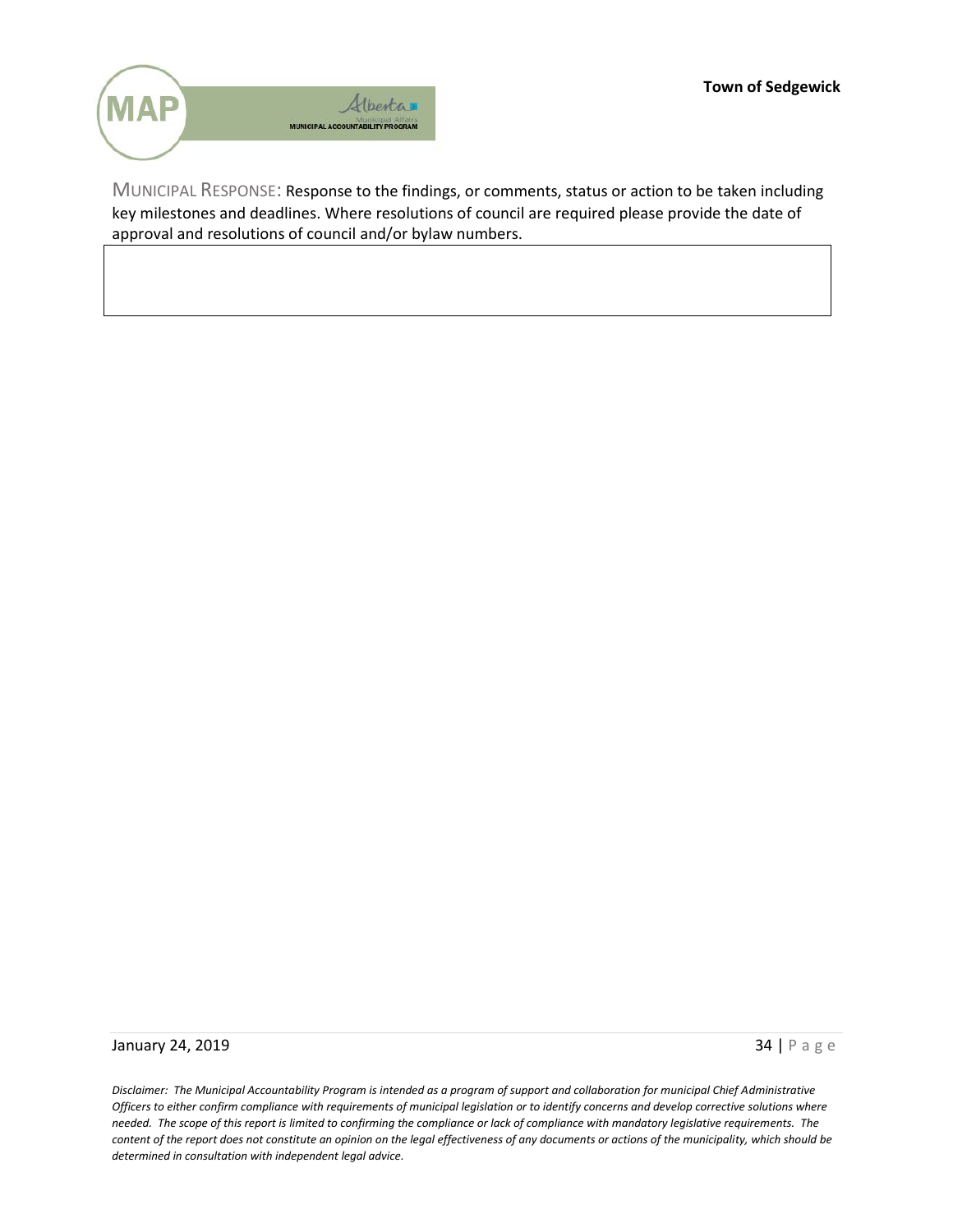MUNICIPAL RESPONSE: Response to the findings, or comments, status or action to be taken including key milestones and deadlines. Where resolutions of council are required please provide the date of approval and resolutions of council and/or bylaw numbers.

| |
|---|
| |

*Disclaimer: The Municipal Accountability Program is intended as a program of support and collaboration for municipal Chief Administrative Officers to either confirm compliance with requirements of municipal legislation or to identify concerns and develop corrective solutions where needed. The scope of this report is limited to confirming the compliance or lack of compliance with mandatory legislative requirements. The content of the report does not constitute an opinion on the legal effectiveness of any documents or actions of the municipality, which should be determined in consultation with independent legal advice.*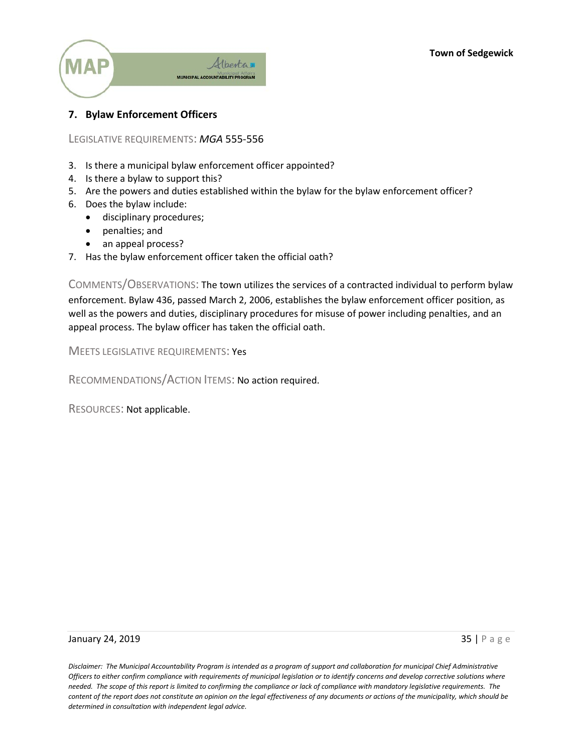## 7. Bylaw Enforcement Officers

LEGISLATIVE REQUIREMENTS: *MGA* 555-556

3. Is there a municipal bylaw enforcement officer appointed?
4. Is there a bylaw to support this?
5. Are the powers and duties established within the bylaw for the bylaw enforcement officer?
6. Does the bylaw include:
   - disciplinary procedures;
   - penalties; and
   - an appeal process?
7. Has the bylaw enforcement officer taken the official oath?

COMMENTS/OBSERVATIONS: The town utilizes the services of a contracted individual to perform bylaw enforcement. Bylaw 436, passed March 2, 2006, establishes the bylaw enforcement officer position, as well as the powers and duties, disciplinary procedures for misuse of power including penalties, and an appeal process. The bylaw officer has taken the official oath.

MEETS LEGISLATIVE REQUIREMENTS: Yes

RECOMMENDATIONS/ACTION ITEMS: No action required.

RESOURCES: Not applicable.

January 24, 2019

*Disclaimer: The Municipal Accountability Program is intended as a program of support and collaboration for municipal Chief Administrative Officers to either confirm compliance with requirements of municipal legislation or to identify concerns and develop corrective solutions where needed. The scope of this report is limited to confirming the compliance or lack of compliance with mandatory legislative requirements. The content of the report does not constitute an opinion on the legal effectiveness of any documents or actions of the municipality, which should be determined in consultation with independent legal advice.*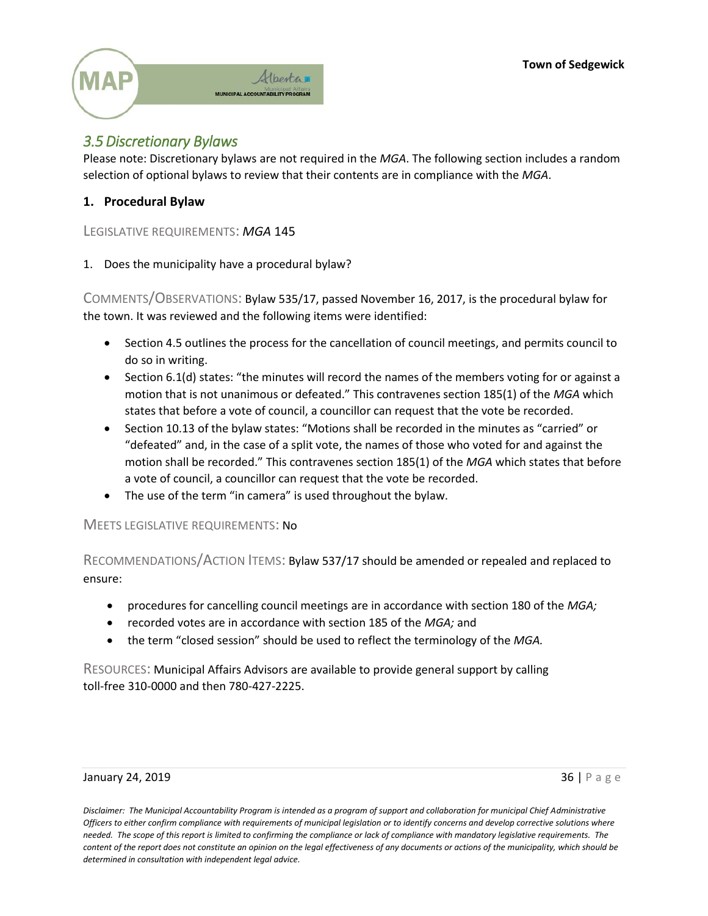## 3.5 Discretionary Bylaws

Please note: Discretionary bylaws are not required in the *MGA*. The following section includes a random selection of optional bylaws to review that their contents are in compliance with the *MGA*.

### 1. Procedural Bylaw

LEGISLATIVE REQUIREMENTS: *MGA* 145

1. Does the municipality have a procedural bylaw?

COMMENTS/OBSERVATIONS: Bylaw 535/17, passed November 16, 2017, is the procedural bylaw for the town. It was reviewed and the following items were identified:

- Section 4.5 outlines the process for the cancellation of council meetings, and permits council to do so in writing.
- Section 6.1(d) states: "the minutes will record the names of the members voting for or against a motion that is not unanimous or defeated." This contravenes section 185(1) of the *MGA* which states that before a vote of council, a councillor can request that the vote be recorded.
- Section 10.13 of the bylaw states: "Motions shall be recorded in the minutes as "carried" or "defeated" and, in the case of a split vote, the names of those who voted for and against the motion shall be recorded." This contravenes section 185(1) of the *MGA* which states that before a vote of council, a councillor can request that the vote be recorded.
- The use of the term "in camera" is used throughout the bylaw.

MEETS LEGISLATIVE REQUIREMENTS: No

RECOMMENDATIONS/ACTION ITEMS: Bylaw 537/17 should be amended or repealed and replaced to ensure:

- procedures for cancelling council meetings are in accordance with section 180 of the *MGA;*
- recorded votes are in accordance with section 185 of the *MGA;* and
- the term "closed session" should be used to reflect the terminology of the *MGA.*

RESOURCES: Municipal Affairs Advisors are available to provide general support by calling toll-free 310-0000 and then 780-427-2225.

*Disclaimer: The Municipal Accountability Program is intended as a program of support and collaboration for municipal Chief Administrative Officers to either confirm compliance with requirements of municipal legislation or to identify concerns and develop corrective solutions where needed. The scope of this report is limited to confirming the compliance or lack of compliance with mandatory legislative requirements. The content of the report does not constitute an opinion on the legal effectiveness of any documents or actions of the municipality, which should be determined in consultation with independent legal advice.*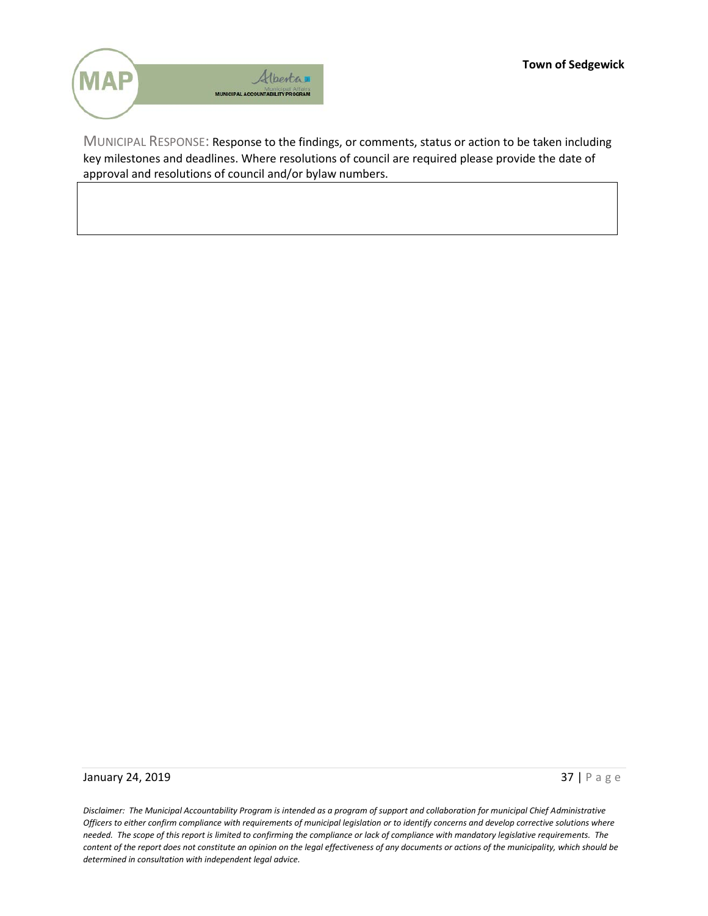MUNICIPAL RESPONSE: Response to the findings, or comments, status or action to be taken including key milestones and deadlines. Where resolutions of council are required please provide the date of approval and resolutions of council and/or bylaw numbers.

*Disclaimer: The Municipal Accountability Program is intended as a program of support and collaboration for municipal Chief Administrative Officers to either confirm compliance with requirements of municipal legislation or to identify concerns and develop corrective solutions where needed. The scope of this report is limited to confirming the compliance or lack of compliance with mandatory legislative requirements. The content of the report does not constitute an opinion on the legal effectiveness of any documents or actions of the municipality, which should be determined in consultation with independent legal advice.*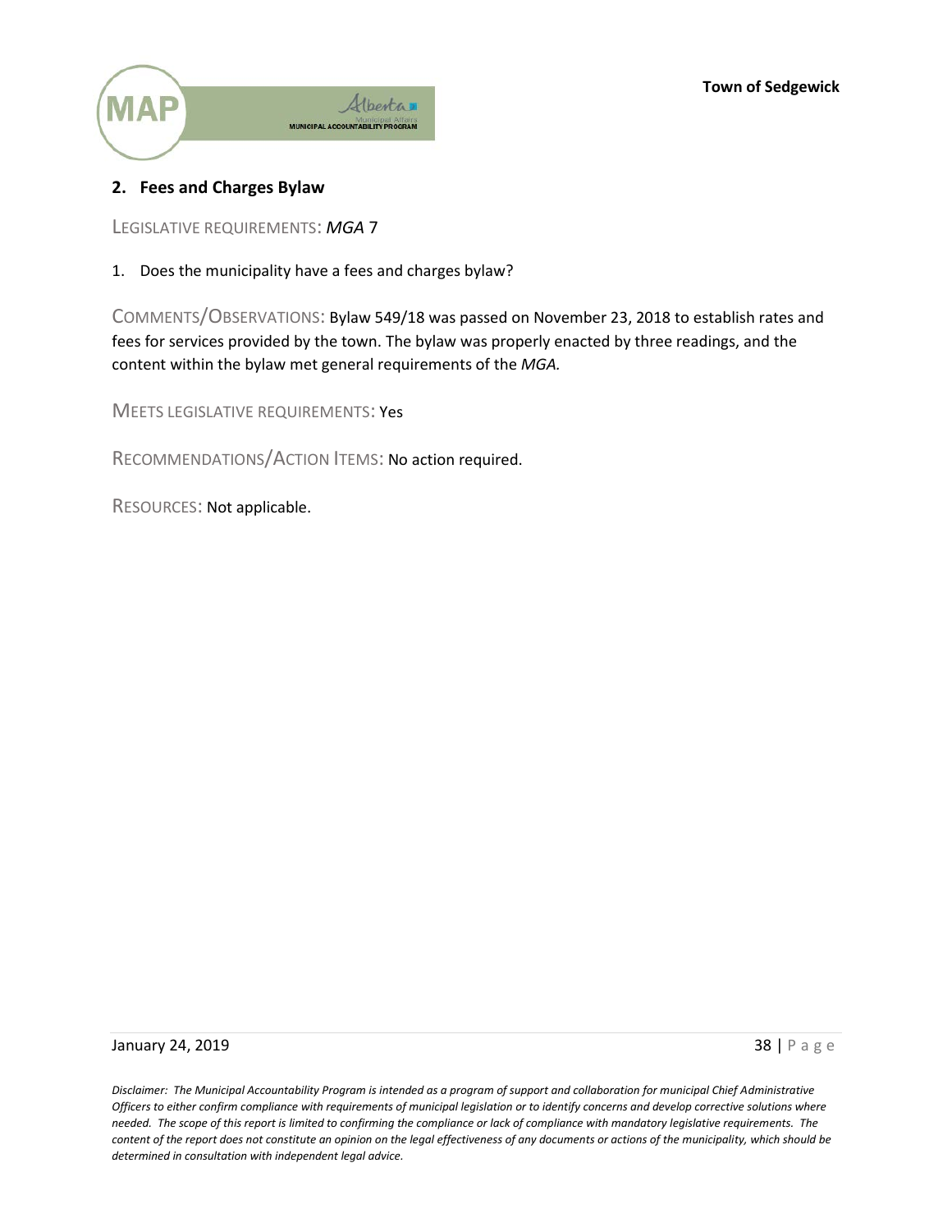## 2. Fees and Charges Bylaw

LEGISLATIVE REQUIREMENTS: *MGA* 7

1. Does the municipality have a fees and charges bylaw?

COMMENTS/OBSERVATIONS: Bylaw 549/18 was passed on November 23, 2018 to establish rates and fees for services provided by the town. The bylaw was properly enacted by three readings, and the content within the bylaw met general requirements of the *MGA.*

MEETS LEGISLATIVE REQUIREMENTS: Yes

RECOMMENDATIONS/ACTION ITEMS: No action required.

RESOURCES: Not applicable.

*Disclaimer: The Municipal Accountability Program is intended as a program of support and collaboration for municipal Chief Administrative Officers to either confirm compliance with requirements of municipal legislation or to identify concerns and develop corrective solutions where needed. The scope of this report is limited to confirming the compliance or lack of compliance with mandatory legislative requirements. The content of the report does not constitute an opinion on the legal effectiveness of any documents or actions of the municipality, which should be determined in consultation with independent legal advice.*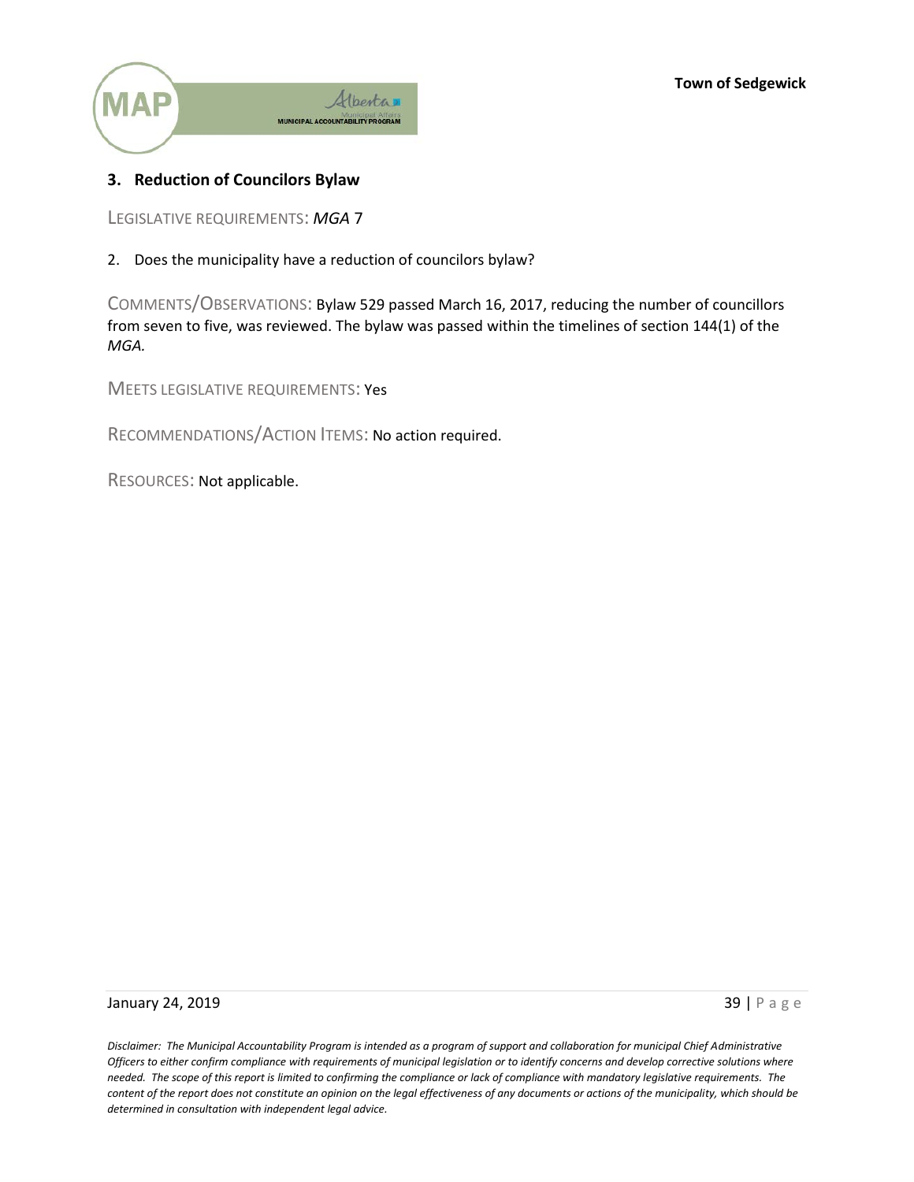## 3. Reduction of Councilors Bylaw

LEGISLATIVE REQUIREMENTS: *MGA* 7

2. Does the municipality have a reduction of councilors bylaw?

COMMENTS/OBSERVATIONS: Bylaw 529 passed March 16, 2017, reducing the number of councillors from seven to five, was reviewed. The bylaw was passed within the timelines of section 144(1) of the *MGA.*

MEETS LEGISLATIVE REQUIREMENTS: Yes

RECOMMENDATIONS/ACTION ITEMS: No action required.

RESOURCES: Not applicable.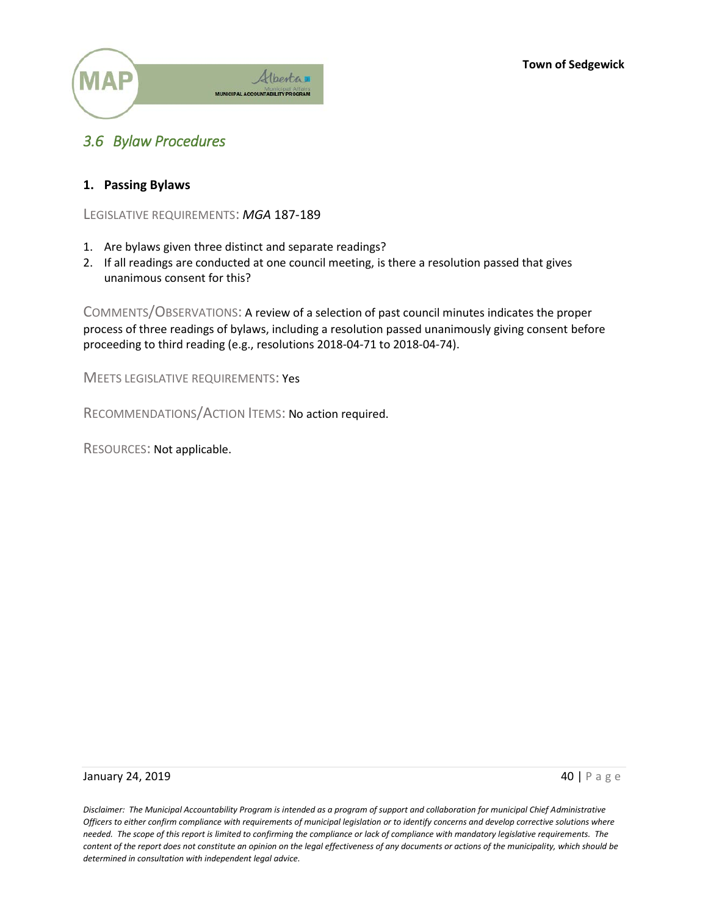## 3.6 Bylaw Procedures

### 1. Passing Bylaws

LEGISLATIVE REQUIREMENTS: *MGA* 187-189

1. Are bylaws given three distinct and separate readings?
2. If all readings are conducted at one council meeting, is there a resolution passed that gives unanimous consent for this?

COMMENTS/OBSERVATIONS: A review of a selection of past council minutes indicates the proper process of three readings of bylaws, including a resolution passed unanimously giving consent before proceeding to third reading (e.g., resolutions 2018-04-71 to 2018-04-74).

MEETS LEGISLATIVE REQUIREMENTS: Yes

RECOMMENDATIONS/ACTION ITEMS: No action required.

RESOURCES: Not applicable.

*Disclaimer: The Municipal Accountability Program is intended as a program of support and collaboration for municipal Chief Administrative Officers to either confirm compliance with requirements of municipal legislation or to identify concerns and develop corrective solutions where needed. The scope of this report is limited to confirming the compliance or lack of compliance with mandatory legislative requirements. The content of the report does not constitute an opinion on the legal effectiveness of any documents or actions of the municipality, which should be determined in consultation with independent legal advice.*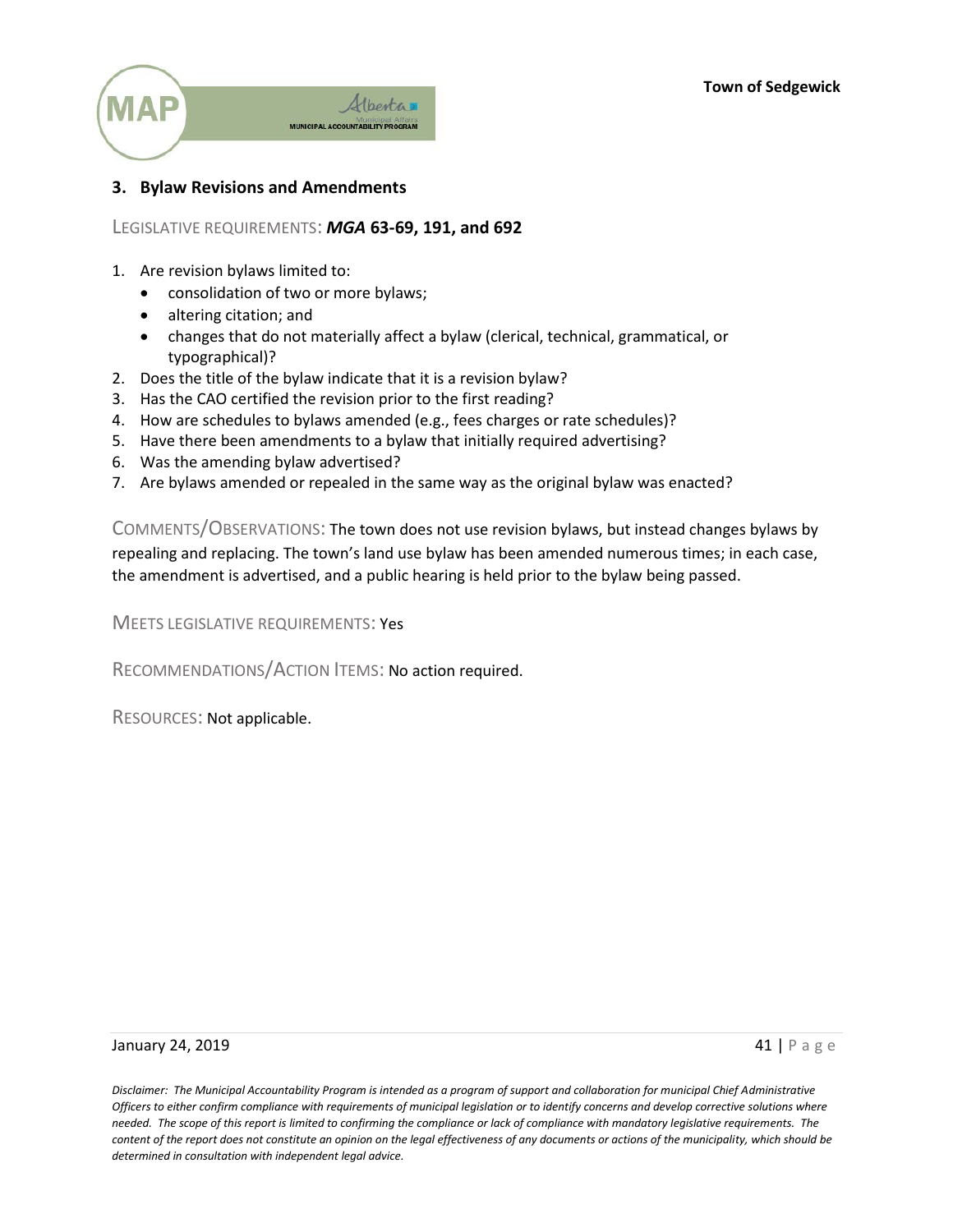### 3. Bylaw Revisions and Amendments

LEGISLATIVE REQUIREMENTS: ***MGA* 63-69, 191, and 692**

1. Are revision bylaws limited to:
   - consolidation of two or more bylaws;
   - altering citation; and
   - changes that do not materially affect a bylaw (clerical, technical, grammatical, or typographical)?
2. Does the title of the bylaw indicate that it is a revision bylaw?
3. Has the CAO certified the revision prior to the first reading?
4. How are schedules to bylaws amended (e.g., fees charges or rate schedules)?
5. Have there been amendments to a bylaw that initially required advertising?
6. Was the amending bylaw advertised?
7. Are bylaws amended or repealed in the same way as the original bylaw was enacted?

COMMENTS/OBSERVATIONS: The town does not use revision bylaws, but instead changes bylaws by repealing and replacing. The town's land use bylaw has been amended numerous times; in each case, the amendment is advertised, and a public hearing is held prior to the bylaw being passed.

MEETS LEGISLATIVE REQUIREMENTS: Yes

RECOMMENDATIONS/ACTION ITEMS: No action required.

RESOURCES: Not applicable.

*Disclaimer: The Municipal Accountability Program is intended as a program of support and collaboration for municipal Chief Administrative Officers to either confirm compliance with requirements of municipal legislation or to identify concerns and develop corrective solutions where needed. The scope of this report is limited to confirming the compliance or lack of compliance with mandatory legislative requirements. The content of the report does not constitute an opinion on the legal effectiveness of any documents or actions of the municipality, which should be determined in consultation with independent legal advice.*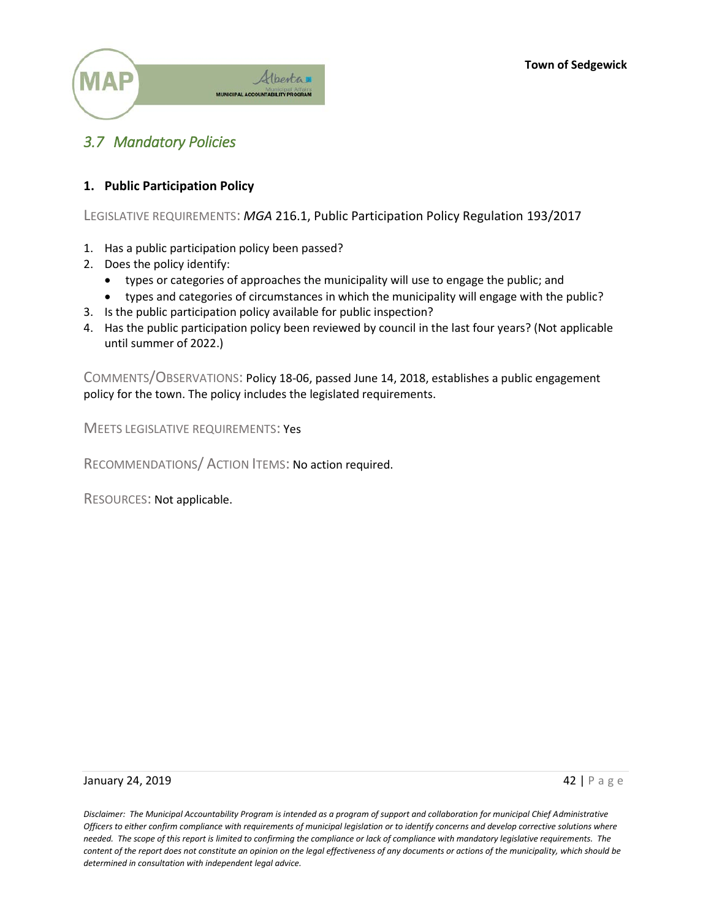## *3.7 Mandatory Policies*

### 1. Public Participation Policy

LEGISLATIVE REQUIREMENTS: *MGA* 216.1, Public Participation Policy Regulation 193/2017

1. Has a public participation policy been passed?
2. Does the policy identify:
   - types or categories of approaches the municipality will use to engage the public; and
   - types and categories of circumstances in which the municipality will engage with the public?
3. Is the public participation policy available for public inspection?
4. Has the public participation policy been reviewed by council in the last four years? (Not applicable until summer of 2022.)

COMMENTS/OBSERVATIONS: Policy 18-06, passed June 14, 2018, establishes a public engagement policy for the town. The policy includes the legislated requirements.

MEETS LEGISLATIVE REQUIREMENTS: Yes

RECOMMENDATIONS/ ACTION ITEMS: No action required.

RESOURCES: Not applicable.

*Disclaimer: The Municipal Accountability Program is intended as a program of support and collaboration for municipal Chief Administrative Officers to either confirm compliance with requirements of municipal legislation or to identify concerns and develop corrective solutions where needed. The scope of this report is limited to confirming the compliance or lack of compliance with mandatory legislative requirements. The content of the report does not constitute an opinion on the legal effectiveness of any documents or actions of the municipality, which should be determined in consultation with independent legal advice.*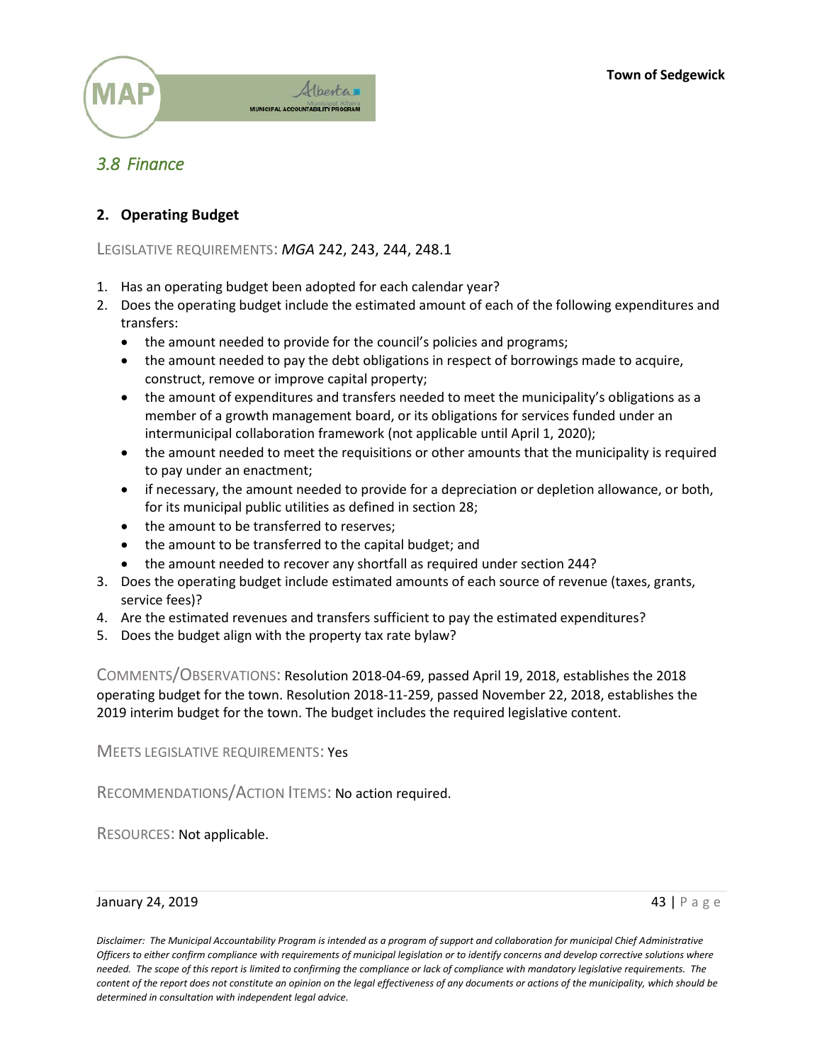## 3.8 Finance

### 2. Operating Budget

LEGISLATIVE REQUIREMENTS: *MGA* 242, 243, 244, 248.1

1. Has an operating budget been adopted for each calendar year?
2. Does the operating budget include the estimated amount of each of the following expenditures and transfers:
   - the amount needed to provide for the council's policies and programs;
   - the amount needed to pay the debt obligations in respect of borrowings made to acquire, construct, remove or improve capital property;
   - the amount of expenditures and transfers needed to meet the municipality's obligations as a member of a growth management board, or its obligations for services funded under an intermunicipal collaboration framework (not applicable until April 1, 2020);
   - the amount needed to meet the requisitions or other amounts that the municipality is required to pay under an enactment;
   - if necessary, the amount needed to provide for a depreciation or depletion allowance, or both, for its municipal public utilities as defined in section 28;
   - the amount to be transferred to reserves;
   - the amount to be transferred to the capital budget; and
   - the amount needed to recover any shortfall as required under section 244?
3. Does the operating budget include estimated amounts of each source of revenue (taxes, grants, service fees)?
4. Are the estimated revenues and transfers sufficient to pay the estimated expenditures?
5. Does the budget align with the property tax rate bylaw?

COMMENTS/OBSERVATIONS: Resolution 2018-04-69, passed April 19, 2018, establishes the 2018 operating budget for the town. Resolution 2018-11-259, passed November 22, 2018, establishes the 2019 interim budget for the town. The budget includes the required legislative content.

MEETS LEGISLATIVE REQUIREMENTS: Yes

RECOMMENDATIONS/ACTION ITEMS: No action required.

RESOURCES: Not applicable.

*Disclaimer: The Municipal Accountability Program is intended as a program of support and collaboration for municipal Chief Administrative Officers to either confirm compliance with requirements of municipal legislation or to identify concerns and develop corrective solutions where needed. The scope of this report is limited to confirming the compliance or lack of compliance with mandatory legislative requirements. The content of the report does not constitute an opinion on the legal effectiveness of any documents or actions of the municipality, which should be determined in consultation with independent legal advice.*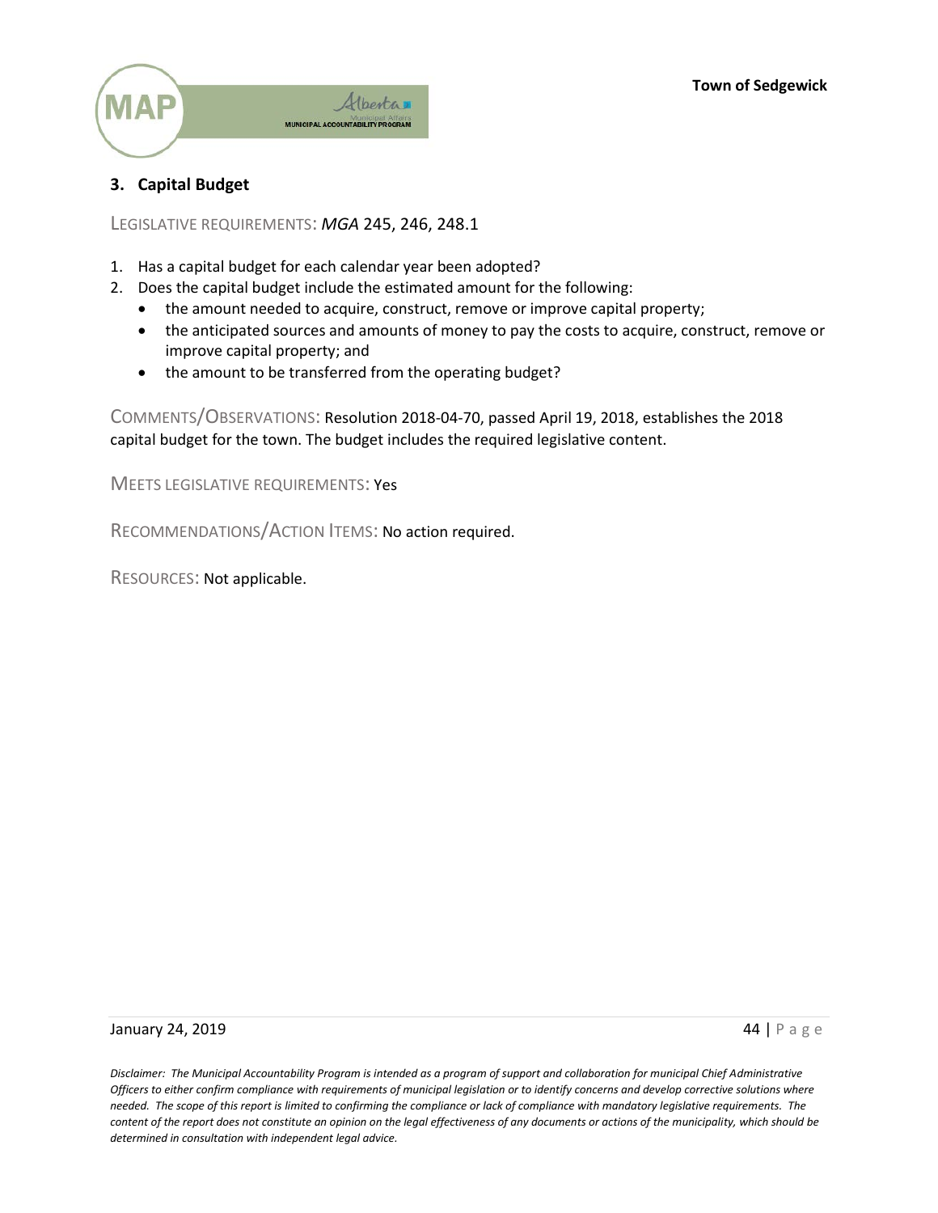## 3. Capital Budget

LEGISLATIVE REQUIREMENTS: *MGA* 245, 246, 248.1

1. Has a capital budget for each calendar year been adopted?
2. Does the capital budget include the estimated amount for the following:
   - the amount needed to acquire, construct, remove or improve capital property;
   - the anticipated sources and amounts of money to pay the costs to acquire, construct, remove or improve capital property; and
   - the amount to be transferred from the operating budget?

COMMENTS/OBSERVATIONS: Resolution 2018-04-70, passed April 19, 2018, establishes the 2018 capital budget for the town. The budget includes the required legislative content.

MEETS LEGISLATIVE REQUIREMENTS: Yes

RECOMMENDATIONS/ACTION ITEMS: No action required.

RESOURCES: Not applicable.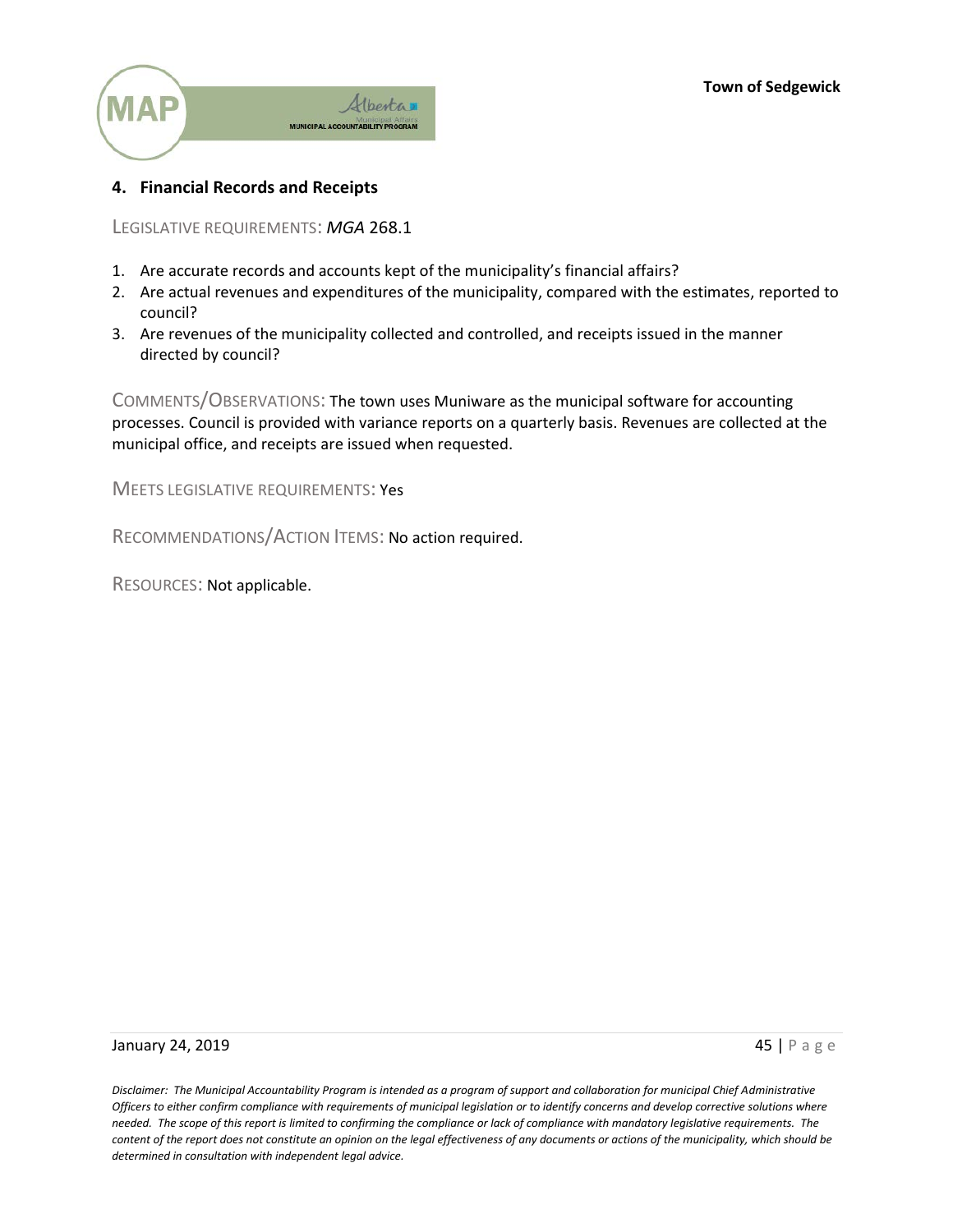## 4. Financial Records and Receipts

LEGISLATIVE REQUIREMENTS: *MGA* 268.1

1. Are accurate records and accounts kept of the municipality's financial affairs?
2. Are actual revenues and expenditures of the municipality, compared with the estimates, reported to council?
3. Are revenues of the municipality collected and controlled, and receipts issued in the manner directed by council?

COMMENTS/OBSERVATIONS: The town uses Muniware as the municipal software for accounting processes. Council is provided with variance reports on a quarterly basis. Revenues are collected at the municipal office, and receipts are issued when requested.

MEETS LEGISLATIVE REQUIREMENTS: Yes

RECOMMENDATIONS/ACTION ITEMS: No action required.

RESOURCES: Not applicable.

*Disclaimer: The Municipal Accountability Program is intended as a program of support and collaboration for municipal Chief Administrative Officers to either confirm compliance with requirements of municipal legislation or to identify concerns and develop corrective solutions where needed. The scope of this report is limited to confirming the compliance or lack of compliance with mandatory legislative requirements. The content of the report does not constitute an opinion on the legal effectiveness of any documents or actions of the municipality, which should be determined in consultation with independent legal advice.*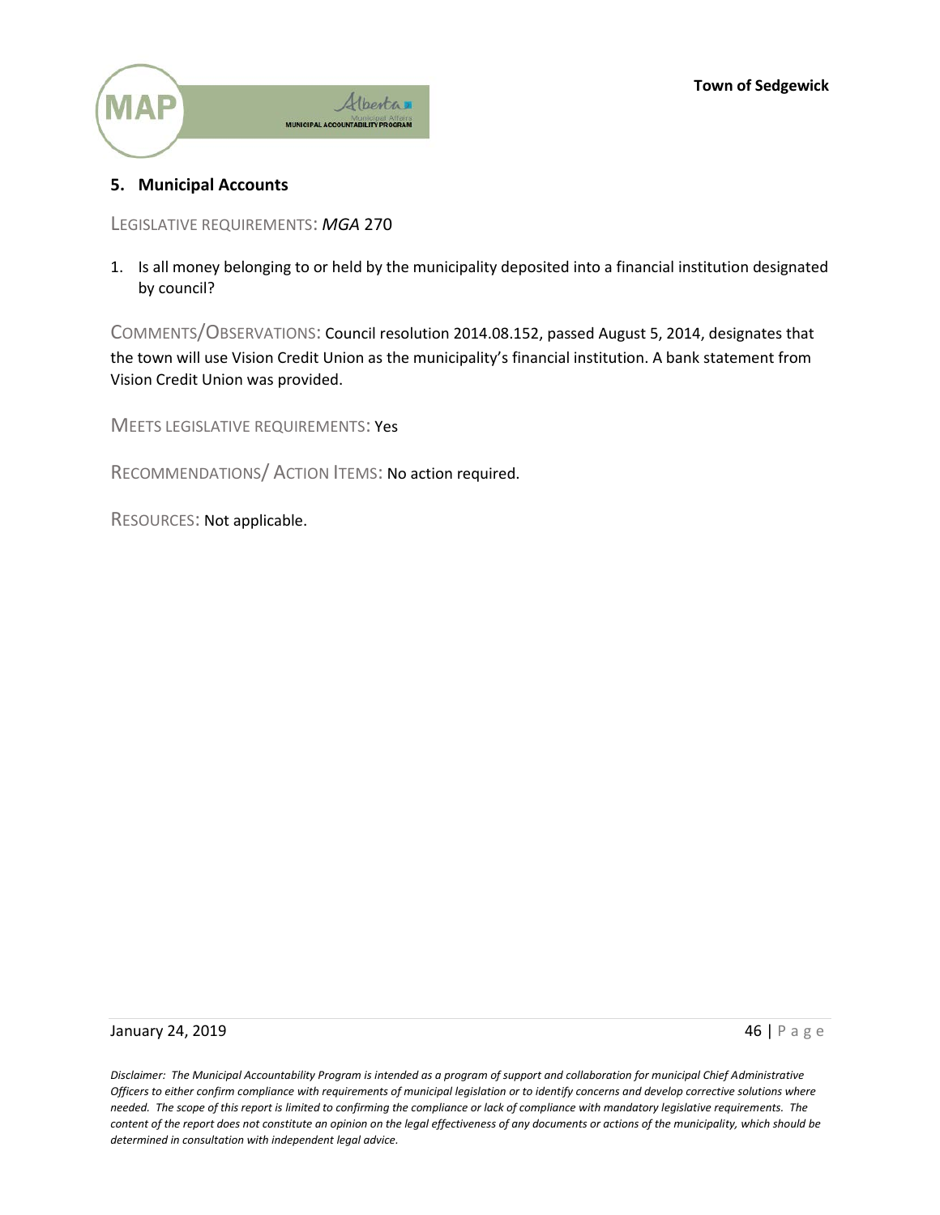## 5. Municipal Accounts

LEGISLATIVE REQUIREMENTS: *MGA* 270

1. Is all money belonging to or held by the municipality deposited into a financial institution designated by council?

COMMENTS/OBSERVATIONS: Council resolution 2014.08.152, passed August 5, 2014, designates that the town will use Vision Credit Union as the municipality's financial institution. A bank statement from Vision Credit Union was provided.

MEETS LEGISLATIVE REQUIREMENTS: Yes

RECOMMENDATIONS/ ACTION ITEMS: No action required.

RESOURCES: Not applicable.

*Disclaimer: The Municipal Accountability Program is intended as a program of support and collaboration for municipal Chief Administrative Officers to either confirm compliance with requirements of municipal legislation or to identify concerns and develop corrective solutions where needed. The scope of this report is limited to confirming the compliance or lack of compliance with mandatory legislative requirements. The content of the report does not constitute an opinion on the legal effectiveness of any documents or actions of the municipality, which should be determined in consultation with independent legal advice.*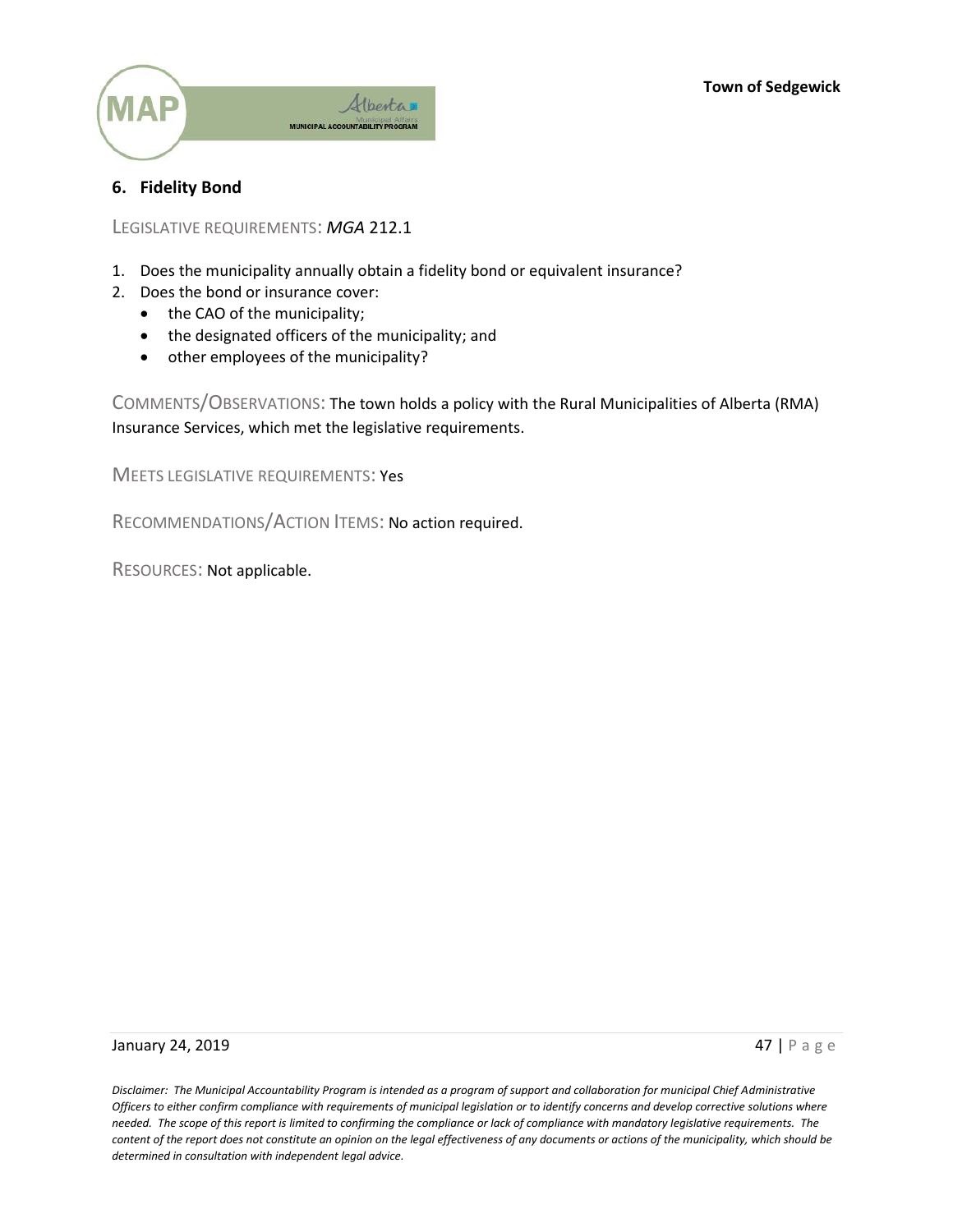## 6. Fidelity Bond

LEGISLATIVE REQUIREMENTS: *MGA* 212.1

1. Does the municipality annually obtain a fidelity bond or equivalent insurance?
2. Does the bond or insurance cover:
   - the CAO of the municipality;
   - the designated officers of the municipality; and
   - other employees of the municipality?

COMMENTS/OBSERVATIONS: The town holds a policy with the Rural Municipalities of Alberta (RMA) Insurance Services, which met the legislative requirements.

MEETS LEGISLATIVE REQUIREMENTS: Yes

RECOMMENDATIONS/ACTION ITEMS: No action required.

RESOURCES: Not applicable.

*Disclaimer: The Municipal Accountability Program is intended as a program of support and collaboration for municipal Chief Administrative Officers to either confirm compliance with requirements of municipal legislation or to identify concerns and develop corrective solutions where needed. The scope of this report is limited to confirming the compliance or lack of compliance with mandatory legislative requirements. The content of the report does not constitute an opinion on the legal effectiveness of any documents or actions of the municipality, which should be determined in consultation with independent legal advice.*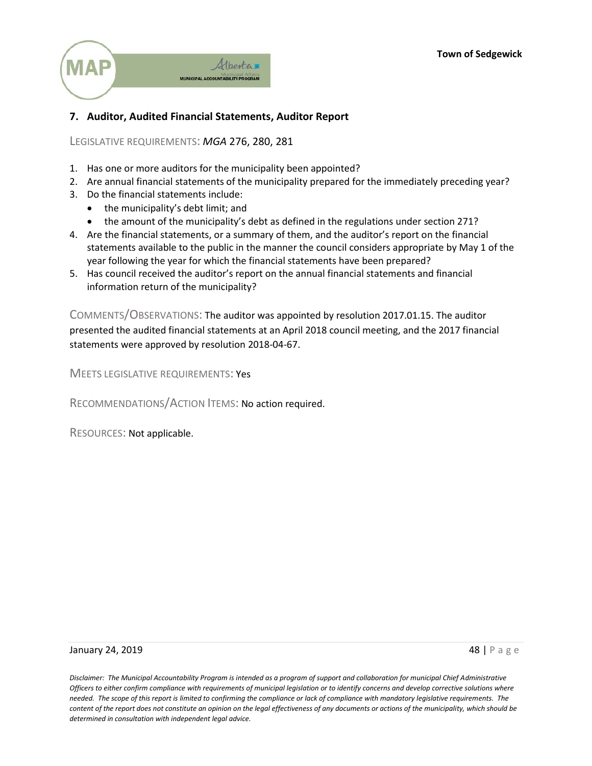## 7. Auditor, Audited Financial Statements, Auditor Report

LEGISLATIVE REQUIREMENTS: *MGA* 276, 280, 281

1. Has one or more auditors for the municipality been appointed?
2. Are annual financial statements of the municipality prepared for the immediately preceding year?
3. Do the financial statements include:
   - the municipality's debt limit; and
   - the amount of the municipality's debt as defined in the regulations under section 271?
4. Are the financial statements, or a summary of them, and the auditor's report on the financial statements available to the public in the manner the council considers appropriate by May 1 of the year following the year for which the financial statements have been prepared?
5. Has council received the auditor's report on the annual financial statements and financial information return of the municipality?

COMMENTS/OBSERVATIONS: The auditor was appointed by resolution 2017.01.15. The auditor presented the audited financial statements at an April 2018 council meeting, and the 2017 financial statements were approved by resolution 2018-04-67.

MEETS LEGISLATIVE REQUIREMENTS: Yes

RECOMMENDATIONS/ACTION ITEMS: No action required.

RESOURCES: Not applicable.

*Disclaimer: The Municipal Accountability Program is intended as a program of support and collaboration for municipal Chief Administrative Officers to either confirm compliance with requirements of municipal legislation or to identify concerns and develop corrective solutions where needed. The scope of this report is limited to confirming the compliance or lack of compliance with mandatory legislative requirements. The content of the report does not constitute an opinion on the legal effectiveness of any documents or actions of the municipality, which should be determined in consultation with independent legal advice.*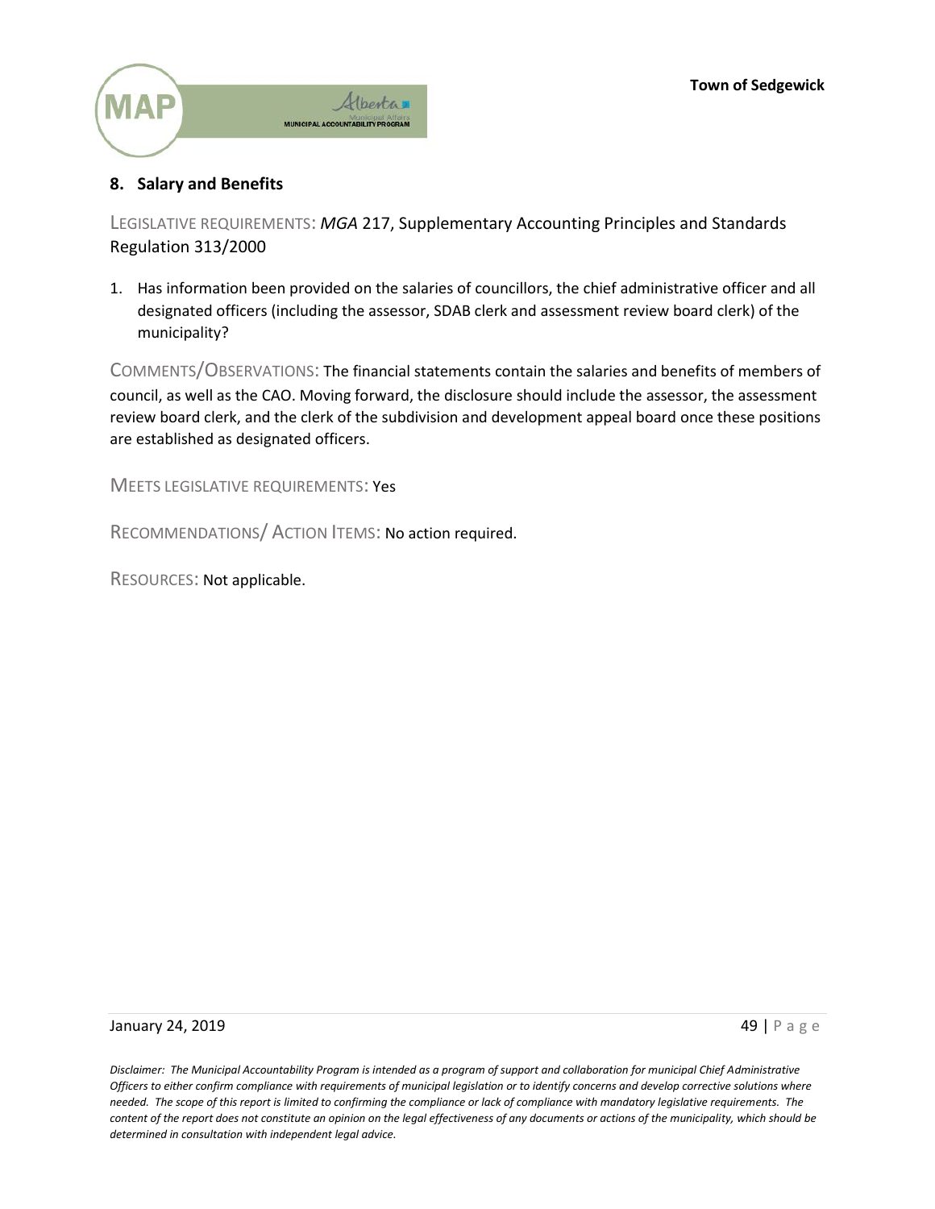## 8. Salary and Benefits

LEGISLATIVE REQUIREMENTS: *MGA* 217, Supplementary Accounting Principles and Standards Regulation 313/2000

1. Has information been provided on the salaries of councillors, the chief administrative officer and all designated officers (including the assessor, SDAB clerk and assessment review board clerk) of the municipality?

COMMENTS/OBSERVATIONS: The financial statements contain the salaries and benefits of members of council, as well as the CAO. Moving forward, the disclosure should include the assessor, the assessment review board clerk, and the clerk of the subdivision and development appeal board once these positions are established as designated officers.

MEETS LEGISLATIVE REQUIREMENTS: Yes

RECOMMENDATIONS/ ACTION ITEMS: No action required.

RESOURCES: Not applicable.

*Disclaimer: The Municipal Accountability Program is intended as a program of support and collaboration for municipal Chief Administrative Officers to either confirm compliance with requirements of municipal legislation or to identify concerns and develop corrective solutions where needed. The scope of this report is limited to confirming the compliance or lack of compliance with mandatory legislative requirements. The content of the report does not constitute an opinion on the legal effectiveness of any documents or actions of the municipality, which should be determined in consultation with independent legal advice.*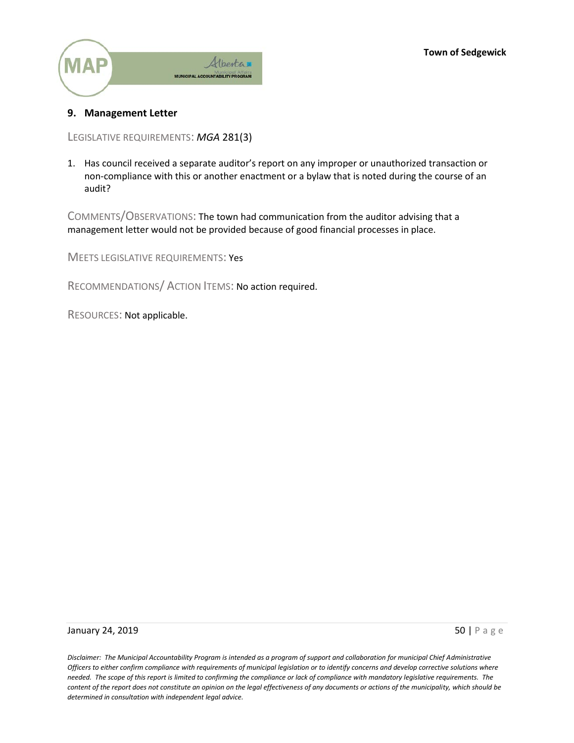## 9. Management Letter

LEGISLATIVE REQUIREMENTS: *MGA* 281(3)

1. Has council received a separate auditor's report on any improper or unauthorized transaction or non-compliance with this or another enactment or a bylaw that is noted during the course of an audit?

COMMENTS/OBSERVATIONS: The town had communication from the auditor advising that a management letter would not be provided because of good financial processes in place.

MEETS LEGISLATIVE REQUIREMENTS: Yes

RECOMMENDATIONS/ ACTION ITEMS: No action required.

RESOURCES: Not applicable.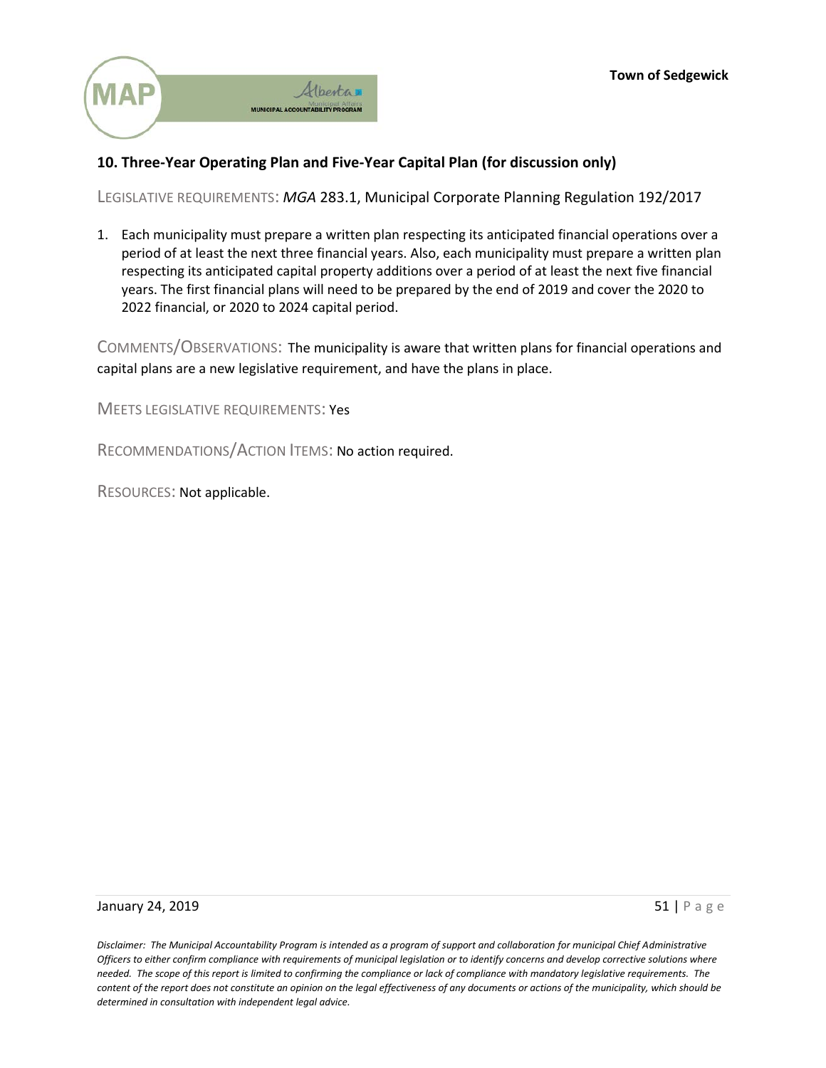## 10. Three-Year Operating Plan and Five-Year Capital Plan (for discussion only)

LEGISLATIVE REQUIREMENTS: *MGA* 283.1, Municipal Corporate Planning Regulation 192/2017

1. Each municipality must prepare a written plan respecting its anticipated financial operations over a period of at least the next three financial years. Also, each municipality must prepare a written plan respecting its anticipated capital property additions over a period of at least the next five financial years. The first financial plans will need to be prepared by the end of 2019 and cover the 2020 to 2022 financial, or 2020 to 2024 capital period.

COMMENTS/OBSERVATIONS: The municipality is aware that written plans for financial operations and capital plans are a new legislative requirement, and have the plans in place.

MEETS LEGISLATIVE REQUIREMENTS: Yes

RECOMMENDATIONS/ACTION ITEMS: No action required.

RESOURCES: Not applicable.

January 24, 2019

*Disclaimer: The Municipal Accountability Program is intended as a program of support and collaboration for municipal Chief Administrative Officers to either confirm compliance with requirements of municipal legislation or to identify concerns and develop corrective solutions where needed. The scope of this report is limited to confirming the compliance or lack of compliance with mandatory legislative requirements. The content of the report does not constitute an opinion on the legal effectiveness of any documents or actions of the municipality, which should be determined in consultation with independent legal advice.*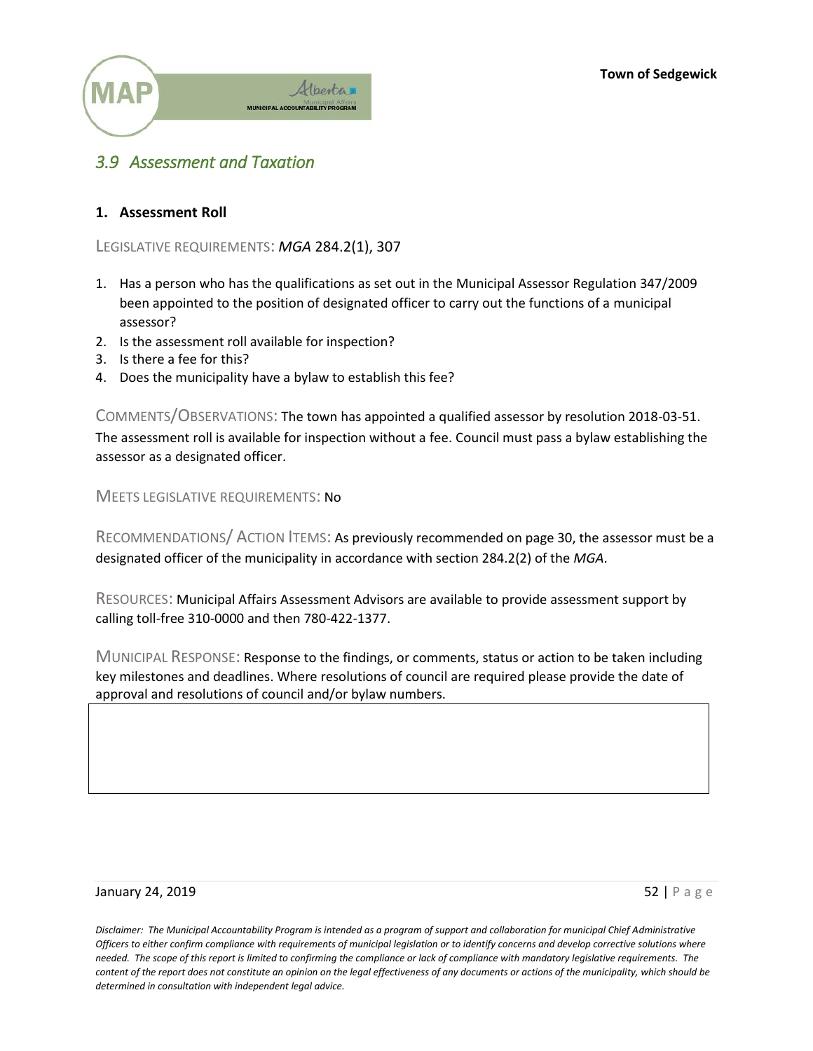## *3.9 Assessment and Taxation*

### 1. Assessment Roll

LEGISLATIVE REQUIREMENTS: *MGA* 284.2(1), 307

1. Has a person who has the qualifications as set out in the Municipal Assessor Regulation 347/2009 been appointed to the position of designated officer to carry out the functions of a municipal assessor?
2. Is the assessment roll available for inspection?
3. Is there a fee for this?
4. Does the municipality have a bylaw to establish this fee?

COMMENTS/OBSERVATIONS: The town has appointed a qualified assessor by resolution 2018-03-51. The assessment roll is available for inspection without a fee. Council must pass a bylaw establishing the assessor as a designated officer.

MEETS LEGISLATIVE REQUIREMENTS: No

RECOMMENDATIONS/ ACTION ITEMS: As previously recommended on page 30, the assessor must be a designated officer of the municipality in accordance with section 284.2(2) of the *MGA*.

RESOURCES: Municipal Affairs Assessment Advisors are available to provide assessment support by calling toll-free 310-0000 and then 780-422-1377.

MUNICIPAL RESPONSE: Response to the findings, or comments, status or action to be taken including key milestones and deadlines. Where resolutions of council are required please provide the date of approval and resolutions of council and/or bylaw numbers.

*Disclaimer: The Municipal Accountability Program is intended as a program of support and collaboration for municipal Chief Administrative Officers to either confirm compliance with requirements of municipal legislation or to identify concerns and develop corrective solutions where needed. The scope of this report is limited to confirming the compliance or lack of compliance with mandatory legislative requirements. The content of the report does not constitute an opinion on the legal effectiveness of any documents or actions of the municipality, which should be determined in consultation with independent legal advice.*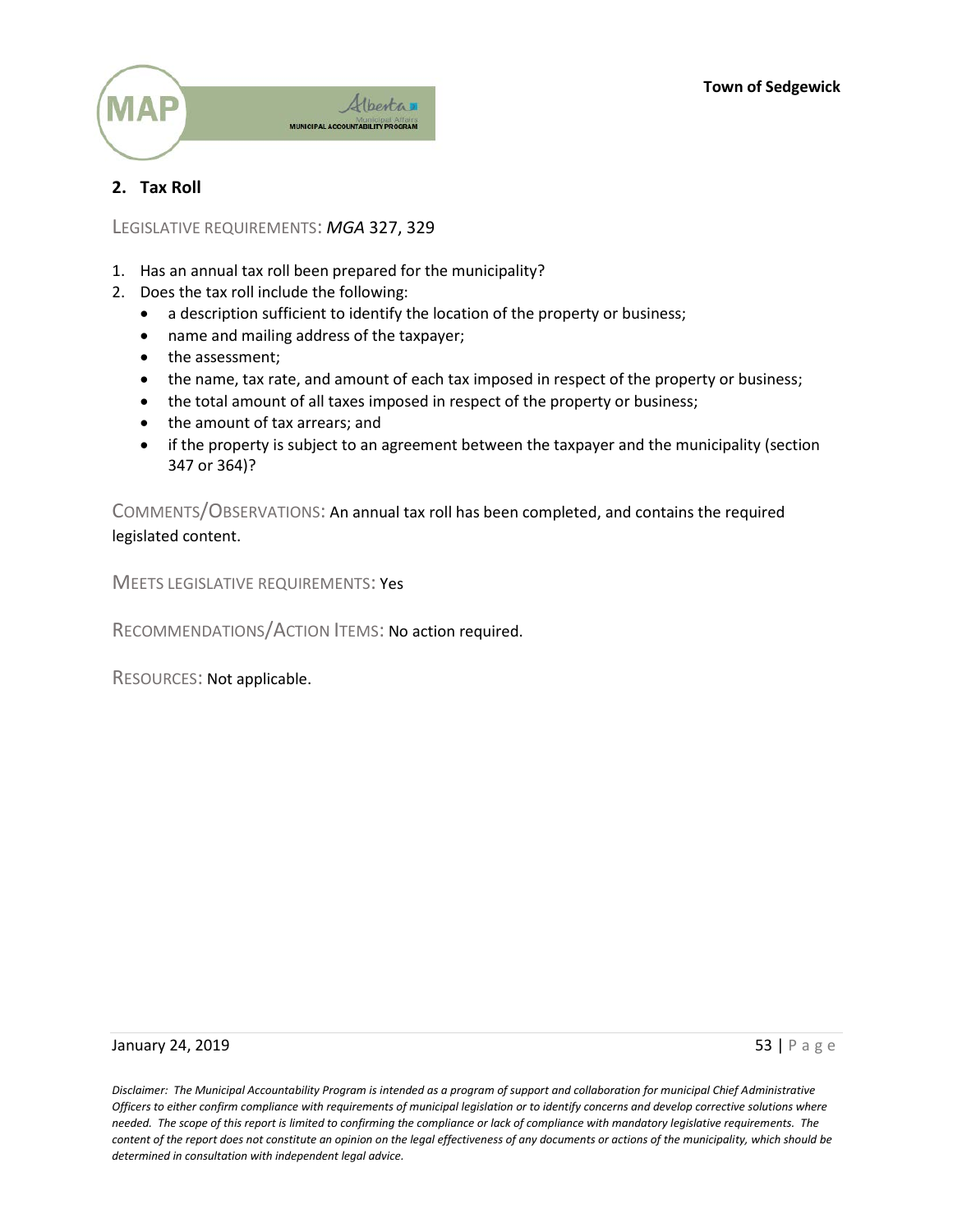## 2. Tax Roll

LEGISLATIVE REQUIREMENTS: *MGA* 327, 329

1. Has an annual tax roll been prepared for the municipality?
2. Does the tax roll include the following:
   - a description sufficient to identify the location of the property or business;
   - name and mailing address of the taxpayer;
   - the assessment;
   - the name, tax rate, and amount of each tax imposed in respect of the property or business;
   - the total amount of all taxes imposed in respect of the property or business;
   - the amount of tax arrears; and
   - if the property is subject to an agreement between the taxpayer and the municipality (section 347 or 364)?

COMMENTS/OBSERVATIONS: An annual tax roll has been completed, and contains the required legislated content.

MEETS LEGISLATIVE REQUIREMENTS: Yes

RECOMMENDATIONS/ACTION ITEMS: No action required.

RESOURCES: Not applicable.

*Disclaimer: The Municipal Accountability Program is intended as a program of support and collaboration for municipal Chief Administrative Officers to either confirm compliance with requirements of municipal legislation or to identify concerns and develop corrective solutions where needed. The scope of this report is limited to confirming the compliance or lack of compliance with mandatory legislative requirements. The content of the report does not constitute an opinion on the legal effectiveness of any documents or actions of the municipality, which should be determined in consultation with independent legal advice.*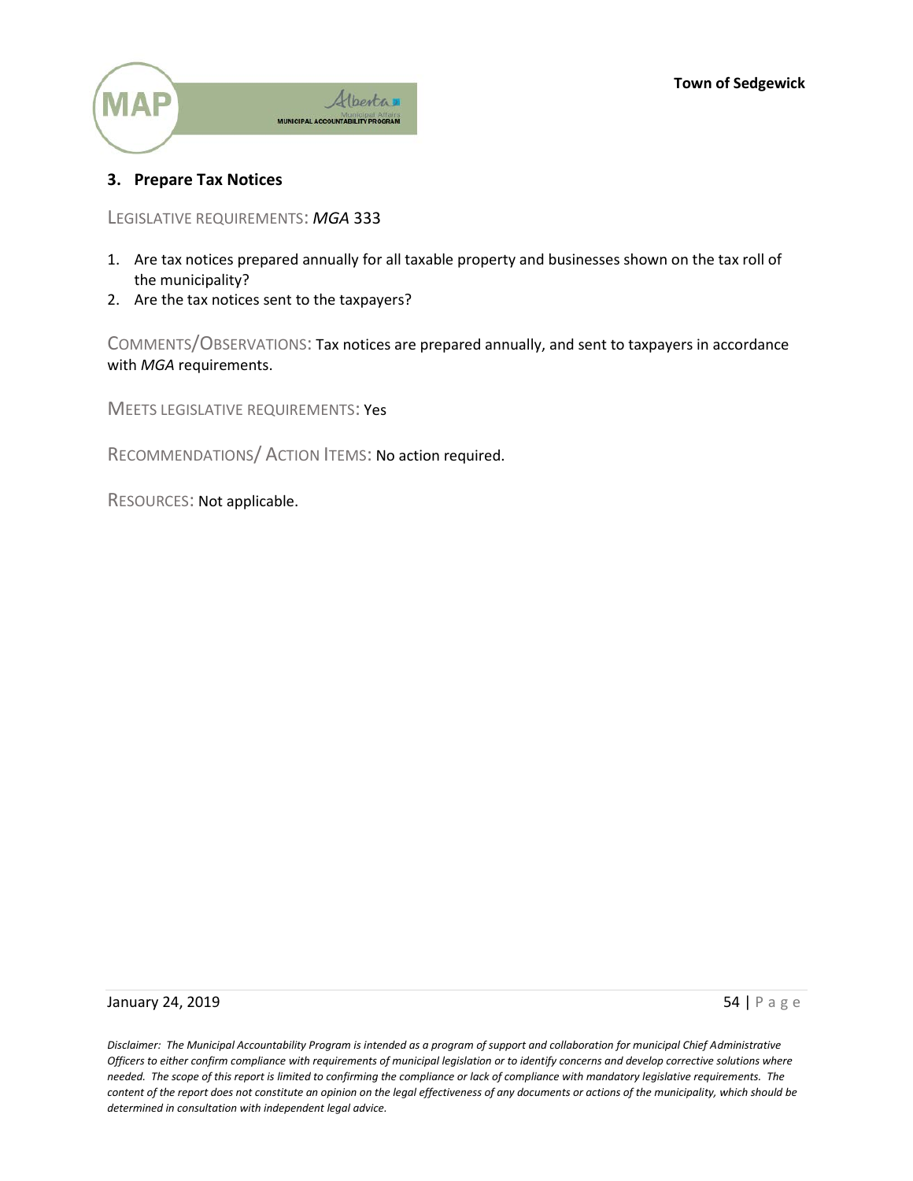### 3. Prepare Tax Notices

LEGISLATIVE REQUIREMENTS: *MGA* 333

1. Are tax notices prepared annually for all taxable property and businesses shown on the tax roll of the municipality?
2. Are the tax notices sent to the taxpayers?

COMMENTS/OBSERVATIONS: Tax notices are prepared annually, and sent to taxpayers in accordance with *MGA* requirements.

MEETS LEGISLATIVE REQUIREMENTS: Yes

RECOMMENDATIONS/ ACTION ITEMS: No action required.

RESOURCES: Not applicable.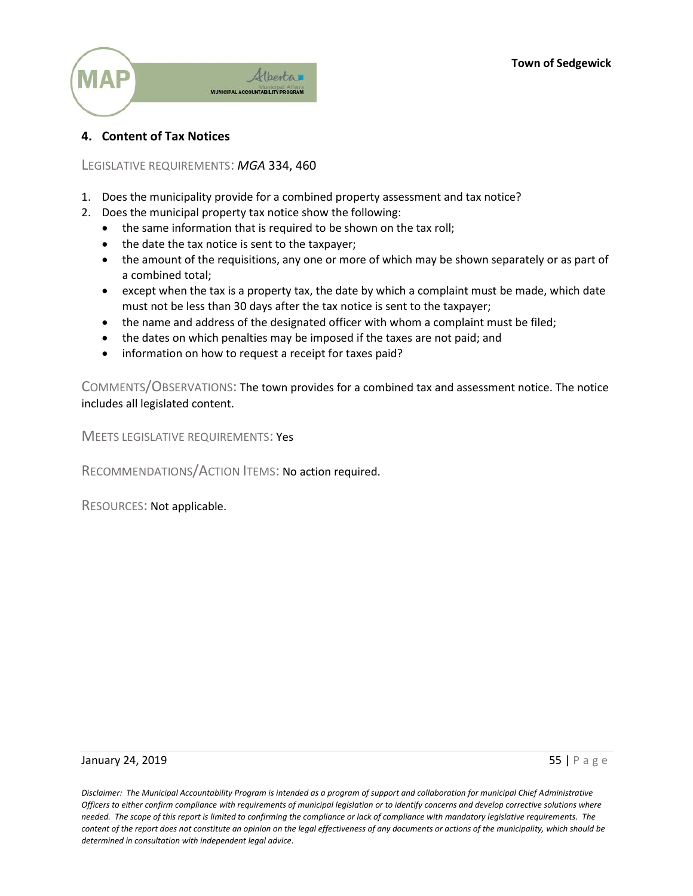## 4. Content of Tax Notices

LEGISLATIVE REQUIREMENTS: *MGA* 334, 460

1. Does the municipality provide for a combined property assessment and tax notice?
2. Does the municipal property tax notice show the following:
   - the same information that is required to be shown on the tax roll;
   - the date the tax notice is sent to the taxpayer;
   - the amount of the requisitions, any one or more of which may be shown separately or as part of a combined total;
   - except when the tax is a property tax, the date by which a complaint must be made, which date must not be less than 30 days after the tax notice is sent to the taxpayer;
   - the name and address of the designated officer with whom a complaint must be filed;
   - the dates on which penalties may be imposed if the taxes are not paid; and
   - information on how to request a receipt for taxes paid?

COMMENTS/OBSERVATIONS: The town provides for a combined tax and assessment notice. The notice includes all legislated content.

MEETS LEGISLATIVE REQUIREMENTS: Yes

RECOMMENDATIONS/ACTION ITEMS: No action required.

RESOURCES: Not applicable.

*Disclaimer: The Municipal Accountability Program is intended as a program of support and collaboration for municipal Chief Administrative Officers to either confirm compliance with requirements of municipal legislation or to identify concerns and develop corrective solutions where needed. The scope of this report is limited to confirming the compliance or lack of compliance with mandatory legislative requirements. The content of the report does not constitute an opinion on the legal effectiveness of any documents or actions of the municipality, which should be determined in consultation with independent legal advice.*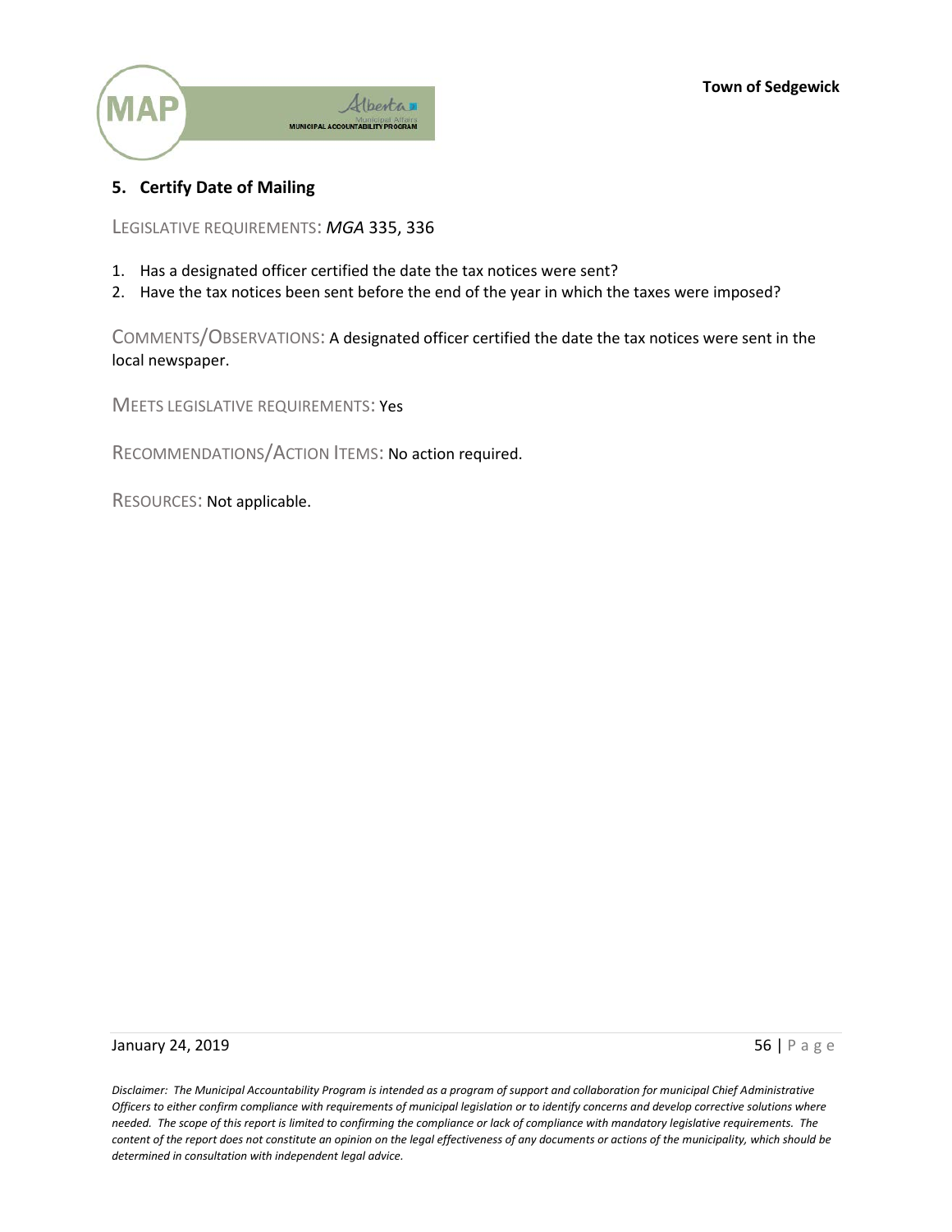## 5. Certify Date of Mailing

LEGISLATIVE REQUIREMENTS: *MGA* 335, 336

1. Has a designated officer certified the date the tax notices were sent?
2. Have the tax notices been sent before the end of the year in which the taxes were imposed?

COMMENTS/OBSERVATIONS: A designated officer certified the date the tax notices were sent in the local newspaper.

MEETS LEGISLATIVE REQUIREMENTS: Yes

RECOMMENDATIONS/ACTION ITEMS: No action required.

RESOURCES: Not applicable.

*Disclaimer: The Municipal Accountability Program is intended as a program of support and collaboration for municipal Chief Administrative Officers to either confirm compliance with requirements of municipal legislation or to identify concerns and develop corrective solutions where needed. The scope of this report is limited to confirming the compliance or lack of compliance with mandatory legislative requirements. The content of the report does not constitute an opinion on the legal effectiveness of any documents or actions of the municipality, which should be determined in consultation with independent legal advice.*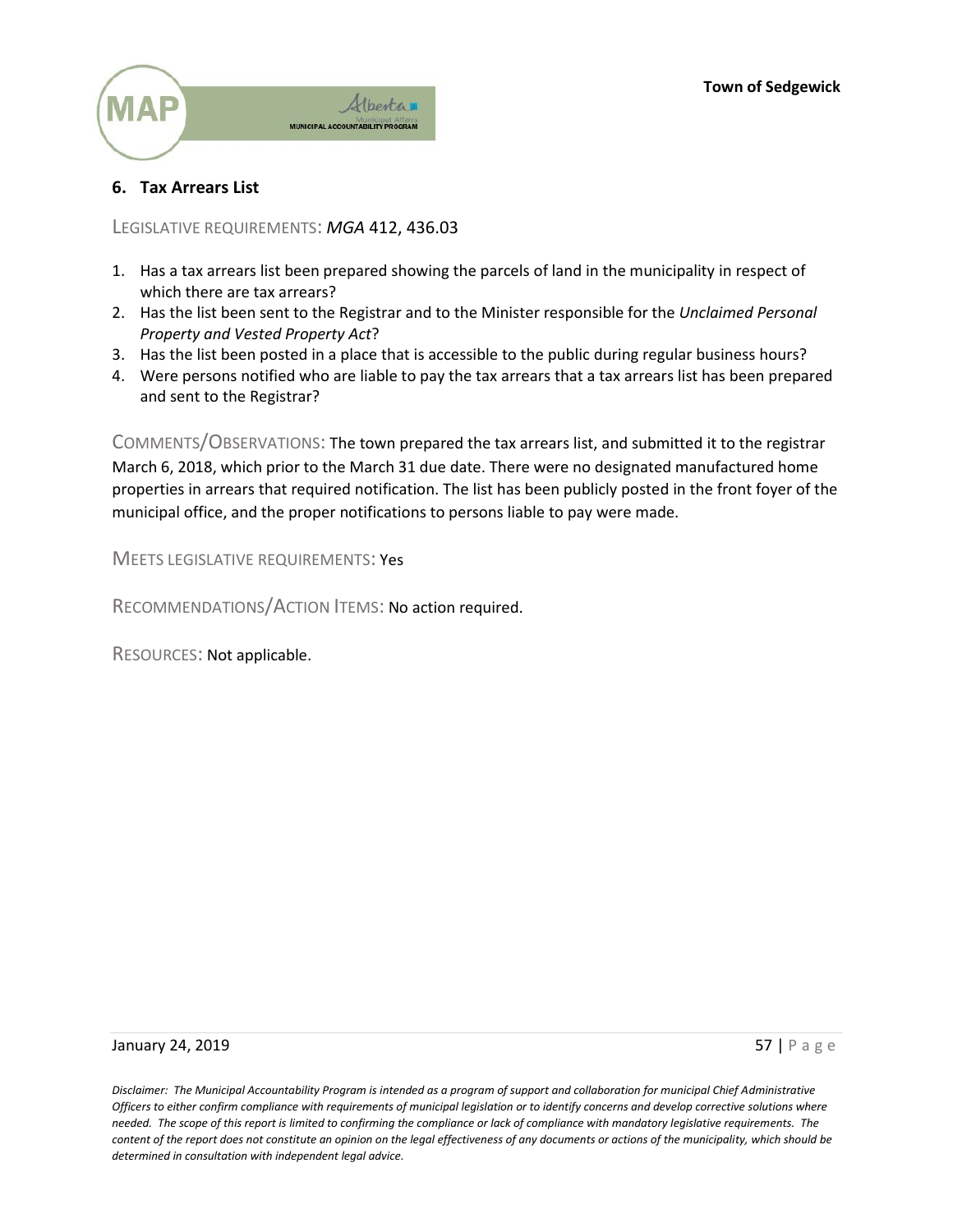## 6. Tax Arrears List

LEGISLATIVE REQUIREMENTS: *MGA* 412, 436.03

1. Has a tax arrears list been prepared showing the parcels of land in the municipality in respect of which there are tax arrears?
2. Has the list been sent to the Registrar and to the Minister responsible for the *Unclaimed Personal Property and Vested Property Act*?
3. Has the list been posted in a place that is accessible to the public during regular business hours?
4. Were persons notified who are liable to pay the tax arrears that a tax arrears list has been prepared and sent to the Registrar?

COMMENTS/OBSERVATIONS: The town prepared the tax arrears list, and submitted it to the registrar March 6, 2018, which prior to the March 31 due date. There were no designated manufactured home properties in arrears that required notification. The list has been publicly posted in the front foyer of the municipal office, and the proper notifications to persons liable to pay were made.

MEETS LEGISLATIVE REQUIREMENTS: Yes

RECOMMENDATIONS/ACTION ITEMS: No action required.

RESOURCES: Not applicable.

*Disclaimer: The Municipal Accountability Program is intended as a program of support and collaboration for municipal Chief Administrative Officers to either confirm compliance with requirements of municipal legislation or to identify concerns and develop corrective solutions where needed. The scope of this report is limited to confirming the compliance or lack of compliance with mandatory legislative requirements. The content of the report does not constitute an opinion on the legal effectiveness of any documents or actions of the municipality, which should be determined in consultation with independent legal advice.*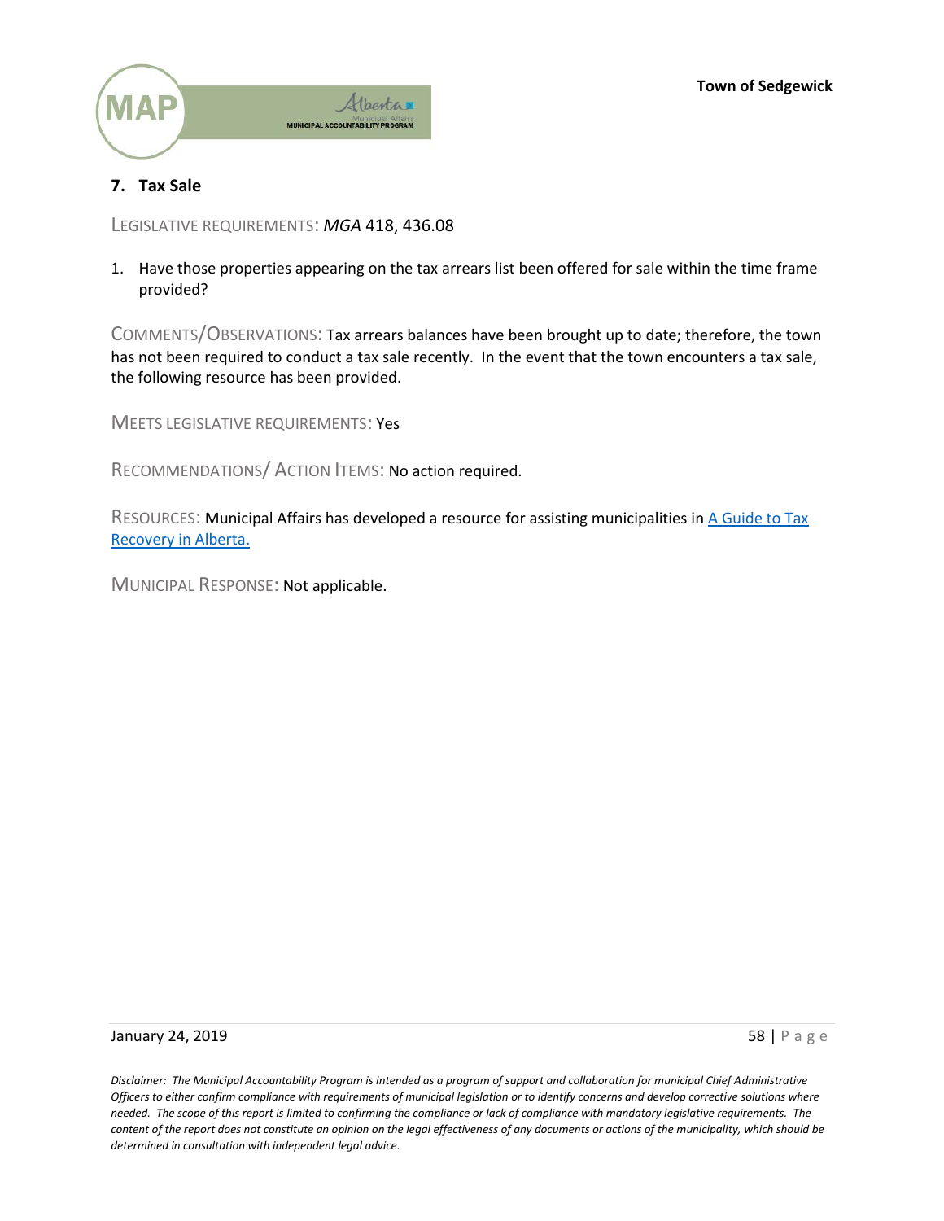## 7. Tax Sale

LEGISLATIVE REQUIREMENTS: *MGA* 418, 436.08

1. Have those properties appearing on the tax arrears list been offered for sale within the time frame provided?

COMMENTS/OBSERVATIONS: Tax arrears balances have been brought up to date; therefore, the town has not been required to conduct a tax sale recently. In the event that the town encounters a tax sale, the following resource has been provided.

MEETS LEGISLATIVE REQUIREMENTS: Yes

RECOMMENDATIONS/ ACTION ITEMS: No action required.

RESOURCES: Municipal Affairs has developed a resource for assisting municipalities in A Guide to Tax Recovery in Alberta.

MUNICIPAL RESPONSE: Not applicable.

January 24, 2019

*Disclaimer: The Municipal Accountability Program is intended as a program of support and collaboration for municipal Chief Administrative Officers to either confirm compliance with requirements of municipal legislation or to identify concerns and develop corrective solutions where needed. The scope of this report is limited to confirming the compliance or lack of compliance with mandatory legislative requirements. The content of the report does not constitute an opinion on the legal effectiveness of any documents or actions of the municipality, which should be determined in consultation with independent legal advice.*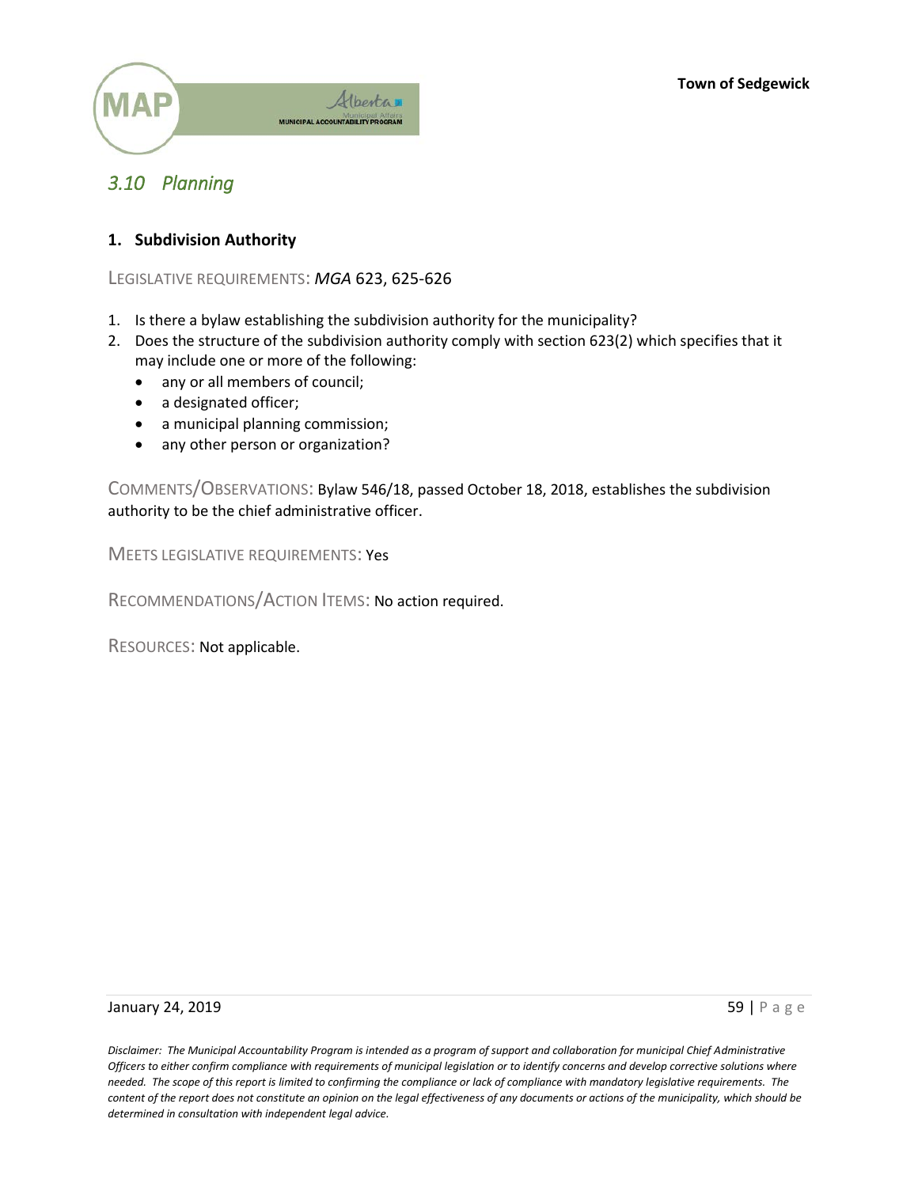## *3.10 Planning*

### 1. Subdivision Authority

LEGISLATIVE REQUIREMENTS: *MGA* 623, 625-626

1. Is there a bylaw establishing the subdivision authority for the municipality?
2. Does the structure of the subdivision authority comply with section 623(2) which specifies that it may include one or more of the following:
   - any or all members of council;
   - a designated officer;
   - a municipal planning commission;
   - any other person or organization?

COMMENTS/OBSERVATIONS: Bylaw 546/18, passed October 18, 2018, establishes the subdivision authority to be the chief administrative officer.

MEETS LEGISLATIVE REQUIREMENTS: Yes

RECOMMENDATIONS/ACTION ITEMS: No action required.

RESOURCES: Not applicable.

*Disclaimer: The Municipal Accountability Program is intended as a program of support and collaboration for municipal Chief Administrative Officers to either confirm compliance with requirements of municipal legislation or to identify concerns and develop corrective solutions where needed. The scope of this report is limited to confirming the compliance or lack of compliance with mandatory legislative requirements. The content of the report does not constitute an opinion on the legal effectiveness of any documents or actions of the municipality, which should be determined in consultation with independent legal advice.*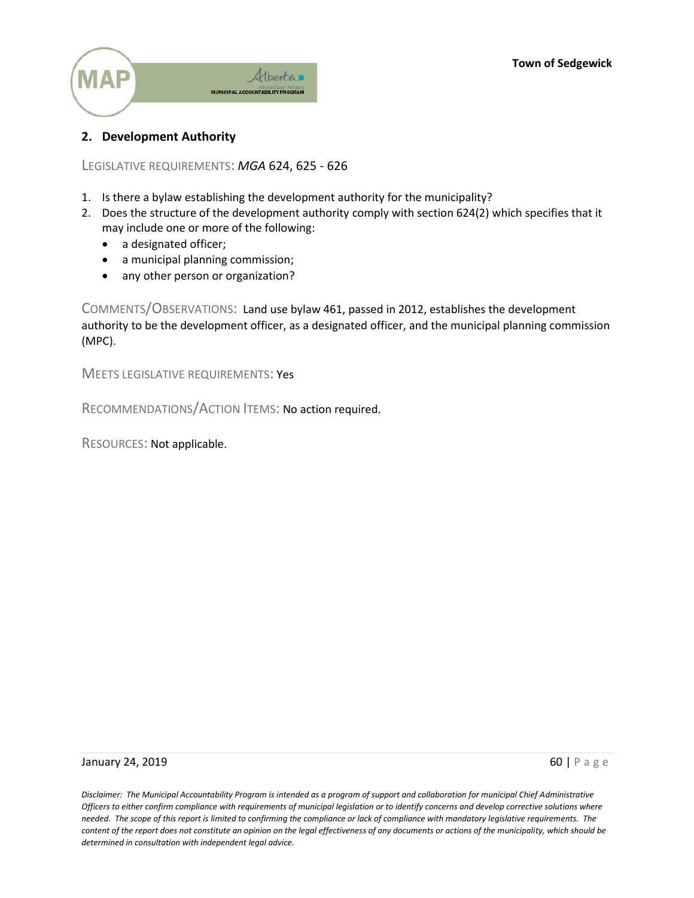## 2. Development Authority

LEGISLATIVE REQUIREMENTS: *MGA* 624, 625 - 626

1. Is there a bylaw establishing the development authority for the municipality?
2. Does the structure of the development authority comply with section 624(2) which specifies that it may include one or more of the following:
   - a designated officer;
   - a municipal planning commission;
   - any other person or organization?

COMMENTS/OBSERVATIONS: Land use bylaw 461, passed in 2012, establishes the development authority to be the development officer, as a designated officer, and the municipal planning commission (MPC).

MEETS LEGISLATIVE REQUIREMENTS: Yes

RECOMMENDATIONS/ACTION ITEMS: No action required.

RESOURCES: Not applicable.

*Disclaimer: The Municipal Accountability Program is intended as a program of support and collaboration for municipal Chief Administrative Officers to either confirm compliance with requirements of municipal legislation or to identify concerns and develop corrective solutions where needed. The scope of this report is limited to confirming the compliance or lack of compliance with mandatory legislative requirements. The content of the report does not constitute an opinion on the legal effectiveness of any documents or actions of the municipality, which should be determined in consultation with independent legal advice.*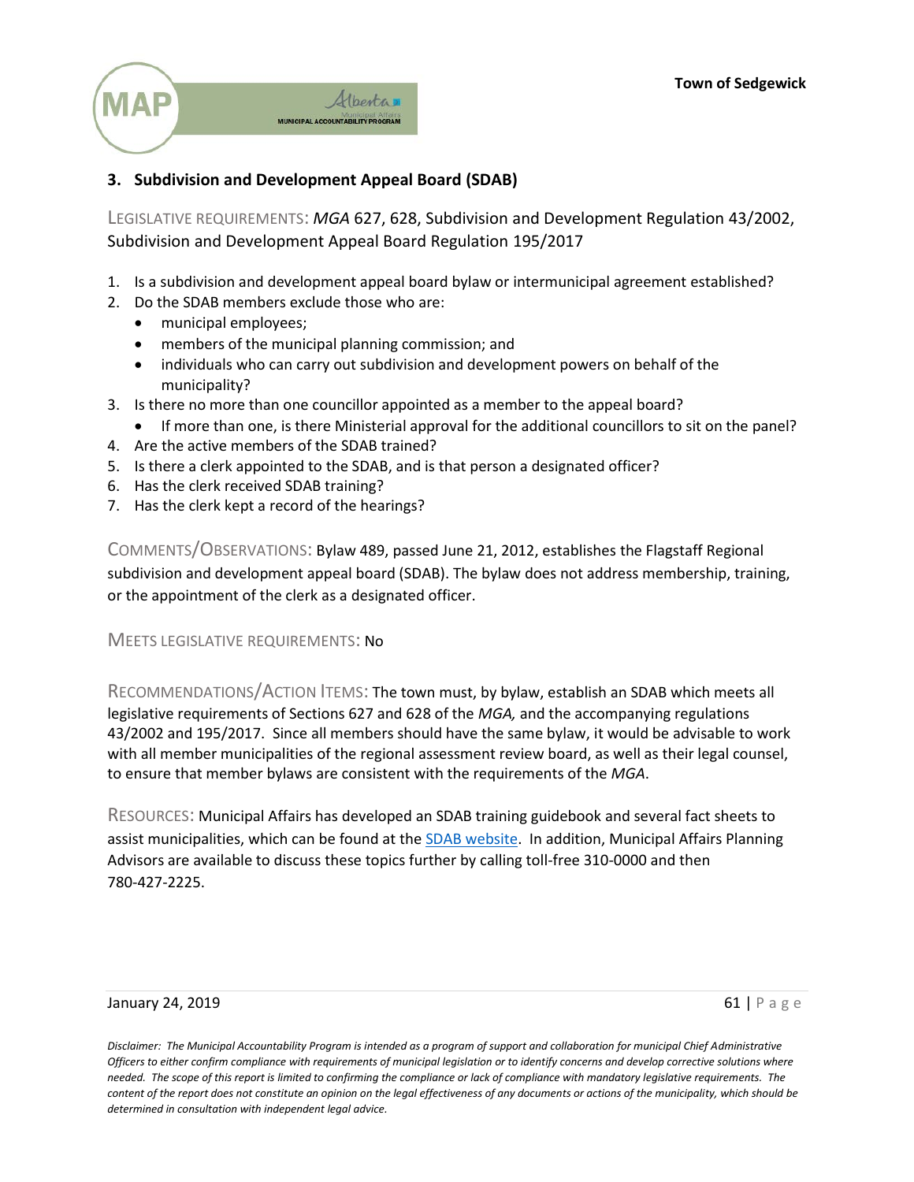## 3. Subdivision and Development Appeal Board (SDAB)

LEGISLATIVE REQUIREMENTS: *MGA* 627, 628, Subdivision and Development Regulation 43/2002, Subdivision and Development Appeal Board Regulation 195/2017

1. Is a subdivision and development appeal board bylaw or intermunicipal agreement established?
2. Do the SDAB members exclude those who are:
   - municipal employees;
   - members of the municipal planning commission; and
   - individuals who can carry out subdivision and development powers on behalf of the municipality?
3. Is there no more than one councillor appointed as a member to the appeal board?
   - If more than one, is there Ministerial approval for the additional councillors to sit on the panel?
4. Are the active members of the SDAB trained?
5. Is there a clerk appointed to the SDAB, and is that person a designated officer?
6. Has the clerk received SDAB training?
7. Has the clerk kept a record of the hearings?

COMMENTS/OBSERVATIONS: Bylaw 489, passed June 21, 2012, establishes the Flagstaff Regional subdivision and development appeal board (SDAB). The bylaw does not address membership, training, or the appointment of the clerk as a designated officer.

MEETS LEGISLATIVE REQUIREMENTS: No

RECOMMENDATIONS/ACTION ITEMS: The town must, by bylaw, establish an SDAB which meets all legislative requirements of Sections 627 and 628 of the *MGA,* and the accompanying regulations 43/2002 and 195/2017. Since all members should have the same bylaw, it would be advisable to work with all member municipalities of the regional assessment review board, as well as their legal counsel, to ensure that member bylaws are consistent with the requirements of the *MGA*.

RESOURCES: Municipal Affairs has developed an SDAB training guidebook and several fact sheets to assist municipalities, which can be found at the SDAB website. In addition, Municipal Affairs Planning Advisors are available to discuss these topics further by calling toll-free 310-0000 and then 780-427-2225.

*Disclaimer: The Municipal Accountability Program is intended as a program of support and collaboration for municipal Chief Administrative Officers to either confirm compliance with requirements of municipal legislation or to identify concerns and develop corrective solutions where needed. The scope of this report is limited to confirming the compliance or lack of compliance with mandatory legislative requirements. The content of the report does not constitute an opinion on the legal effectiveness of any documents or actions of the municipality, which should be determined in consultation with independent legal advice.*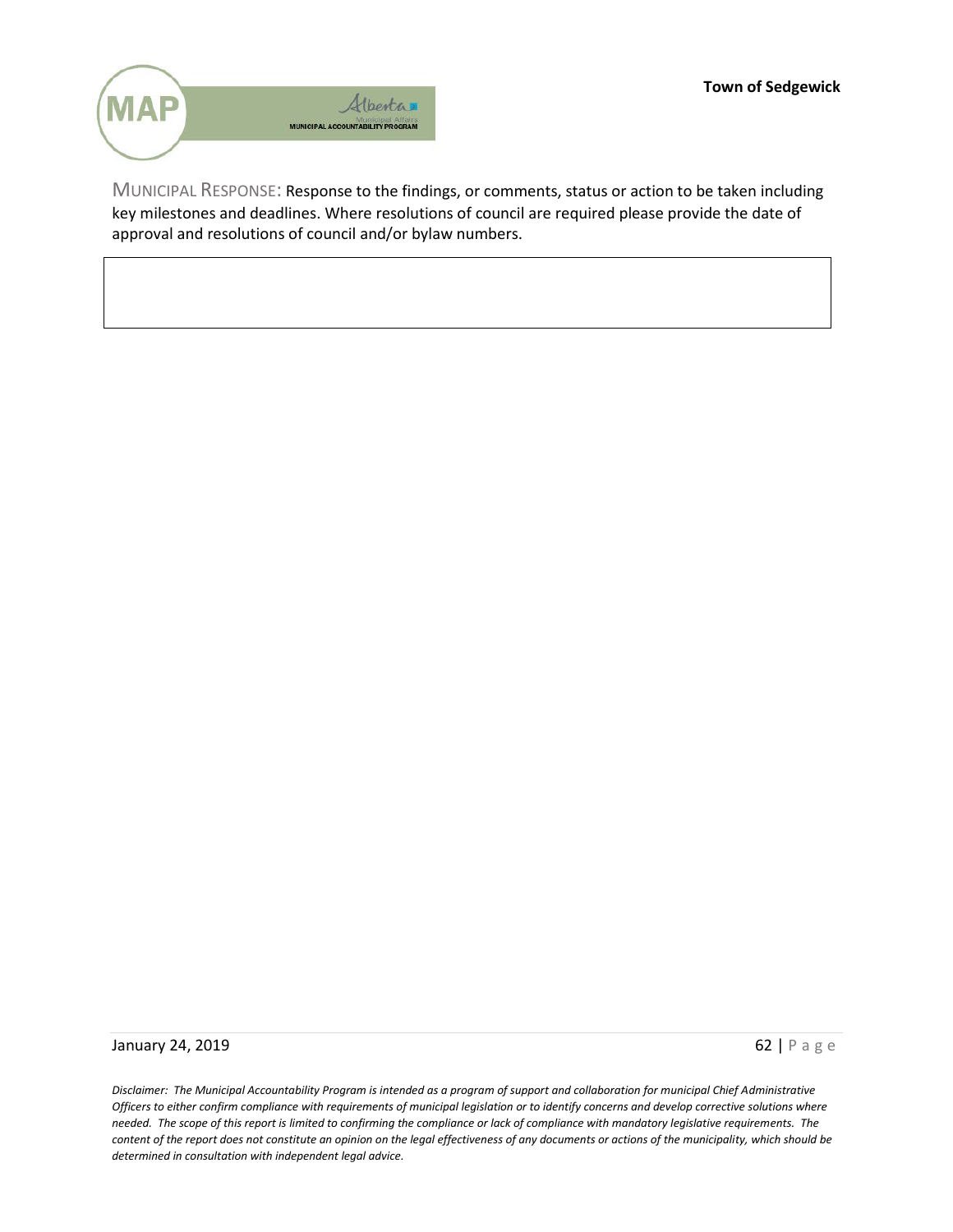MUNICIPAL RESPONSE: Response to the findings, or comments, status or action to be taken including key milestones and deadlines. Where resolutions of council are required please provide the date of approval and resolutions of council and/or bylaw numbers.

*Disclaimer: The Municipal Accountability Program is intended as a program of support and collaboration for municipal Chief Administrative Officers to either confirm compliance with requirements of municipal legislation or to identify concerns and develop corrective solutions where needed. The scope of this report is limited to confirming the compliance or lack of compliance with mandatory legislative requirements. The content of the report does not constitute an opinion on the legal effectiveness of any documents or actions of the municipality, which should be determined in consultation with independent legal advice.*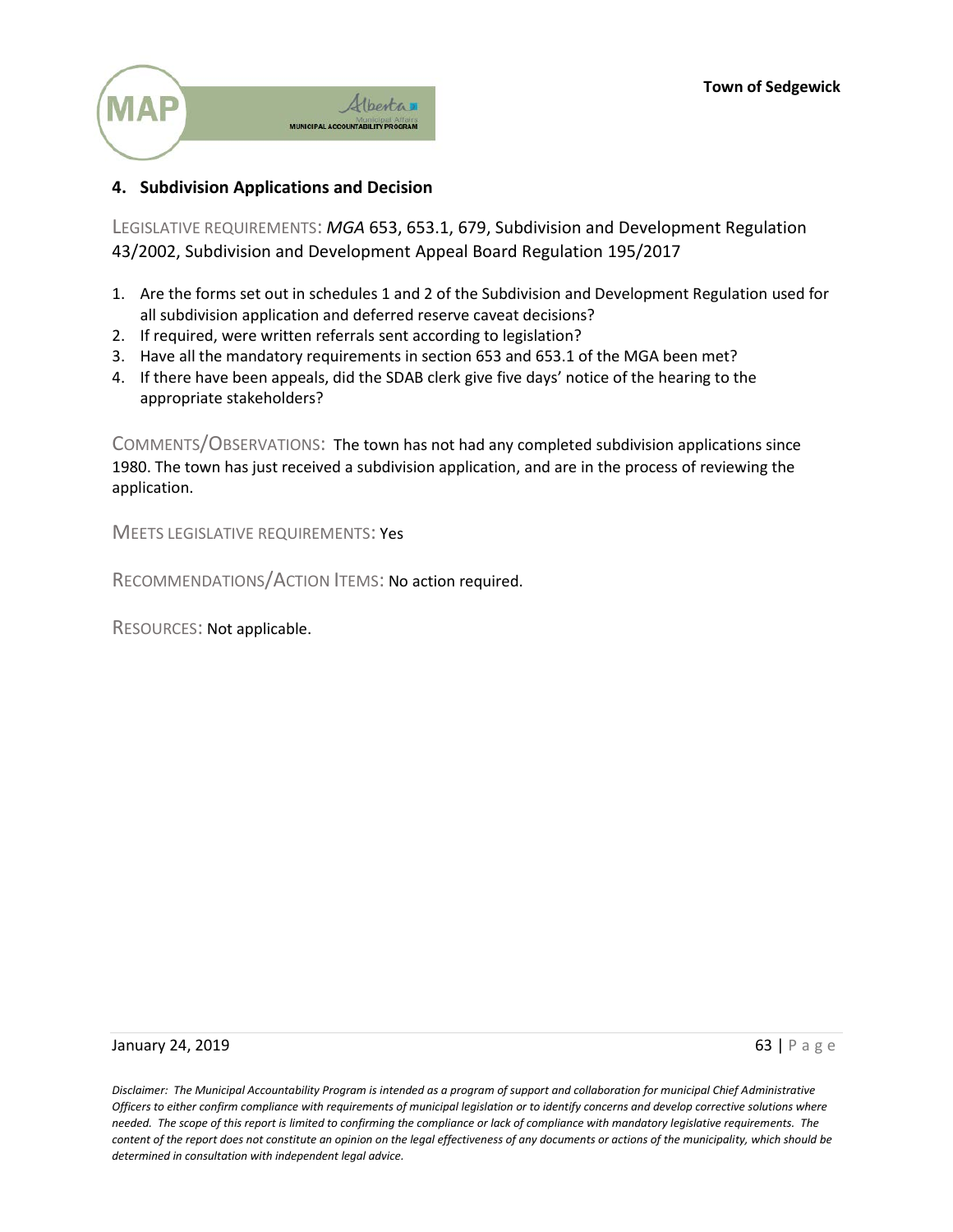## 4. Subdivision Applications and Decision

LEGISLATIVE REQUIREMENTS: *MGA* 653, 653.1, 679, Subdivision and Development Regulation 43/2002, Subdivision and Development Appeal Board Regulation 195/2017

1. Are the forms set out in schedules 1 and 2 of the Subdivision and Development Regulation used for all subdivision application and deferred reserve caveat decisions?
2. If required, were written referrals sent according to legislation?
3. Have all the mandatory requirements in section 653 and 653.1 of the MGA been met?
4. If there have been appeals, did the SDAB clerk give five days' notice of the hearing to the appropriate stakeholders?

COMMENTS/OBSERVATIONS: The town has not had any completed subdivision applications since 1980. The town has just received a subdivision application, and are in the process of reviewing the application.

MEETS LEGISLATIVE REQUIREMENTS: Yes

RECOMMENDATIONS/ACTION ITEMS: No action required.

RESOURCES: Not applicable.

*Disclaimer: The Municipal Accountability Program is intended as a program of support and collaboration for municipal Chief Administrative Officers to either confirm compliance with requirements of municipal legislation or to identify concerns and develop corrective solutions where needed. The scope of this report is limited to confirming the compliance or lack of compliance with mandatory legislative requirements. The content of the report does not constitute an opinion on the legal effectiveness of any documents or actions of the municipality, which should be determined in consultation with independent legal advice.*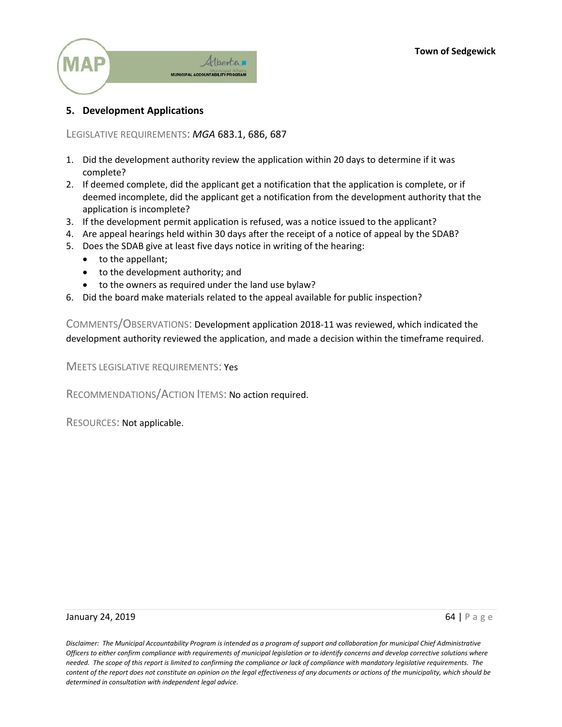## 5. Development Applications

LEGISLATIVE REQUIREMENTS: *MGA* 683.1, 686, 687

1. Did the development authority review the application within 20 days to determine if it was complete?
2. If deemed complete, did the applicant get a notification that the application is complete, or if deemed incomplete, did the applicant get a notification from the development authority that the application is incomplete?
3. If the development permit application is refused, was a notice issued to the applicant?
4. Are appeal hearings held within 30 days after the receipt of a notice of appeal by the SDAB?
5. Does the SDAB give at least five days notice in writing of the hearing:
   - to the appellant;
   - to the development authority; and
   - to the owners as required under the land use bylaw?
6. Did the board make materials related to the appeal available for public inspection?

COMMENTS/OBSERVATIONS: Development application 2018-11 was reviewed, which indicated the development authority reviewed the application, and made a decision within the timeframe required.

MEETS LEGISLATIVE REQUIREMENTS: Yes

RECOMMENDATIONS/ACTION ITEMS: No action required.

RESOURCES: Not applicable.

*Disclaimer: The Municipal Accountability Program is intended as a program of support and collaboration for municipal Chief Administrative Officers to either confirm compliance with requirements of municipal legislation or to identify concerns and develop corrective solutions where needed. The scope of this report is limited to confirming the compliance or lack of compliance with mandatory legislative requirements. The content of the report does not constitute an opinion on the legal effectiveness of any documents or actions of the municipality, which should be determined in consultation with independent legal advice.*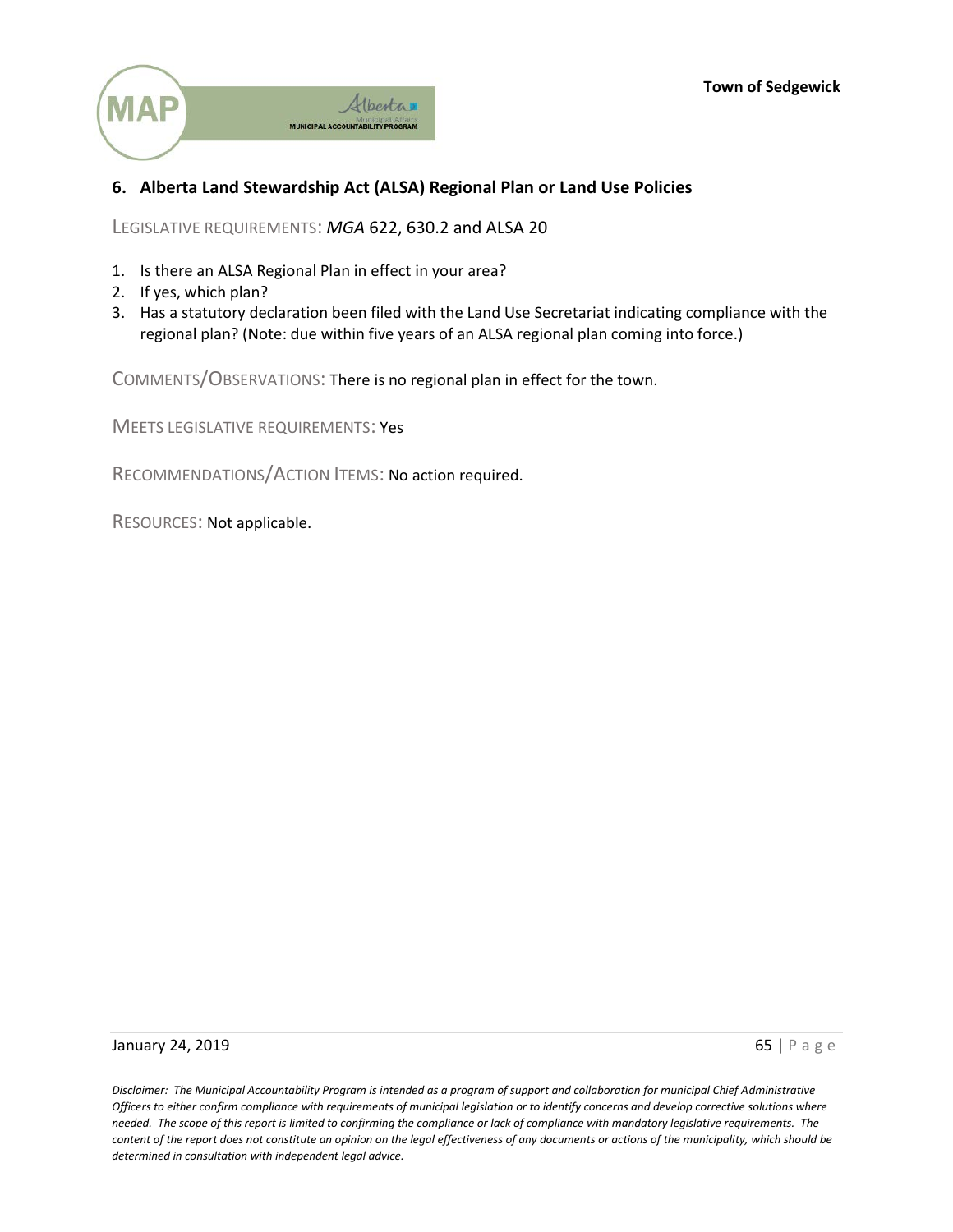## 6. Alberta Land Stewardship Act (ALSA) Regional Plan or Land Use Policies

LEGISLATIVE REQUIREMENTS: *MGA* 622, 630.2 and ALSA 20

1. Is there an ALSA Regional Plan in effect in your area?
2. If yes, which plan?
3. Has a statutory declaration been filed with the Land Use Secretariat indicating compliance with the regional plan? (Note: due within five years of an ALSA regional plan coming into force.)

COMMENTS/OBSERVATIONS: There is no regional plan in effect for the town.

MEETS LEGISLATIVE REQUIREMENTS: Yes

RECOMMENDATIONS/ACTION ITEMS: No action required.

RESOURCES: Not applicable.

*Disclaimer: The Municipal Accountability Program is intended as a program of support and collaboration for municipal Chief Administrative Officers to either confirm compliance with requirements of municipal legislation or to identify concerns and develop corrective solutions where needed. The scope of this report is limited to confirming the compliance or lack of compliance with mandatory legislative requirements. The content of the report does not constitute an opinion on the legal effectiveness of any documents or actions of the municipality, which should be determined in consultation with independent legal advice.*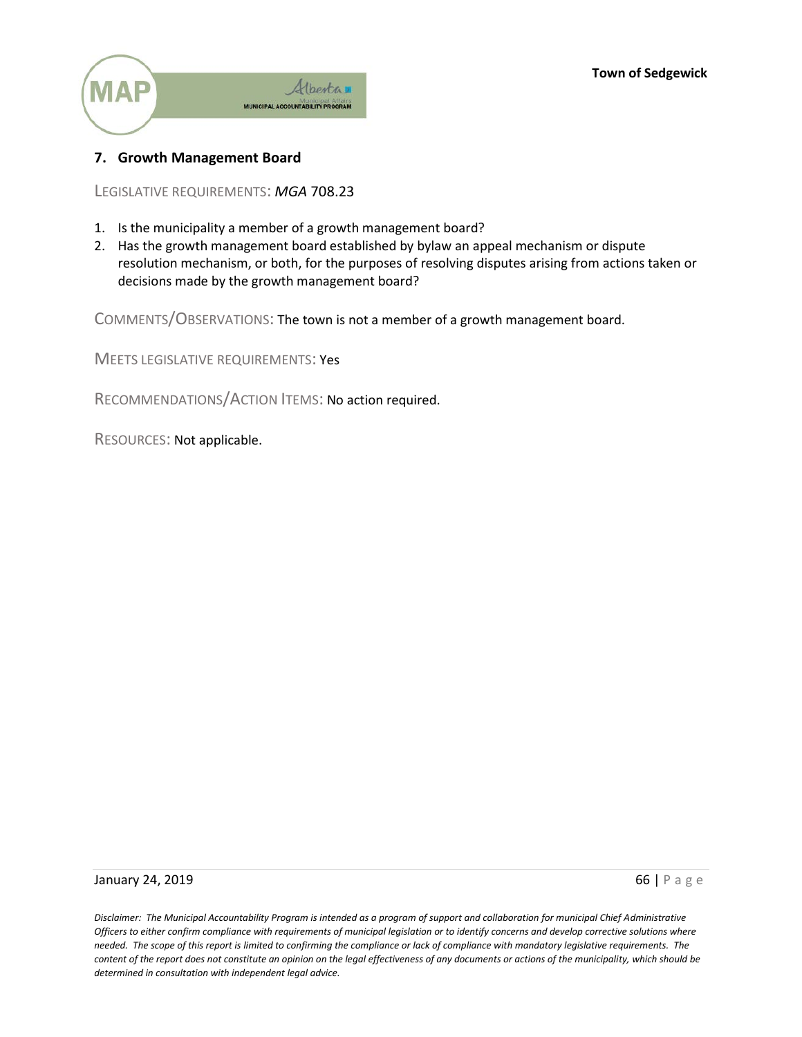## 7. Growth Management Board

LEGISLATIVE REQUIREMENTS: *MGA* 708.23

1. Is the municipality a member of a growth management board?
2. Has the growth management board established by bylaw an appeal mechanism or dispute resolution mechanism, or both, for the purposes of resolving disputes arising from actions taken or decisions made by the growth management board?

COMMENTS/OBSERVATIONS: The town is not a member of a growth management board.

MEETS LEGISLATIVE REQUIREMENTS: Yes

RECOMMENDATIONS/ACTION ITEMS: No action required.

RESOURCES: Not applicable.

*Disclaimer: The Municipal Accountability Program is intended as a program of support and collaboration for municipal Chief Administrative Officers to either confirm compliance with requirements of municipal legislation or to identify concerns and develop corrective solutions where needed. The scope of this report is limited to confirming the compliance or lack of compliance with mandatory legislative requirements. The content of the report does not constitute an opinion on the legal effectiveness of any documents or actions of the municipality, which should be determined in consultation with independent legal advice.*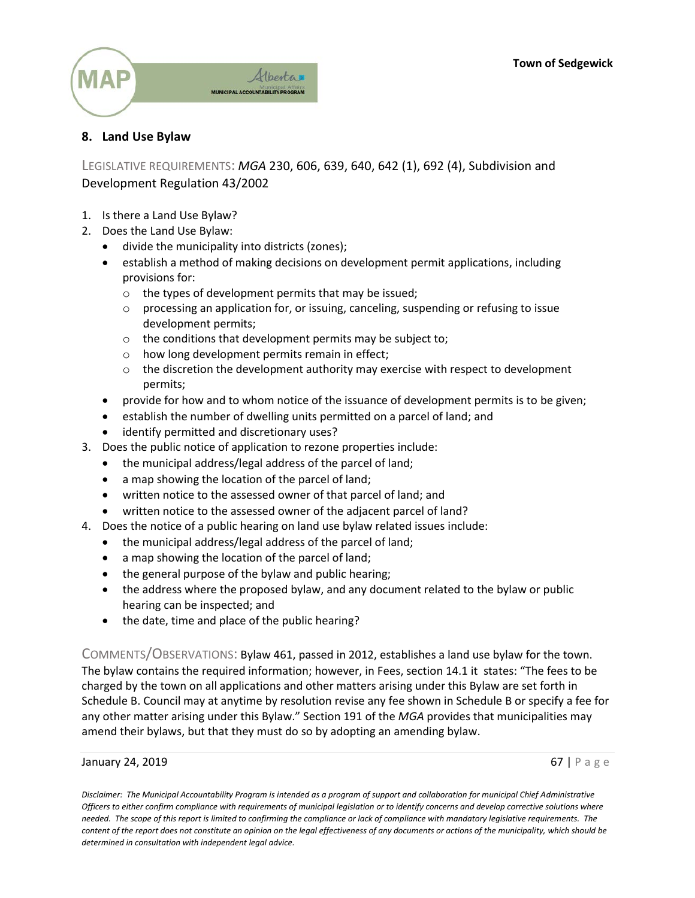## 8. Land Use Bylaw

LEGISLATIVE REQUIREMENTS: *MGA* 230, 606, 639, 640, 642 (1), 692 (4), Subdivision and Development Regulation 43/2002

1. Is there a Land Use Bylaw?
2. Does the Land Use Bylaw:
   - divide the municipality into districts (zones);
   - establish a method of making decisions on development permit applications, including provisions for:
     - the types of development permits that may be issued;
     - processing an application for, or issuing, canceling, suspending or refusing to issue development permits;
     - the conditions that development permits may be subject to;
     - how long development permits remain in effect;
     - the discretion the development authority may exercise with respect to development permits;
   - provide for how and to whom notice of the issuance of development permits is to be given;
   - establish the number of dwelling units permitted on a parcel of land; and
   - identify permitted and discretionary uses?
3. Does the public notice of application to rezone properties include:
   - the municipal address/legal address of the parcel of land;
   - a map showing the location of the parcel of land;
   - written notice to the assessed owner of that parcel of land; and
   - written notice to the assessed owner of the adjacent parcel of land?
4. Does the notice of a public hearing on land use bylaw related issues include:
   - the municipal address/legal address of the parcel of land;
   - a map showing the location of the parcel of land;
   - the general purpose of the bylaw and public hearing;
   - the address where the proposed bylaw, and any document related to the bylaw or public hearing can be inspected; and
   - the date, time and place of the public hearing?

COMMENTS/OBSERVATIONS: Bylaw 461, passed in 2012, establishes a land use bylaw for the town. The bylaw contains the required information; however, in Fees, section 14.1 it states: "The fees to be charged by the town on all applications and other matters arising under this Bylaw are set forth in Schedule B. Council may at anytime by resolution revise any fee shown in Schedule B or specify a fee for any other matter arising under this Bylaw." Section 191 of the *MGA* provides that municipalities may amend their bylaws, but that they must do so by adopting an amending bylaw.

*Disclaimer: The Municipal Accountability Program is intended as a program of support and collaboration for municipal Chief Administrative Officers to either confirm compliance with requirements of municipal legislation or to identify concerns and develop corrective solutions where needed. The scope of this report is limited to confirming the compliance or lack of compliance with mandatory legislative requirements. The content of the report does not constitute an opinion on the legal effectiveness of any documents or actions of the municipality, which should be determined in consultation with independent legal advice.*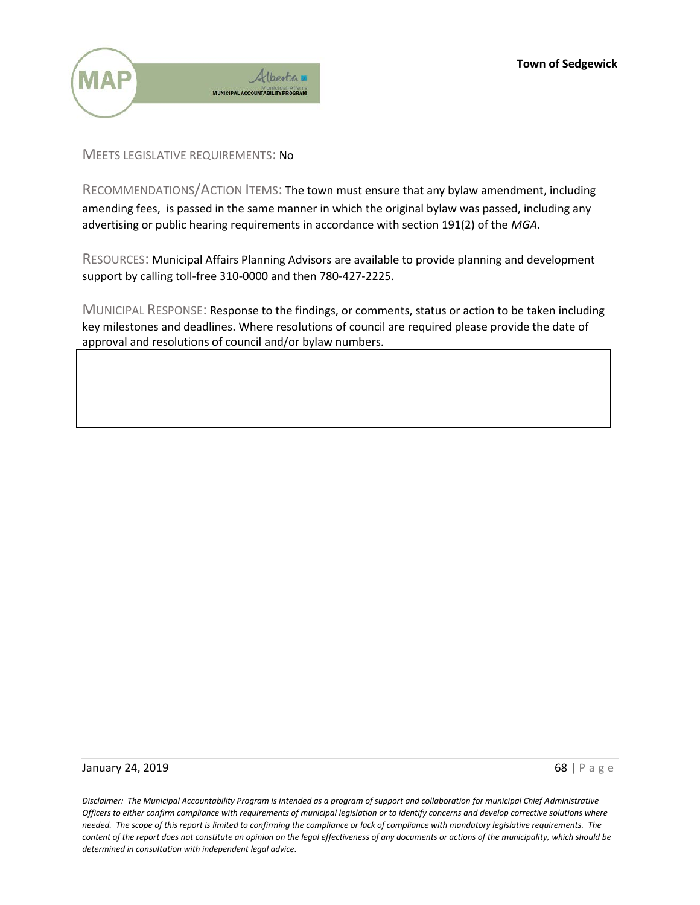MEETS LEGISLATIVE REQUIREMENTS: No

RECOMMENDATIONS/ACTION ITEMS: The town must ensure that any bylaw amendment, including amending fees, is passed in the same manner in which the original bylaw was passed, including any advertising or public hearing requirements in accordance with section 191(2) of the *MGA*.

RESOURCES: Municipal Affairs Planning Advisors are available to provide planning and development support by calling toll-free 310-0000 and then 780-427-2225.

MUNICIPAL RESPONSE: Response to the findings, or comments, status or action to be taken including key milestones and deadlines. Where resolutions of council are required please provide the date of approval and resolutions of council and/or bylaw numbers.

| |
|---|
| |

*Disclaimer: The Municipal Accountability Program is intended as a program of support and collaboration for municipal Chief Administrative Officers to either confirm compliance with requirements of municipal legislation or to identify concerns and develop corrective solutions where needed. The scope of this report is limited to confirming the compliance or lack of compliance with mandatory legislative requirements. The content of the report does not constitute an opinion on the legal effectiveness of any documents or actions of the municipality, which should be determined in consultation with independent legal advice.*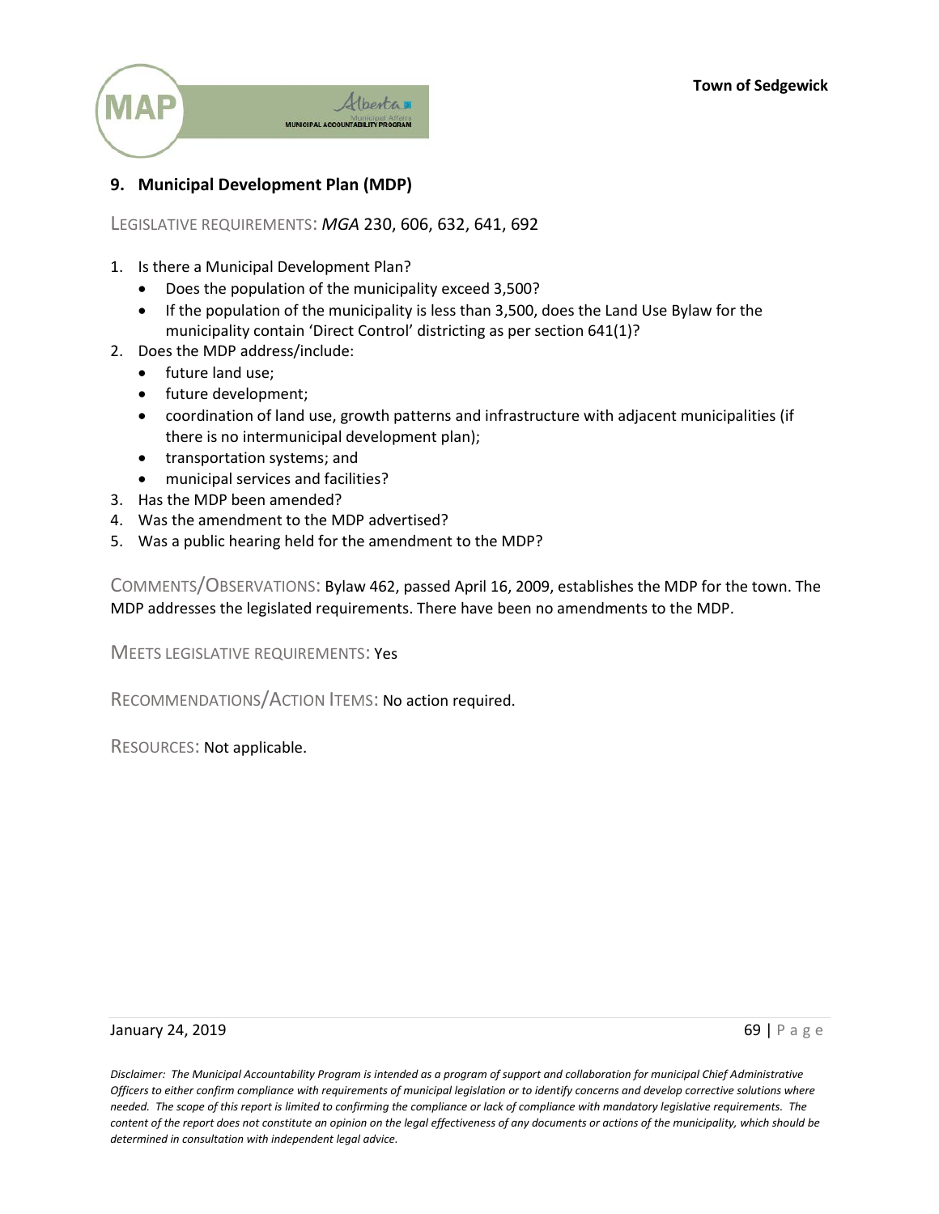## 9. Municipal Development Plan (MDP)

LEGISLATIVE REQUIREMENTS: *MGA* 230, 606, 632, 641, 692

1. Is there a Municipal Development Plan?
   - Does the population of the municipality exceed 3,500?
   - If the population of the municipality is less than 3,500, does the Land Use Bylaw for the municipality contain 'Direct Control' districting as per section 641(1)?
2. Does the MDP address/include:
   - future land use;
   - future development;
   - coordination of land use, growth patterns and infrastructure with adjacent municipalities (if there is no intermunicipal development plan);
   - transportation systems; and
   - municipal services and facilities?
3. Has the MDP been amended?
4. Was the amendment to the MDP advertised?
5. Was a public hearing held for the amendment to the MDP?

COMMENTS/OBSERVATIONS: Bylaw 462, passed April 16, 2009, establishes the MDP for the town. The MDP addresses the legislated requirements. There have been no amendments to the MDP.

MEETS LEGISLATIVE REQUIREMENTS: Yes

RECOMMENDATIONS/ACTION ITEMS: No action required.

RESOURCES: Not applicable.

*Disclaimer: The Municipal Accountability Program is intended as a program of support and collaboration for municipal Chief Administrative Officers to either confirm compliance with requirements of municipal legislation or to identify concerns and develop corrective solutions where needed. The scope of this report is limited to confirming the compliance or lack of compliance with mandatory legislative requirements. The content of the report does not constitute an opinion on the legal effectiveness of any documents or actions of the municipality, which should be determined in consultation with independent legal advice.*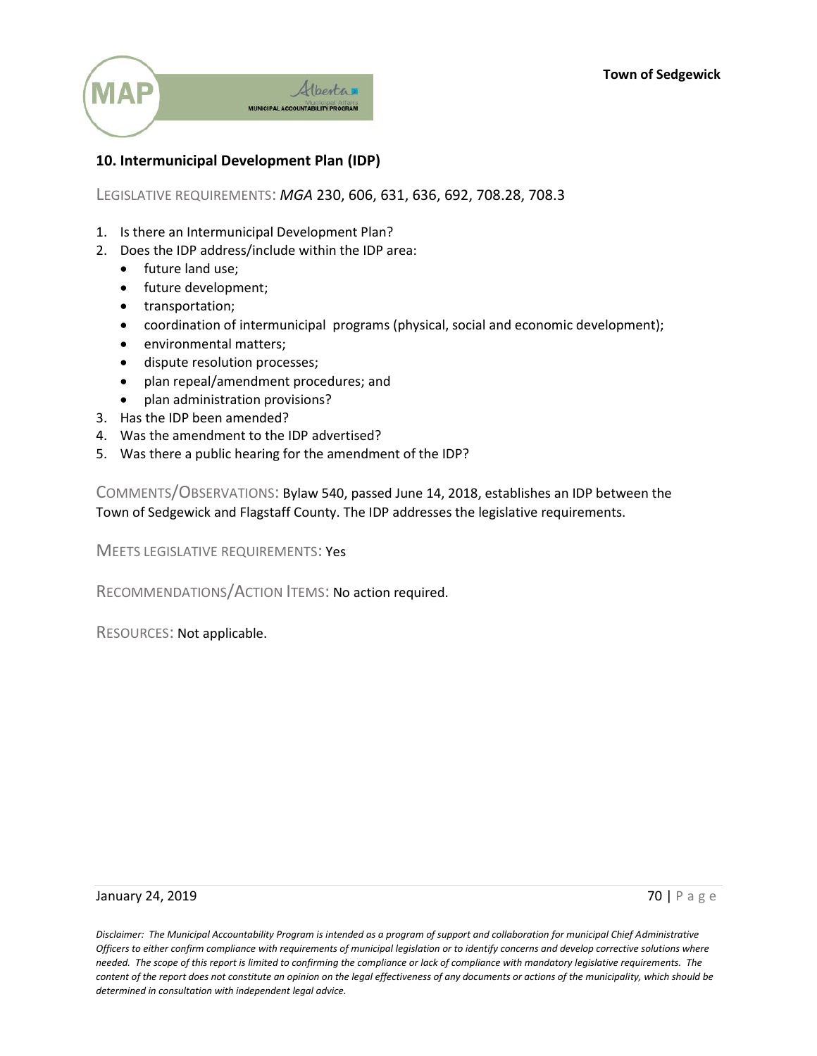## 10. Intermunicipal Development Plan (IDP)

LEGISLATIVE REQUIREMENTS: *MGA* 230, 606, 631, 636, 692, 708.28, 708.3

1. Is there an Intermunicipal Development Plan?
2. Does the IDP address/include within the IDP area:
   - future land use;
   - future development;
   - transportation;
   - coordination of intermunicipal programs (physical, social and economic development);
   - environmental matters;
   - dispute resolution processes;
   - plan repeal/amendment procedures; and
   - plan administration provisions?
3. Has the IDP been amended?
4. Was the amendment to the IDP advertised?
5. Was there a public hearing for the amendment of the IDP?

COMMENTS/OBSERVATIONS: Bylaw 540, passed June 14, 2018, establishes an IDP between the Town of Sedgewick and Flagstaff County. The IDP addresses the legislative requirements.

MEETS LEGISLATIVE REQUIREMENTS: Yes

RECOMMENDATIONS/ACTION ITEMS: No action required.

RESOURCES: Not applicable.

*Disclaimer: The Municipal Accountability Program is intended as a program of support and collaboration for municipal Chief Administrative Officers to either confirm compliance with requirements of municipal legislation or to identify concerns and develop corrective solutions where needed. The scope of this report is limited to confirming the compliance or lack of compliance with mandatory legislative requirements. The content of the report does not constitute an opinion on the legal effectiveness of any documents or actions of the municipality, which should be determined in consultation with independent legal advice.*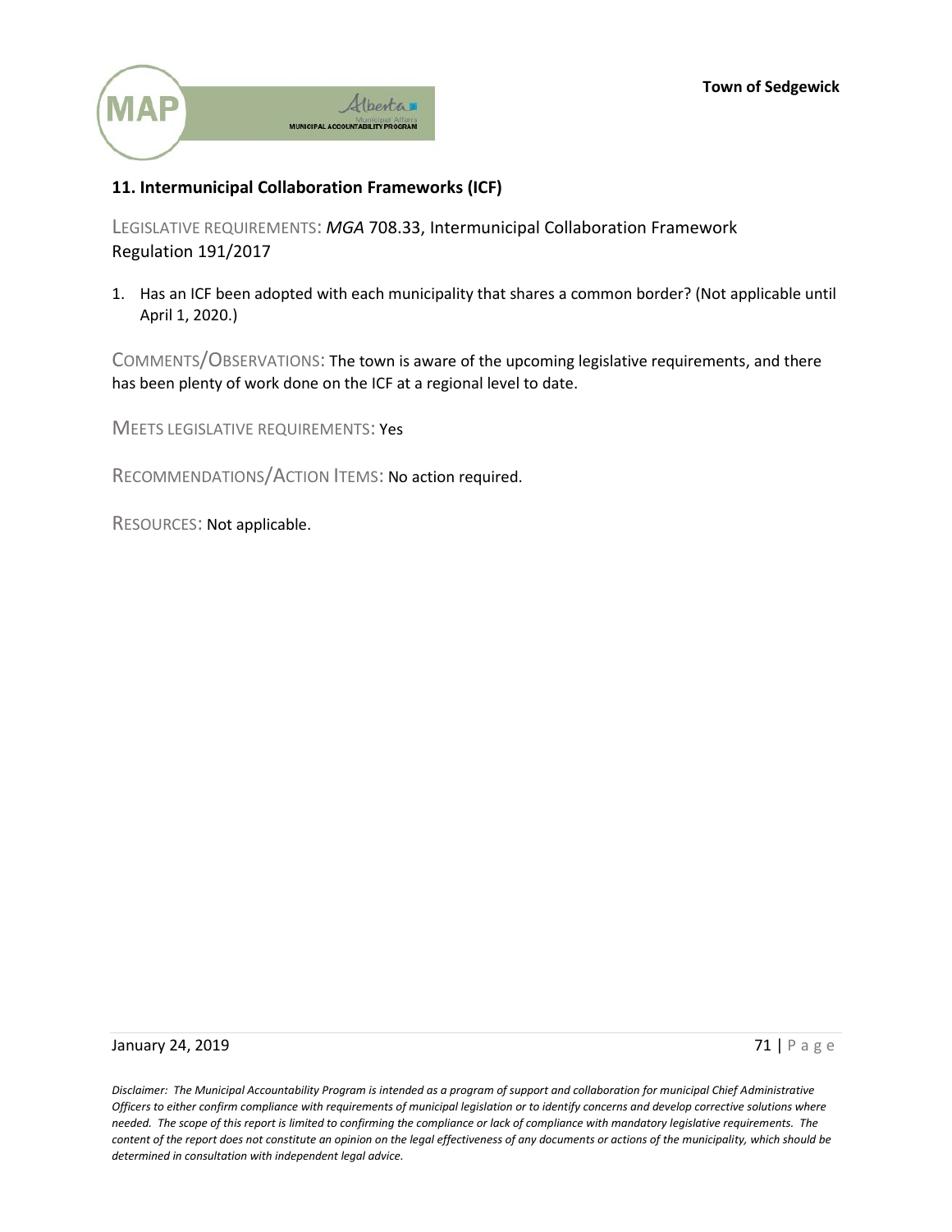## 11. Intermunicipal Collaboration Frameworks (ICF)

LEGISLATIVE REQUIREMENTS: *MGA* 708.33, Intermunicipal Collaboration Framework Regulation 191/2017

1. Has an ICF been adopted with each municipality that shares a common border? (Not applicable until April 1, 2020.)

COMMENTS/OBSERVATIONS: The town is aware of the upcoming legislative requirements, and there has been plenty of work done on the ICF at a regional level to date.

MEETS LEGISLATIVE REQUIREMENTS: Yes

RECOMMENDATIONS/ACTION ITEMS: No action required.

RESOURCES: Not applicable.

*Disclaimer: The Municipal Accountability Program is intended as a program of support and collaboration for municipal Chief Administrative Officers to either confirm compliance with requirements of municipal legislation or to identify concerns and develop corrective solutions where needed. The scope of this report is limited to confirming the compliance or lack of compliance with mandatory legislative requirements. The content of the report does not constitute an opinion on the legal effectiveness of any documents or actions of the municipality, which should be determined in consultation with independent legal advice.*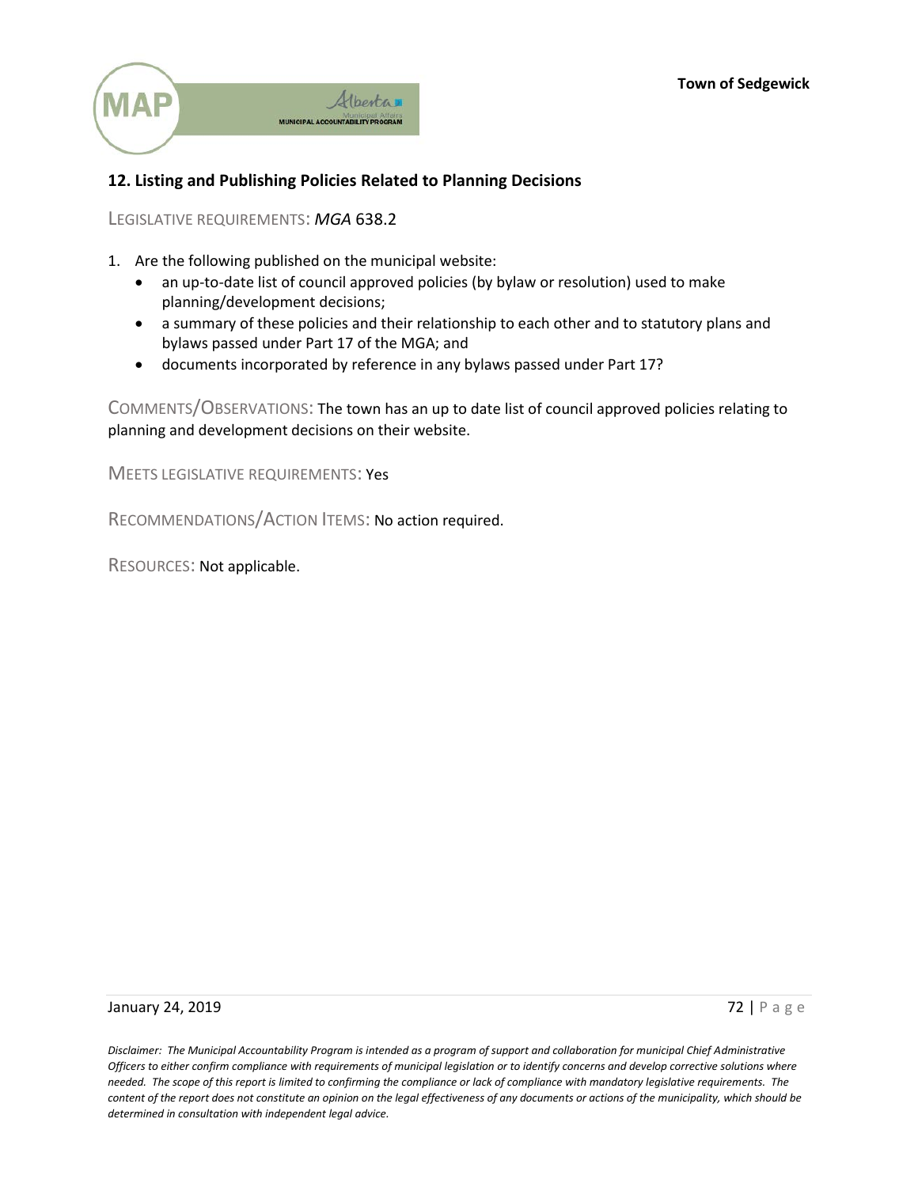## 12. Listing and Publishing Policies Related to Planning Decisions

LEGISLATIVE REQUIREMENTS: *MGA* 638.2

1. Are the following published on the municipal website:
   - an up-to-date list of council approved policies (by bylaw or resolution) used to make planning/development decisions;
   - a summary of these policies and their relationship to each other and to statutory plans and bylaws passed under Part 17 of the MGA; and
   - documents incorporated by reference in any bylaws passed under Part 17?

COMMENTS/OBSERVATIONS: The town has an up to date list of council approved policies relating to planning and development decisions on their website.

MEETS LEGISLATIVE REQUIREMENTS: Yes

RECOMMENDATIONS/ACTION ITEMS: No action required.

RESOURCES: Not applicable.

*Disclaimer: The Municipal Accountability Program is intended as a program of support and collaboration for municipal Chief Administrative Officers to either confirm compliance with requirements of municipal legislation or to identify concerns and develop corrective solutions where needed. The scope of this report is limited to confirming the compliance or lack of compliance with mandatory legislative requirements. The content of the report does not constitute an opinion on the legal effectiveness of any documents or actions of the municipality, which should be determined in consultation with independent legal advice.*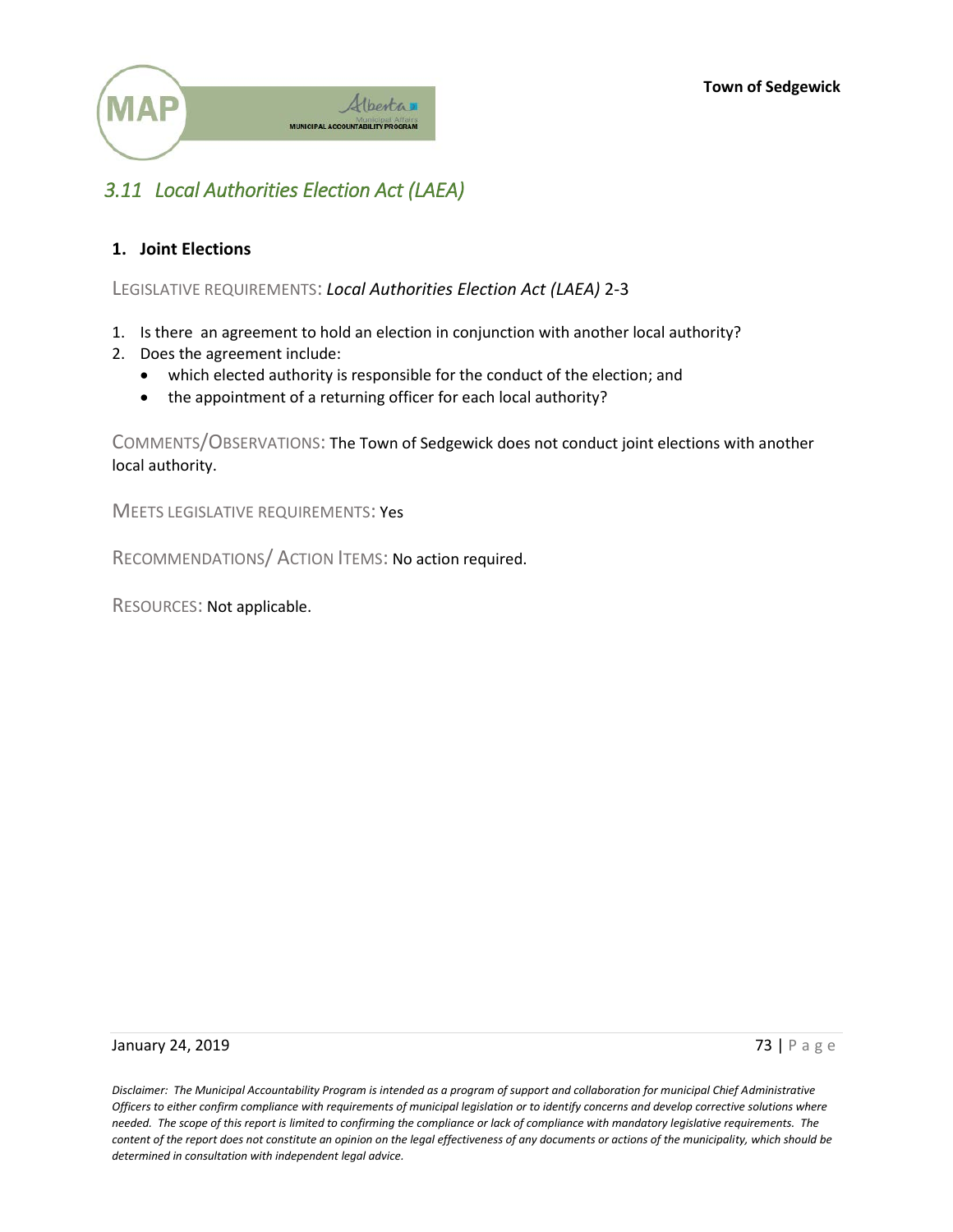## *3.11 Local Authorities Election Act (LAEA)*

### 1. Joint Elections

LEGISLATIVE REQUIREMENTS: ***Local Authorities Election Act (LAEA)*** 2-3

1. Is there an agreement to hold an election in conjunction with another local authority?
2. Does the agreement include:
   - which elected authority is responsible for the conduct of the election; and
   - the appointment of a returning officer for each local authority?

COMMENTS/OBSERVATIONS: The Town of Sedgewick does not conduct joint elections with another local authority.

MEETS LEGISLATIVE REQUIREMENTS: Yes

RECOMMENDATIONS/ ACTION ITEMS: No action required.

RESOURCES: Not applicable.

*Disclaimer: The Municipal Accountability Program is intended as a program of support and collaboration for municipal Chief Administrative Officers to either confirm compliance with requirements of municipal legislation or to identify concerns and develop corrective solutions where needed. The scope of this report is limited to confirming the compliance or lack of compliance with mandatory legislative requirements. The content of the report does not constitute an opinion on the legal effectiveness of any documents or actions of the municipality, which should be determined in consultation with independent legal advice.*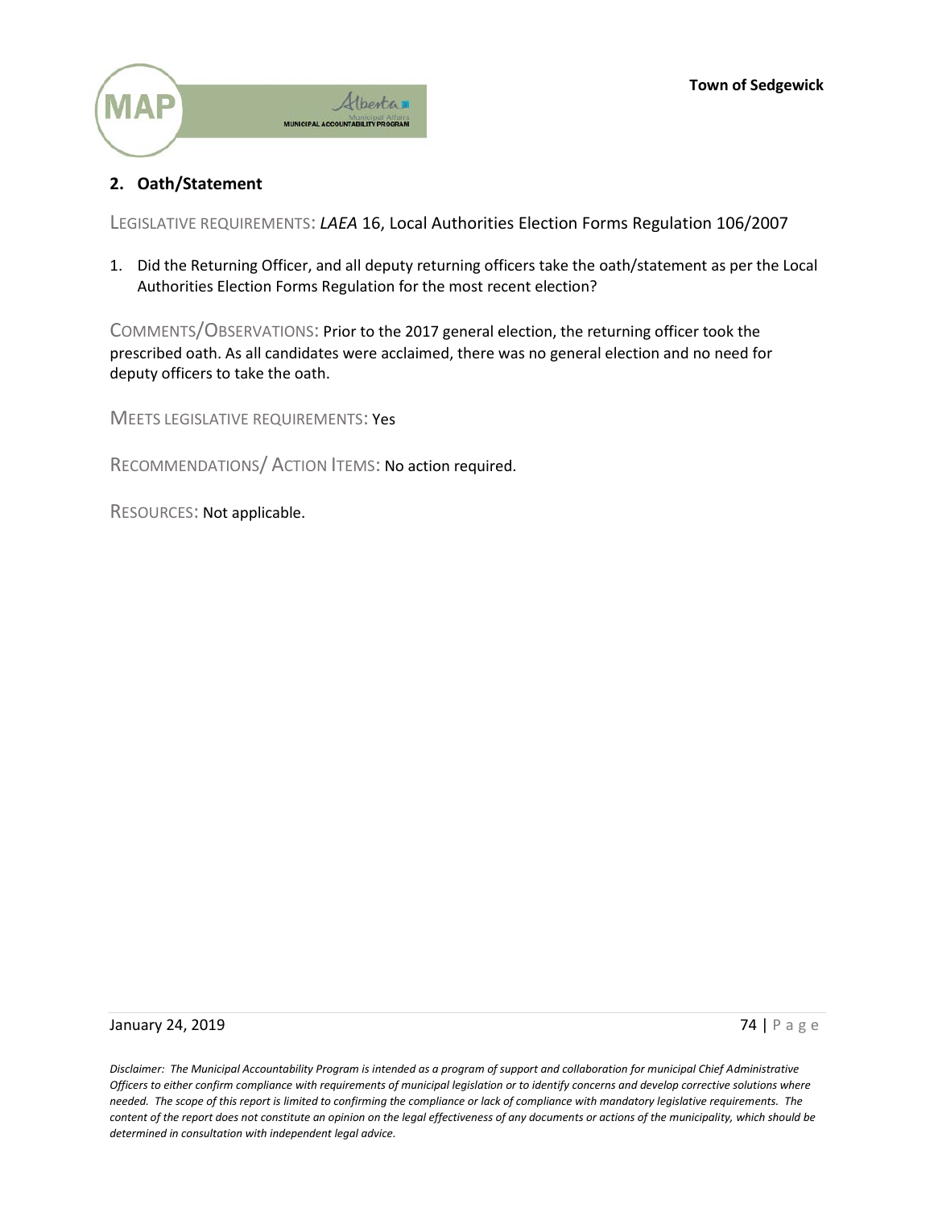## 2. Oath/Statement

LEGISLATIVE REQUIREMENTS: *LAEA* 16, Local Authorities Election Forms Regulation 106/2007

1. Did the Returning Officer, and all deputy returning officers take the oath/statement as per the Local Authorities Election Forms Regulation for the most recent election?

COMMENTS/OBSERVATIONS: Prior to the 2017 general election, the returning officer took the prescribed oath. As all candidates were acclaimed, there was no general election and no need for deputy officers to take the oath.

MEETS LEGISLATIVE REQUIREMENTS: Yes

RECOMMENDATIONS/ ACTION ITEMS: No action required.

RESOURCES: Not applicable.

*Disclaimer: The Municipal Accountability Program is intended as a program of support and collaboration for municipal Chief Administrative Officers to either confirm compliance with requirements of municipal legislation or to identify concerns and develop corrective solutions where needed. The scope of this report is limited to confirming the compliance or lack of compliance with mandatory legislative requirements. The content of the report does not constitute an opinion on the legal effectiveness of any documents or actions of the municipality, which should be determined in consultation with independent legal advice.*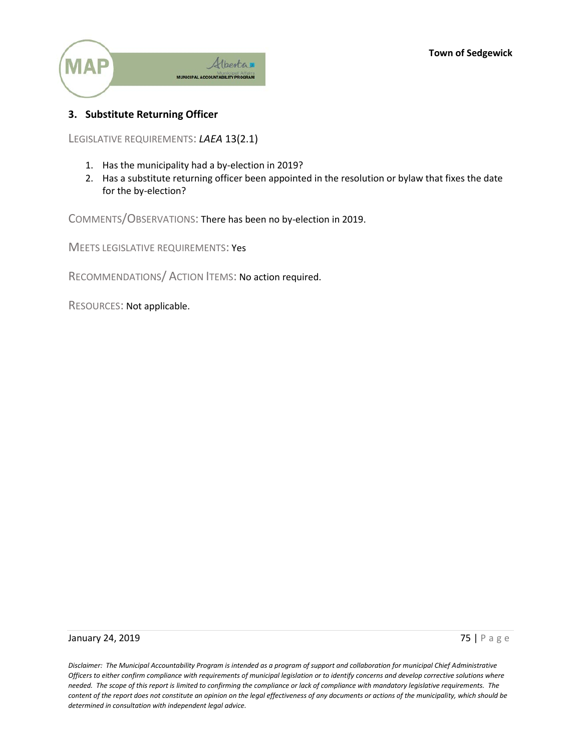### 3. Substitute Returning Officer

LEGISLATIVE REQUIREMENTS: *LAEA* 13(2.1)

1. Has the municipality had a by-election in 2019?
2. Has a substitute returning officer been appointed in the resolution or bylaw that fixes the date for the by-election?

COMMENTS/OBSERVATIONS: There has been no by-election in 2019.

MEETS LEGISLATIVE REQUIREMENTS: Yes

RECOMMENDATIONS/ ACTION ITEMS: No action required.

RESOURCES: Not applicable.

*Disclaimer: The Municipal Accountability Program is intended as a program of support and collaboration for municipal Chief Administrative Officers to either confirm compliance with requirements of municipal legislation or to identify concerns and develop corrective solutions where needed. The scope of this report is limited to confirming the compliance or lack of compliance with mandatory legislative requirements. The content of the report does not constitute an opinion on the legal effectiveness of any documents or actions of the municipality, which should be determined in consultation with independent legal advice.*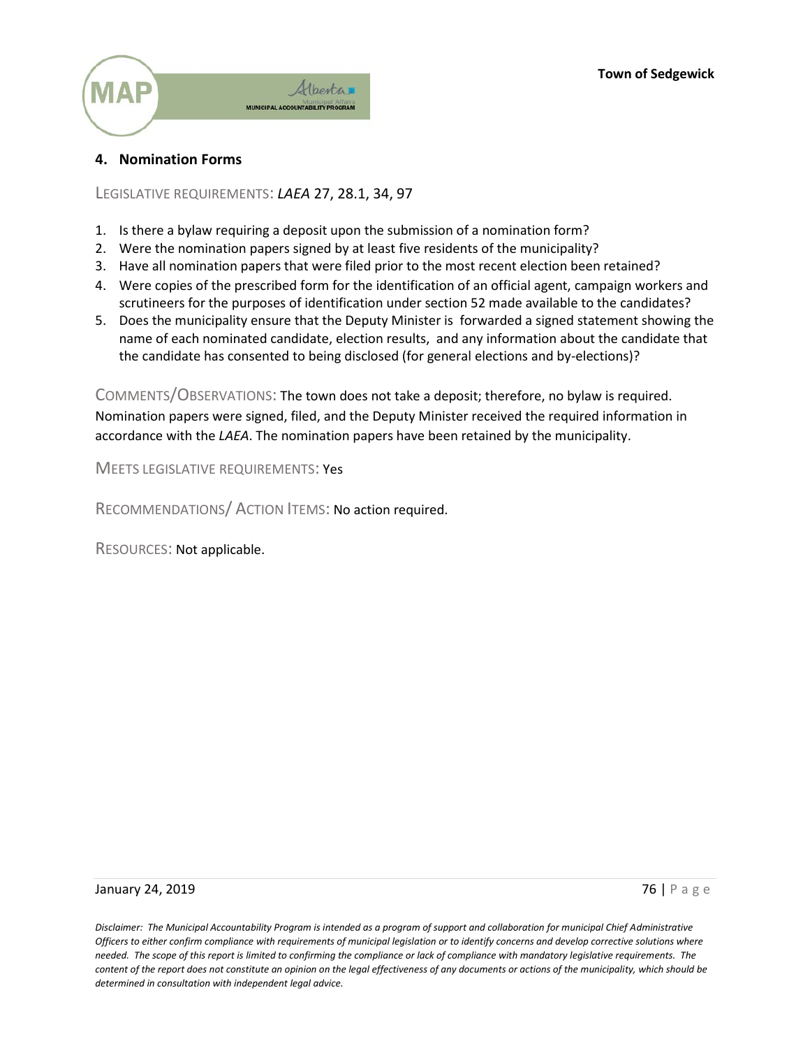## 4. Nomination Forms

LEGISLATIVE REQUIREMENTS: *LAEA* 27, 28.1, 34, 97

1. Is there a bylaw requiring a deposit upon the submission of a nomination form?
2. Were the nomination papers signed by at least five residents of the municipality?
3. Have all nomination papers that were filed prior to the most recent election been retained?
4. Were copies of the prescribed form for the identification of an official agent, campaign workers and scrutineers for the purposes of identification under section 52 made available to the candidates?
5. Does the municipality ensure that the Deputy Minister is forwarded a signed statement showing the name of each nominated candidate, election results, and any information about the candidate that the candidate has consented to being disclosed (for general elections and by-elections)?

COMMENTS/OBSERVATIONS: The town does not take a deposit; therefore, no bylaw is required. Nomination papers were signed, filed, and the Deputy Minister received the required information in accordance with the *LAEA*. The nomination papers have been retained by the municipality.

MEETS LEGISLATIVE REQUIREMENTS: Yes

RECOMMENDATIONS/ ACTION ITEMS: No action required.

RESOURCES: Not applicable.

*Disclaimer: The Municipal Accountability Program is intended as a program of support and collaboration for municipal Chief Administrative Officers to either confirm compliance with requirements of municipal legislation or to identify concerns and develop corrective solutions where needed. The scope of this report is limited to confirming the compliance or lack of compliance with mandatory legislative requirements. The content of the report does not constitute an opinion on the legal effectiveness of any documents or actions of the municipality, which should be determined in consultation with independent legal advice.*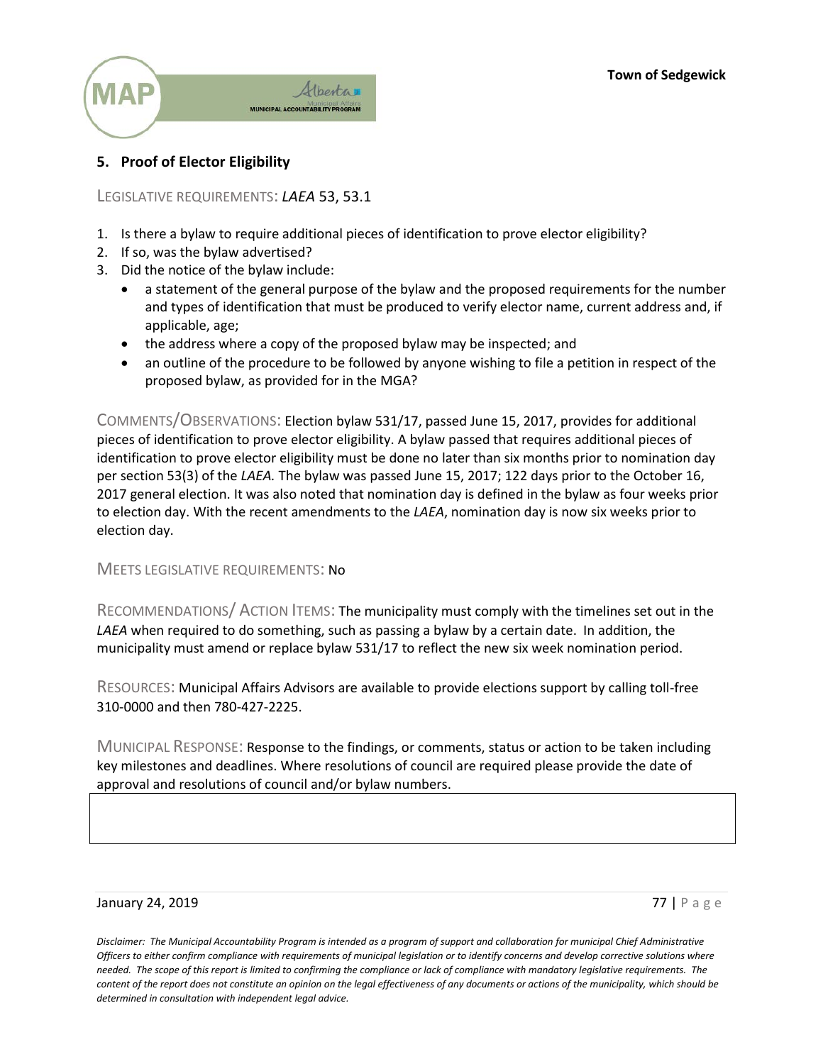## 5. Proof of Elector Eligibility

LEGISLATIVE REQUIREMENTS: *LAEA* 53, 53.1

1. Is there a bylaw to require additional pieces of identification to prove elector eligibility?
2. If so, was the bylaw advertised?
3. Did the notice of the bylaw include:
   - a statement of the general purpose of the bylaw and the proposed requirements for the number and types of identification that must be produced to verify elector name, current address and, if applicable, age;
   - the address where a copy of the proposed bylaw may be inspected; and
   - an outline of the procedure to be followed by anyone wishing to file a petition in respect of the proposed bylaw, as provided for in the MGA?

COMMENTS/OBSERVATIONS: Election bylaw 531/17, passed June 15, 2017, provides for additional pieces of identification to prove elector eligibility. A bylaw passed that requires additional pieces of identification to prove elector eligibility must be done no later than six months prior to nomination day per section 53(3) of the *LAEA.* The bylaw was passed June 15, 2017; 122 days prior to the October 16, 2017 general election. It was also noted that nomination day is defined in the bylaw as four weeks prior to election day. With the recent amendments to the *LAEA*, nomination day is now six weeks prior to election day.

MEETS LEGISLATIVE REQUIREMENTS: No

RECOMMENDATIONS/ ACTION ITEMS: The municipality must comply with the timelines set out in the *LAEA* when required to do something, such as passing a bylaw by a certain date. In addition, the municipality must amend or replace bylaw 531/17 to reflect the new six week nomination period.

RESOURCES: Municipal Affairs Advisors are available to provide elections support by calling toll-free 310-0000 and then 780-427-2225.

MUNICIPAL RESPONSE: Response to the findings, or comments, status or action to be taken including key milestones and deadlines. Where resolutions of council are required please provide the date of approval and resolutions of council and/or bylaw numbers.

*Disclaimer: The Municipal Accountability Program is intended as a program of support and collaboration for municipal Chief Administrative Officers to either confirm compliance with requirements of municipal legislation or to identify concerns and develop corrective solutions where needed. The scope of this report is limited to confirming the compliance or lack of compliance with mandatory legislative requirements. The content of the report does not constitute an opinion on the legal effectiveness of any documents or actions of the municipality, which should be determined in consultation with independent legal advice.*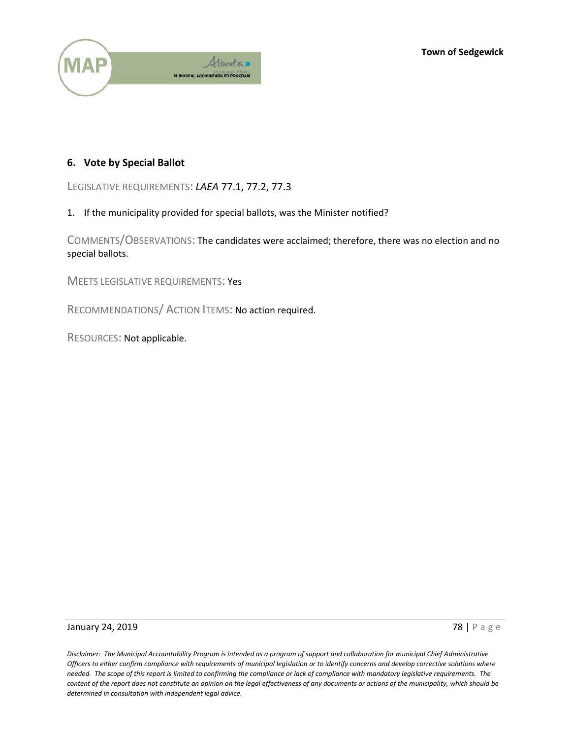## 6. Vote by Special Ballot

LEGISLATIVE REQUIREMENTS: *LAEA* 77.1, 77.2, 77.3

1. If the municipality provided for special ballots, was the Minister notified?

COMMENTS/OBSERVATIONS: The candidates were acclaimed; therefore, there was no election and no special ballots.

MEETS LEGISLATIVE REQUIREMENTS: Yes

RECOMMENDATIONS/ ACTION ITEMS: No action required.

RESOURCES: Not applicable.

*Disclaimer: The Municipal Accountability Program is intended as a program of support and collaboration for municipal Chief Administrative Officers to either confirm compliance with requirements of municipal legislation or to identify concerns and develop corrective solutions where needed. The scope of this report is limited to confirming the compliance or lack of compliance with mandatory legislative requirements. The content of the report does not constitute an opinion on the legal effectiveness of any documents or actions of the municipality, which should be determined in consultation with independent legal advice.*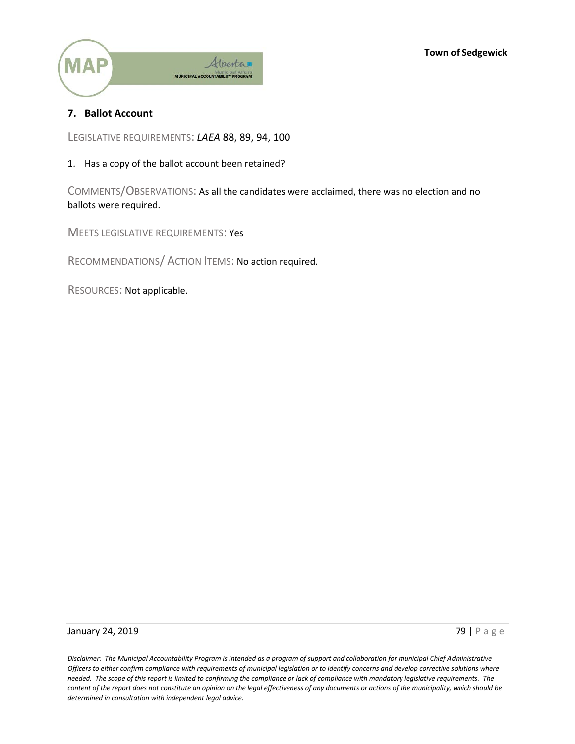## 7. Ballot Account

LEGISLATIVE REQUIREMENTS: *LAEA* 88, 89, 94, 100

1. Has a copy of the ballot account been retained?

COMMENTS/OBSERVATIONS: As all the candidates were acclaimed, there was no election and no ballots were required.

MEETS LEGISLATIVE REQUIREMENTS: Yes

RECOMMENDATIONS/ ACTION ITEMS: No action required.

RESOURCES: Not applicable.

*Disclaimer: The Municipal Accountability Program is intended as a program of support and collaboration for municipal Chief Administrative Officers to either confirm compliance with requirements of municipal legislation or to identify concerns and develop corrective solutions where needed. The scope of this report is limited to confirming the compliance or lack of compliance with mandatory legislative requirements. The content of the report does not constitute an opinion on the legal effectiveness of any documents or actions of the municipality, which should be determined in consultation with independent legal advice.*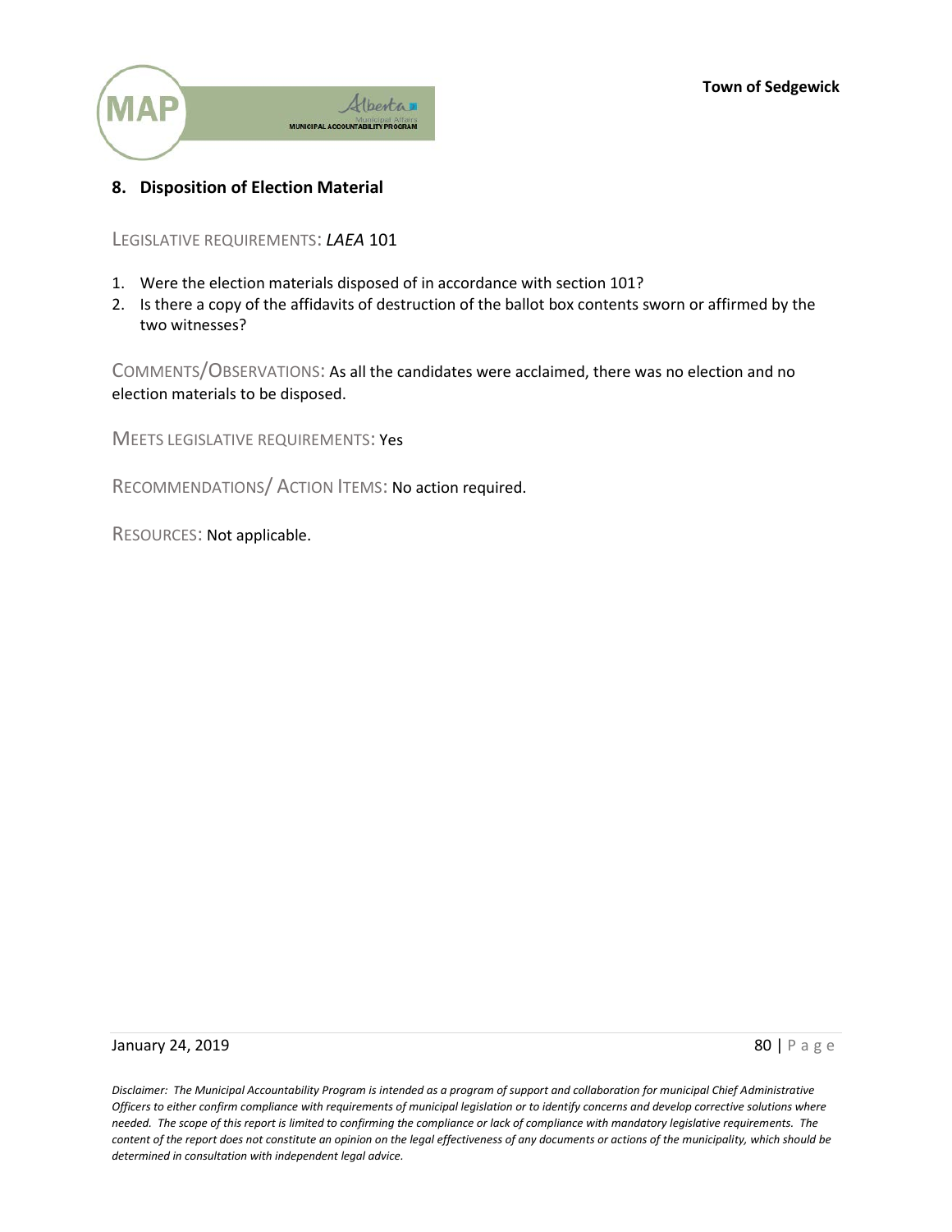## 8. Disposition of Election Material

LEGISLATIVE REQUIREMENTS: *LAEA* 101

1. Were the election materials disposed of in accordance with section 101?
2. Is there a copy of the affidavits of destruction of the ballot box contents sworn or affirmed by the two witnesses?

COMMENTS/OBSERVATIONS: As all the candidates were acclaimed, there was no election and no election materials to be disposed.

MEETS LEGISLATIVE REQUIREMENTS: Yes

RECOMMENDATIONS/ ACTION ITEMS: No action required.

RESOURCES: Not applicable.

*Disclaimer: The Municipal Accountability Program is intended as a program of support and collaboration for municipal Chief Administrative Officers to either confirm compliance with requirements of municipal legislation or to identify concerns and develop corrective solutions where needed. The scope of this report is limited to confirming the compliance or lack of compliance with mandatory legislative requirements. The content of the report does not constitute an opinion on the legal effectiveness of any documents or actions of the municipality, which should be determined in consultation with independent legal advice.*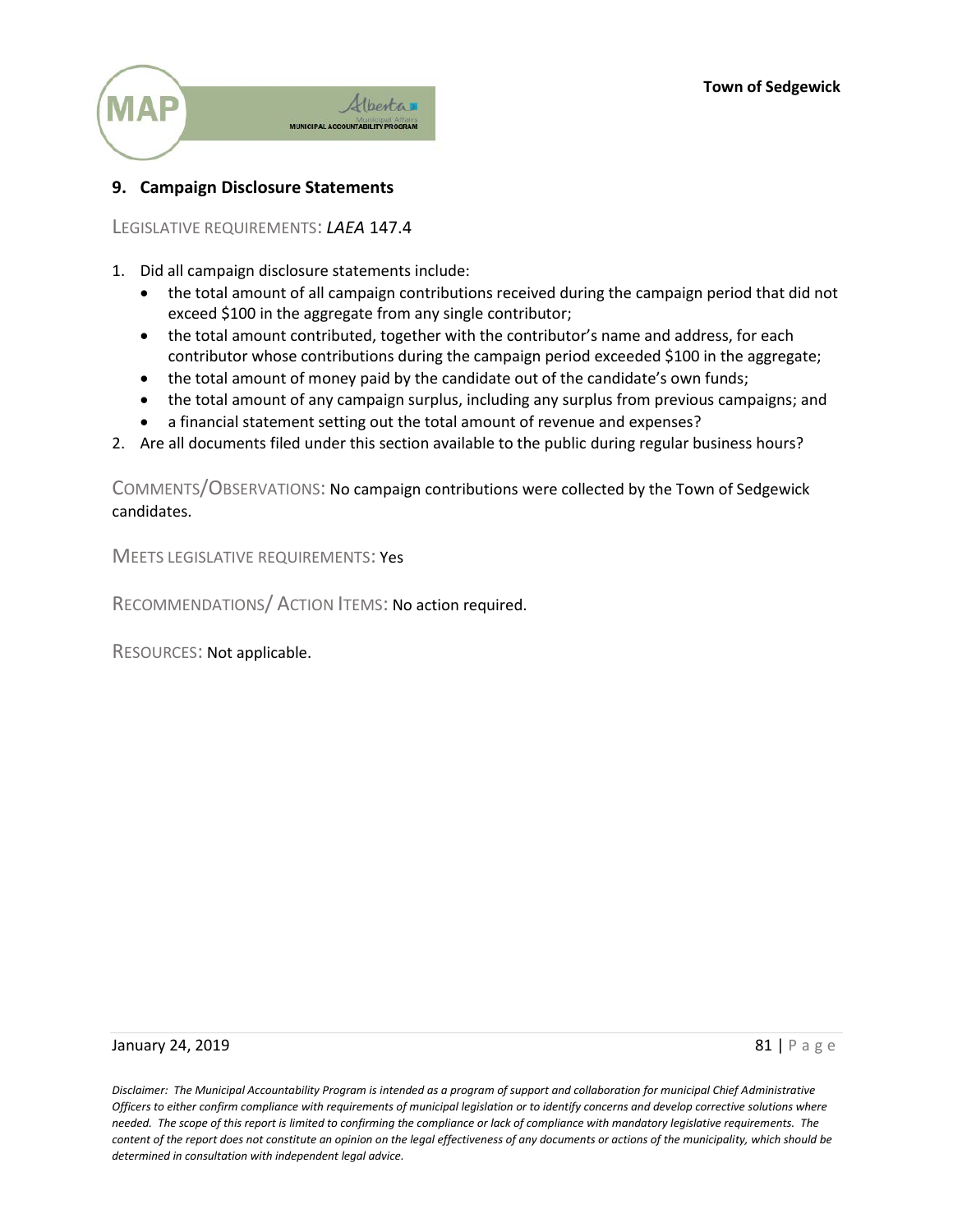## 9. Campaign Disclosure Statements

LEGISLATIVE REQUIREMENTS: *LAEA* 147.4

1. Did all campaign disclosure statements include:
   - the total amount of all campaign contributions received during the campaign period that did not exceed $100 in the aggregate from any single contributor;
   - the total amount contributed, together with the contributor's name and address, for each contributor whose contributions during the campaign period exceeded $100 in the aggregate;
   - the total amount of money paid by the candidate out of the candidate's own funds;
   - the total amount of any campaign surplus, including any surplus from previous campaigns; and
   - a financial statement setting out the total amount of revenue and expenses?
2. Are all documents filed under this section available to the public during regular business hours?

COMMENTS/OBSERVATIONS: No campaign contributions were collected by the Town of Sedgewick candidates.

MEETS LEGISLATIVE REQUIREMENTS: Yes

RECOMMENDATIONS/ ACTION ITEMS: No action required.

RESOURCES: Not applicable.

*Disclaimer: The Municipal Accountability Program is intended as a program of support and collaboration for municipal Chief Administrative Officers to either confirm compliance with requirements of municipal legislation or to identify concerns and develop corrective solutions where needed. The scope of this report is limited to confirming the compliance or lack of compliance with mandatory legislative requirements. The content of the report does not constitute an opinion on the legal effectiveness of any documents or actions of the municipality, which should be determined in consultation with independent legal advice.*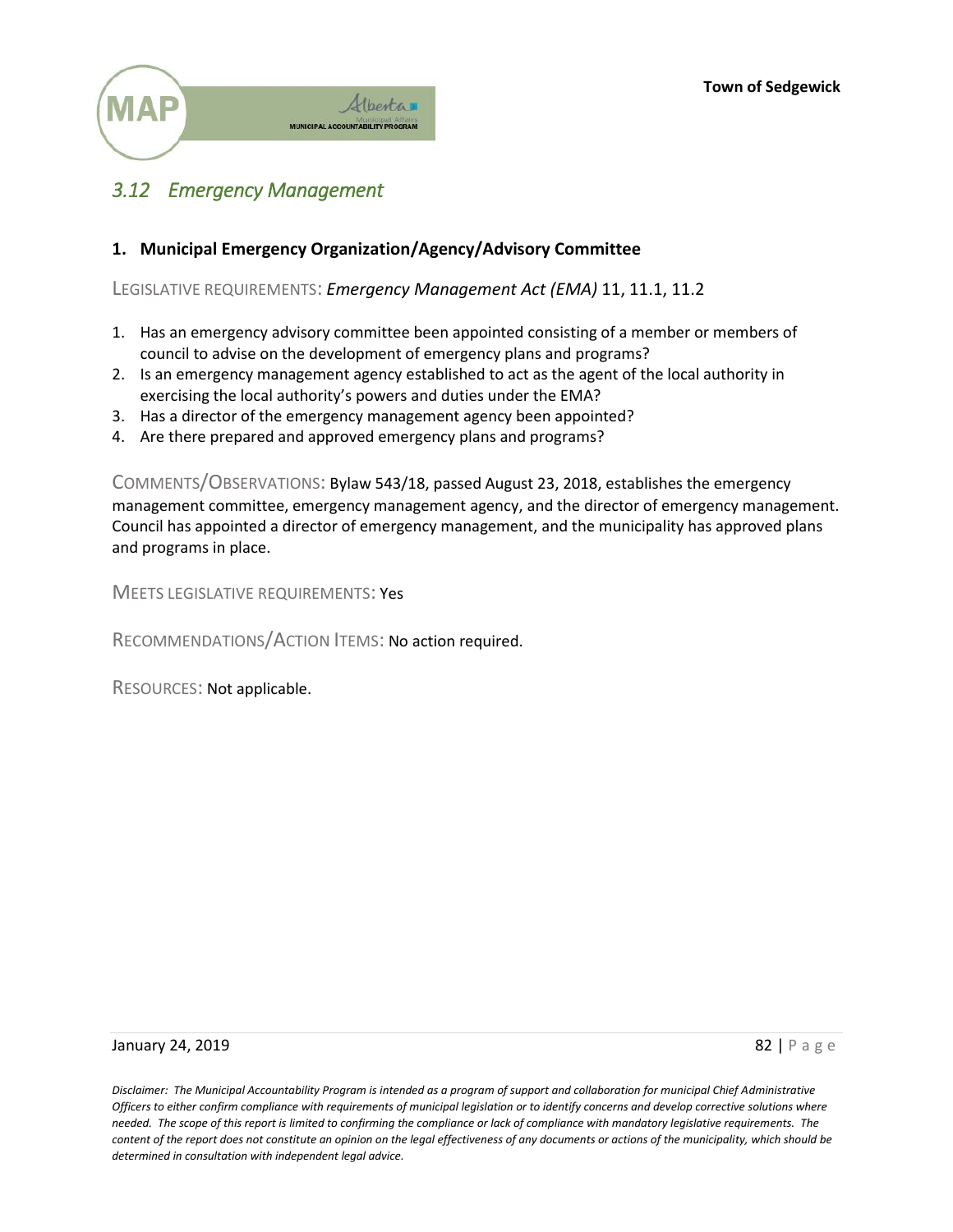## 3.12 Emergency Management

### 1. Municipal Emergency Organization/Agency/Advisory Committee

LEGISLATIVE REQUIREMENTS: *Emergency Management Act (EMA)* 11, 11.1, 11.2

1. Has an emergency advisory committee been appointed consisting of a member or members of council to advise on the development of emergency plans and programs?
2. Is an emergency management agency established to act as the agent of the local authority in exercising the local authority's powers and duties under the EMA?
3. Has a director of the emergency management agency been appointed?
4. Are there prepared and approved emergency plans and programs?

COMMENTS/OBSERVATIONS: Bylaw 543/18, passed August 23, 2018, establishes the emergency management committee, emergency management agency, and the director of emergency management. Council has appointed a director of emergency management, and the municipality has approved plans and programs in place.

MEETS LEGISLATIVE REQUIREMENTS: Yes

RECOMMENDATIONS/ACTION ITEMS: No action required.

RESOURCES: Not applicable.

*Disclaimer: The Municipal Accountability Program is intended as a program of support and collaboration for municipal Chief Administrative Officers to either confirm compliance with requirements of municipal legislation or to identify concerns and develop corrective solutions where needed. The scope of this report is limited to confirming the compliance or lack of compliance with mandatory legislative requirements. The content of the report does not constitute an opinion on the legal effectiveness of any documents or actions of the municipality, which should be determined in consultation with independent legal advice.*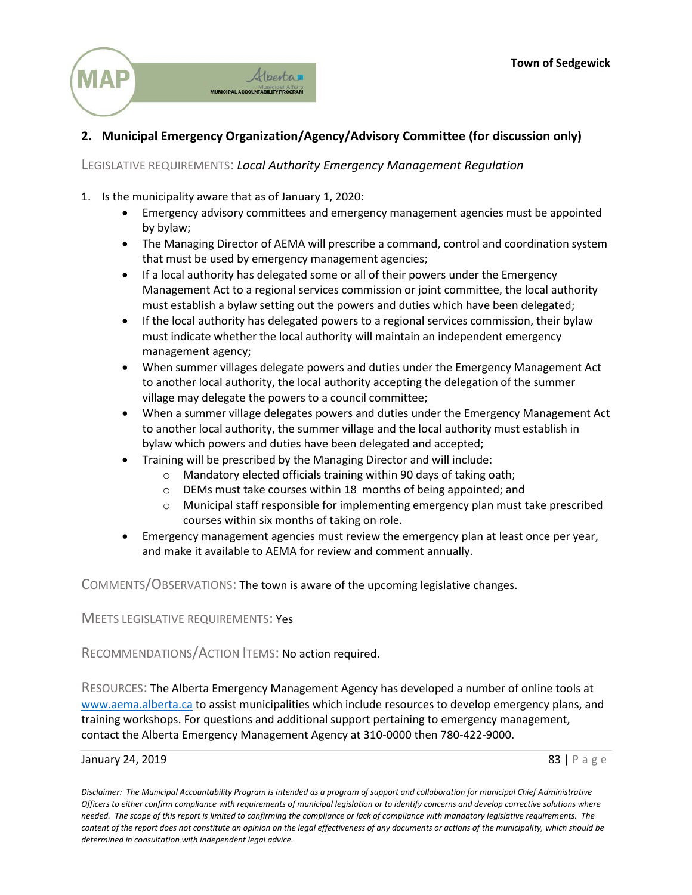## 2. Municipal Emergency Organization/Agency/Advisory Committee (for discussion only)

LEGISLATIVE REQUIREMENTS: *Local Authority Emergency Management Regulation*

1. Is the municipality aware that as of January 1, 2020:
   - Emergency advisory committees and emergency management agencies must be appointed by bylaw;
   - The Managing Director of AEMA will prescribe a command, control and coordination system that must be used by emergency management agencies;
   - If a local authority has delegated some or all of their powers under the Emergency Management Act to a regional services commission or joint committee, the local authority must establish a bylaw setting out the powers and duties which have been delegated;
   - If the local authority has delegated powers to a regional services commission, their bylaw must indicate whether the local authority will maintain an independent emergency management agency;
   - When summer villages delegate powers and duties under the Emergency Management Act to another local authority, the local authority accepting the delegation of the summer village may delegate the powers to a council committee;
   - When a summer village delegates powers and duties under the Emergency Management Act to another local authority, the summer village and the local authority must establish in bylaw which powers and duties have been delegated and accepted;
   - Training will be prescribed by the Managing Director and will include:
     - Mandatory elected officials training within 90 days of taking oath;
     - DEMs must take courses within 18 months of being appointed; and
     - Municipal staff responsible for implementing emergency plan must take prescribed courses within six months of taking on role.
   - Emergency management agencies must review the emergency plan at least once per year, and make it available to AEMA for review and comment annually.

COMMENTS/OBSERVATIONS: The town is aware of the upcoming legislative changes.

MEETS LEGISLATIVE REQUIREMENTS: Yes

RECOMMENDATIONS/ACTION ITEMS: No action required.

RESOURCES: The Alberta Emergency Management Agency has developed a number of online tools at [www.aema.alberta.ca](http://www.aema.alberta.ca) to assist municipalities which include resources to develop emergency plans, and training workshops. For questions and additional support pertaining to emergency management, contact the Alberta Emergency Management Agency at 310-0000 then 780-422-9000.

*Disclaimer: The Municipal Accountability Program is intended as a program of support and collaboration for municipal Chief Administrative Officers to either confirm compliance with requirements of municipal legislation or to identify concerns and develop corrective solutions where needed. The scope of this report is limited to confirming the compliance or lack of compliance with mandatory legislative requirements. The content of the report does not constitute an opinion on the legal effectiveness of any documents or actions of the municipality, which should be determined in consultation with independent legal advice.*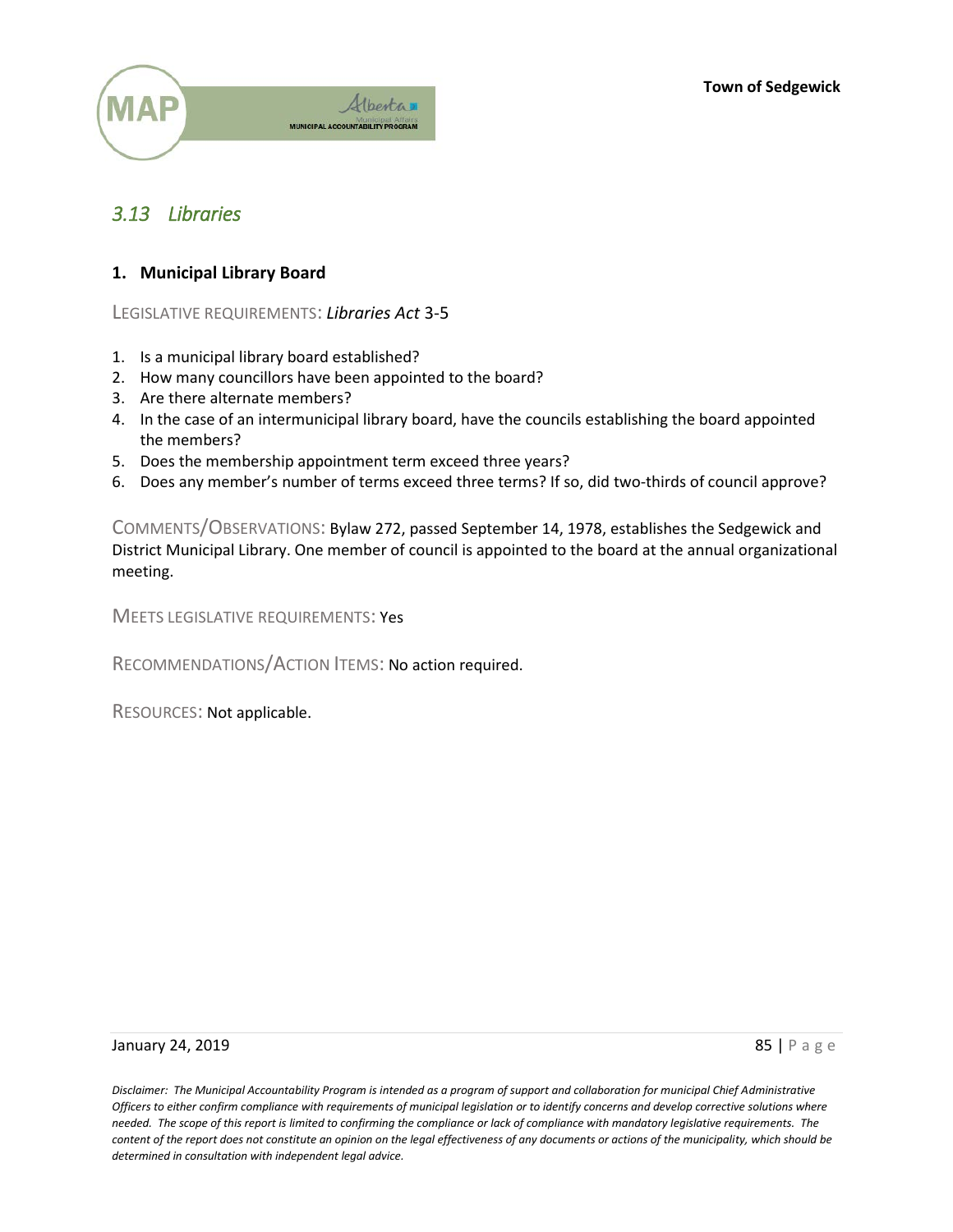## *3.13 Libraries*

### 1. Municipal Library Board

LEGISLATIVE REQUIREMENTS: *Libraries Act* 3-5

1. Is a municipal library board established?
2. How many councillors have been appointed to the board?
3. Are there alternate members?
4. In the case of an intermunicipal library board, have the councils establishing the board appointed the members?
5. Does the membership appointment term exceed three years?
6. Does any member's number of terms exceed three terms? If so, did two-thirds of council approve?

COMMENTS/OBSERVATIONS: Bylaw 272, passed September 14, 1978, establishes the Sedgewick and District Municipal Library. One member of council is appointed to the board at the annual organizational meeting.

MEETS LEGISLATIVE REQUIREMENTS: Yes

RECOMMENDATIONS/ACTION ITEMS: No action required.

RESOURCES: Not applicable.

*Disclaimer: The Municipal Accountability Program is intended as a program of support and collaboration for municipal Chief Administrative Officers to either confirm compliance with requirements of municipal legislation or to identify concerns and develop corrective solutions where needed. The scope of this report is limited to confirming the compliance or lack of compliance with mandatory legislative requirements. The content of the report does not constitute an opinion on the legal effectiveness of any documents or actions of the municipality, which should be determined in consultation with independent legal advice.*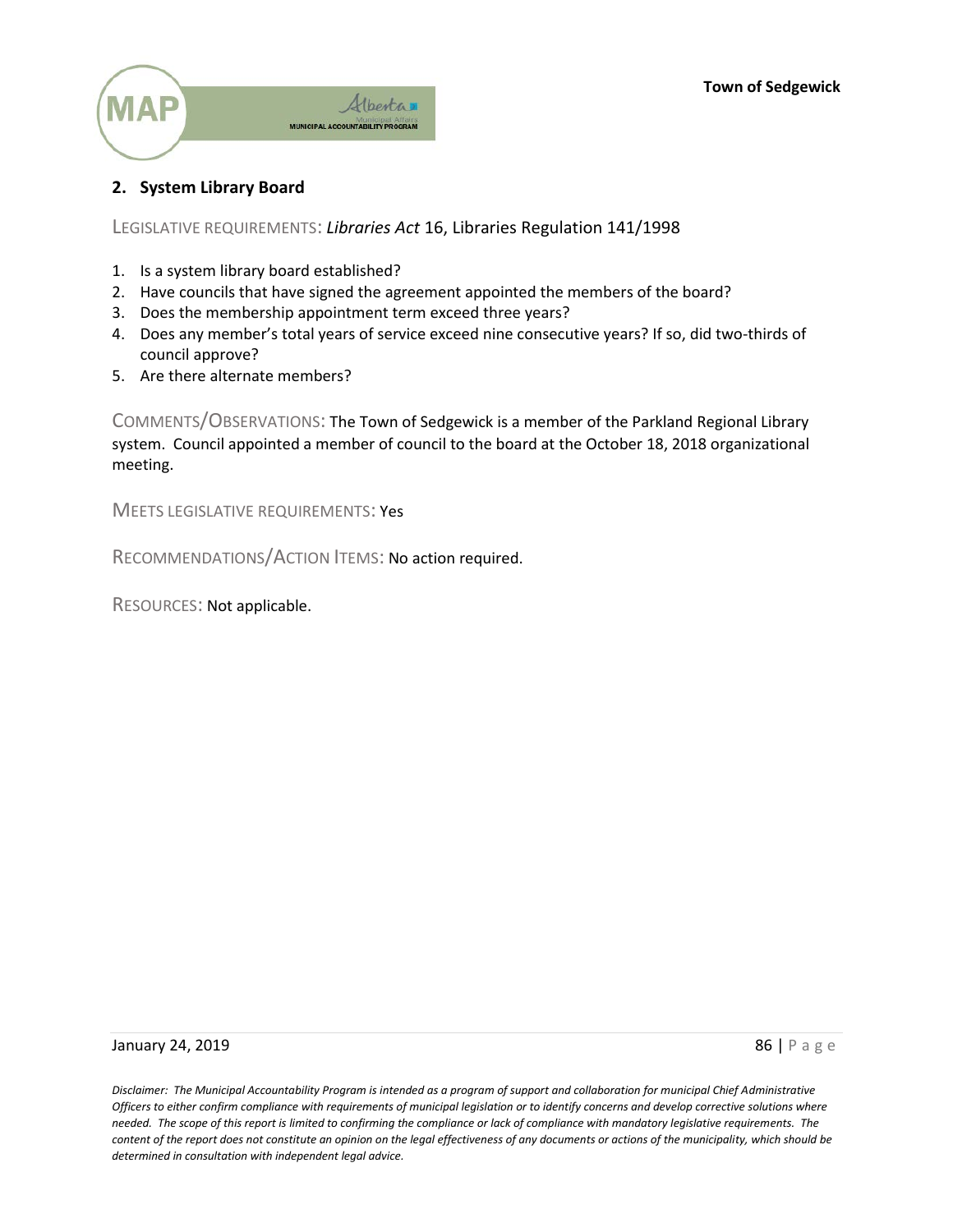## 2. System Library Board

LEGISLATIVE REQUIREMENTS: *Libraries Act* 16, Libraries Regulation 141/1998

1. Is a system library board established?
2. Have councils that have signed the agreement appointed the members of the board?
3. Does the membership appointment term exceed three years?
4. Does any member's total years of service exceed nine consecutive years? If so, did two-thirds of council approve?
5. Are there alternate members?

COMMENTS/OBSERVATIONS: The Town of Sedgewick is a member of the Parkland Regional Library system. Council appointed a member of council to the board at the October 18, 2018 organizational meeting.

MEETS LEGISLATIVE REQUIREMENTS: Yes

RECOMMENDATIONS/ACTION ITEMS: No action required.

RESOURCES: Not applicable.

*Disclaimer: The Municipal Accountability Program is intended as a program of support and collaboration for municipal Chief Administrative Officers to either confirm compliance with requirements of municipal legislation or to identify concerns and develop corrective solutions where needed. The scope of this report is limited to confirming the compliance or lack of compliance with mandatory legislative requirements. The content of the report does not constitute an opinion on the legal effectiveness of any documents or actions of the municipality, which should be determined in consultation with independent legal advice.*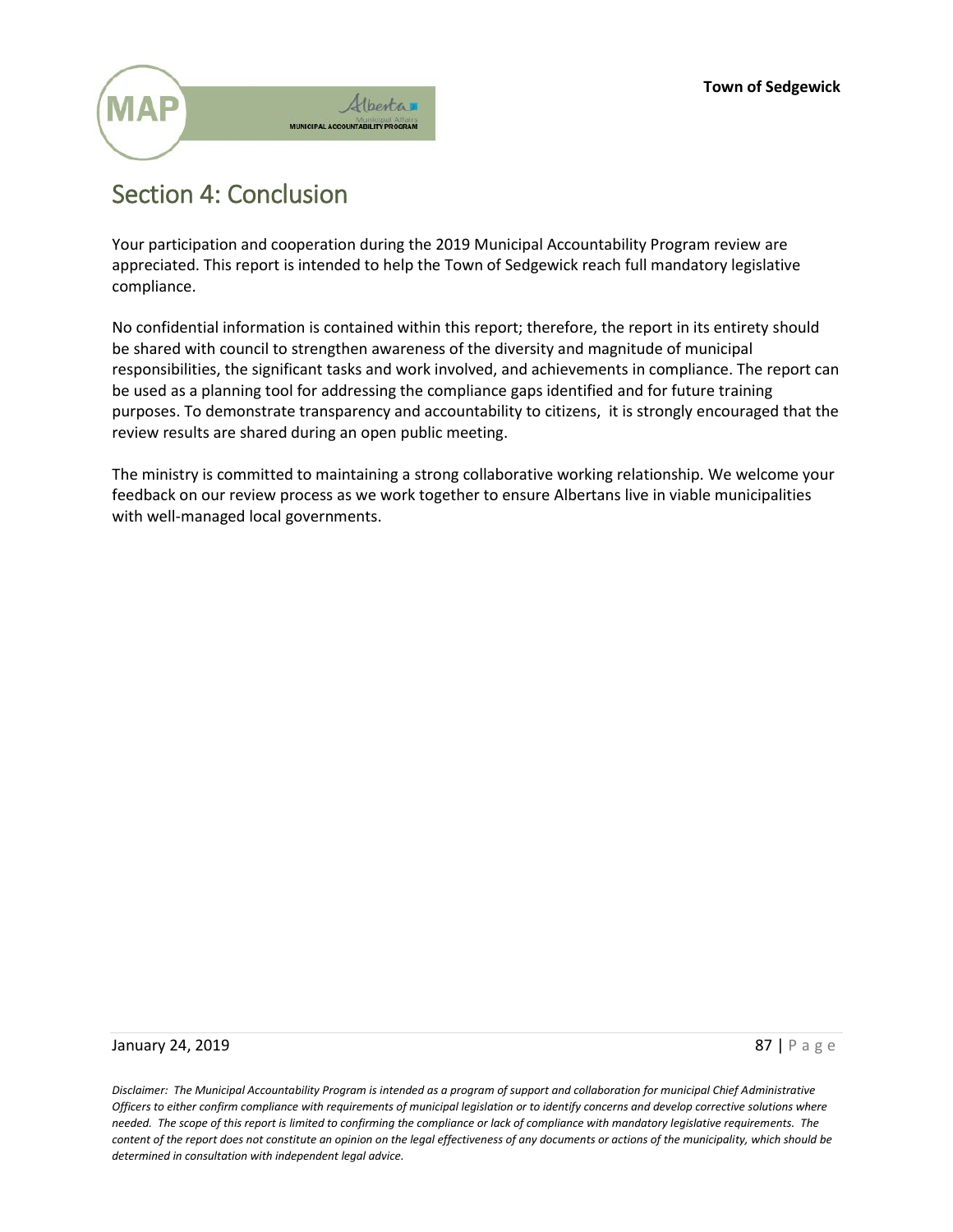# Section 4: Conclusion

Your participation and cooperation during the 2019 Municipal Accountability Program review are appreciated. This report is intended to help the Town of Sedgewick reach full mandatory legislative compliance.

No confidential information is contained within this report; therefore, the report in its entirety should be shared with council to strengthen awareness of the diversity and magnitude of municipal responsibilities, the significant tasks and work involved, and achievements in compliance. The report can be used as a planning tool for addressing the compliance gaps identified and for future training purposes. To demonstrate transparency and accountability to citizens, it is strongly encouraged that the review results are shared during an open public meeting.

The ministry is committed to maintaining a strong collaborative working relationship. We welcome your feedback on our review process as we work together to ensure Albertans live in viable municipalities with well-managed local governments.

*Disclaimer: The Municipal Accountability Program is intended as a program of support and collaboration for municipal Chief Administrative Officers to either confirm compliance with requirements of municipal legislation or to identify concerns and develop corrective solutions where needed. The scope of this report is limited to confirming the compliance or lack of compliance with mandatory legislative requirements. The content of the report does not constitute an opinion on the legal effectiveness of any documents or actions of the municipality, which should be determined in consultation with independent legal advice.*